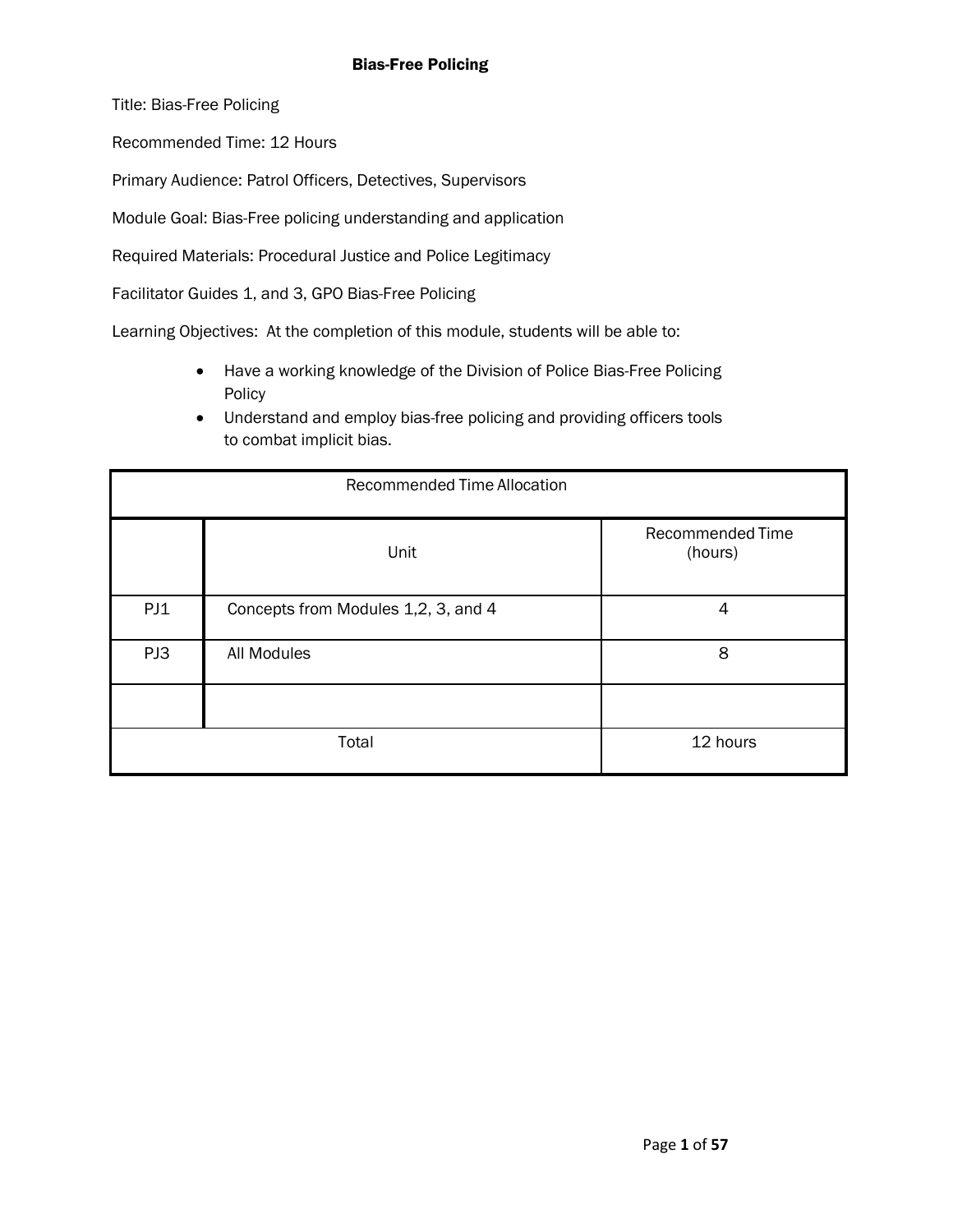# Bias-Free Policing

Title: Bias-Free Policing

Recommended Time: 12 Hours

Primary Audience: Patrol Officers, Detectives, Supervisors

Module Goal: Bias-Free policing understanding and application

Required Materials: Procedural Justice and Police Legitimacy

Facilitator Guides 1, and 3, GPO Bias-Free Policing

Learning Objectives: At the completion of this module, students will be able to:

- Have a working knowledge of the Division of Police Bias-Free Policing Policy
- Understand and employ bias-free policing and providing officers tools to combat implicit bias.

| Recommended Time Allocation | | |
|---|---|---|
| | Unit | Recommended Time (hours) |
| PJ1 | Concepts from Modules 1,2, 3, and 4 | 4 |
| PJ3 | All Modules | 8 |
| | | |
| Total | | 12 hours |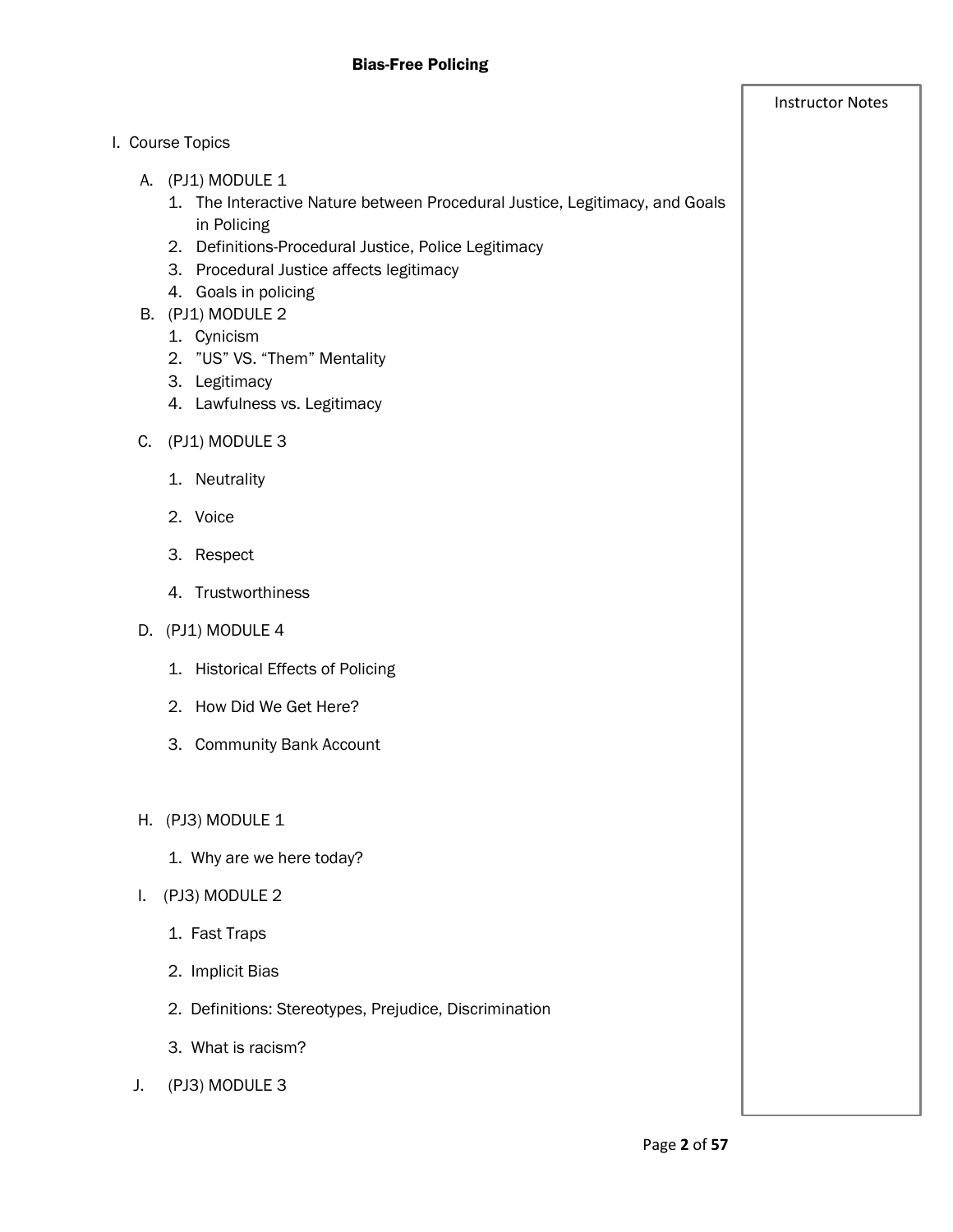# Bias-Free Policing

Instructor Notes

I. Course Topics

   A. (PJ1) MODULE 1
      1. The Interactive Nature between Procedural Justice, Legitimacy, and Goals in Policing
      2. Definitions-Procedural Justice, Police Legitimacy
      3. Procedural Justice affects legitimacy
      4. Goals in policing

   B. (PJ1) MODULE 2
      1. Cynicism
      2. "US" VS. "Them" Mentality
      3. Legitimacy
      4. Lawfulness vs. Legitimacy

   C. (PJ1) MODULE 3
      1. Neutrality
      2. Voice
      3. Respect
      4. Trustworthiness

   D. (PJ1) MODULE 4
      1. Historical Effects of Policing
      2. How Did We Get Here?
      3. Community Bank Account

   H. (PJ3) MODULE 1
      1. Why are we here today?

   I. (PJ3) MODULE 2
      1. Fast Traps
      2. Implicit Bias
      2. Definitions: Stereotypes, Prejudice, Discrimination
      3. What is racism?

   J. (PJ3) MODULE 3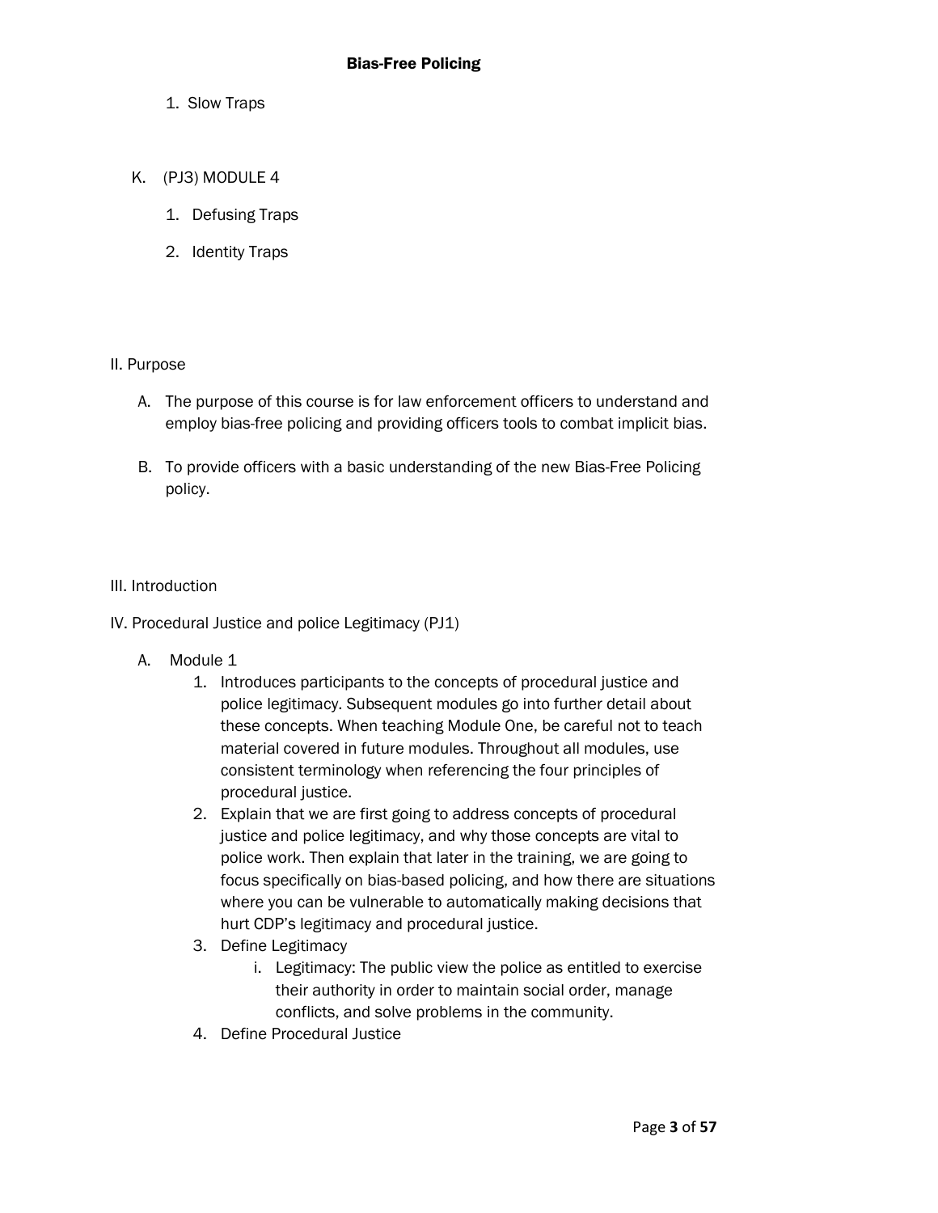1. Slow Traps

K. (PJ3) MODULE 4

1. Defusing Traps
2. Identity Traps

II. Purpose

A. The purpose of this course is for law enforcement officers to understand and employ bias-free policing and providing officers tools to combat implicit bias.

B. To provide officers with a basic understanding of the new Bias-Free Policing policy.

III. Introduction

IV. Procedural Justice and police Legitimacy (PJ1)

A. Module 1
   1. Introduces participants to the concepts of procedural justice and police legitimacy. Subsequent modules go into further detail about these concepts. When teaching Module One, be careful not to teach material covered in future modules. Throughout all modules, use consistent terminology when referencing the four principles of procedural justice.
   2. Explain that we are first going to address concepts of procedural justice and police legitimacy, and why those concepts are vital to police work. Then explain that later in the training, we are going to focus specifically on bias-based policing, and how there are situations where you can be vulnerable to automatically making decisions that hurt CDP's legitimacy and procedural justice.
   3. Define Legitimacy
      i. Legitimacy: The public view the police as entitled to exercise their authority in order to maintain social order, manage conflicts, and solve problems in the community.
   4. Define Procedural Justice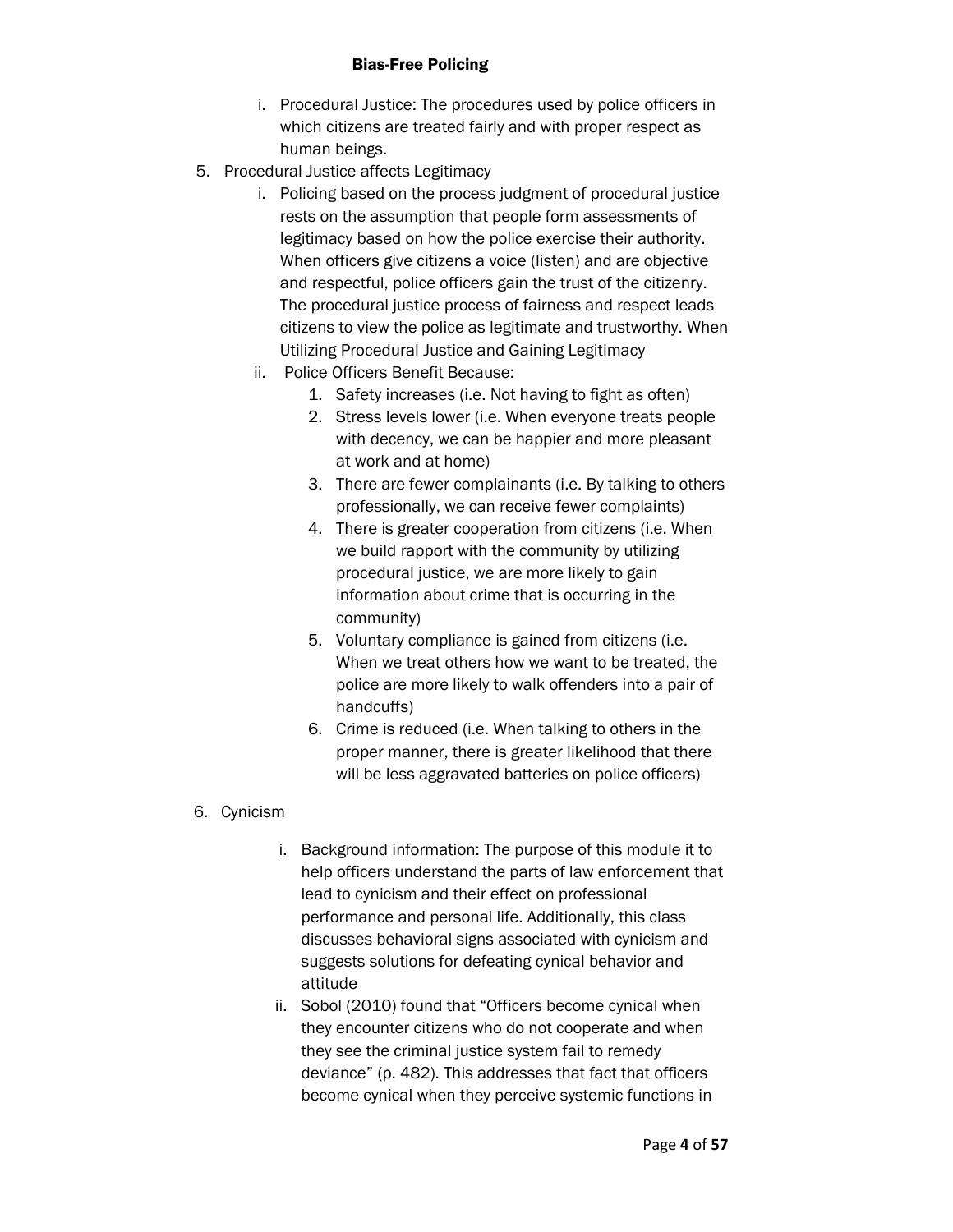i. Procedural Justice: The procedures used by police officers in which citizens are treated fairly and with proper respect as human beings.

5. Procedural Justice affects Legitimacy
   i. Policing based on the process judgment of procedural justice rests on the assumption that people form assessments of legitimacy based on how the police exercise their authority. When officers give citizens a voice (listen) and are objective and respectful, police officers gain the trust of the citizenry. The procedural justice process of fairness and respect leads citizens to view the police as legitimate and trustworthy. When Utilizing Procedural Justice and Gaining Legitimacy
   ii. Police Officers Benefit Because:
      1. Safety increases (i.e. Not having to fight as often)
      2. Stress levels lower (i.e. When everyone treats people with decency, we can be happier and more pleasant at work and at home)
      3. There are fewer complainants (i.e. By talking to others professionally, we can receive fewer complaints)
      4. There is greater cooperation from citizens (i.e. When we build rapport with the community by utilizing procedural justice, we are more likely to gain information about crime that is occurring in the community)
      5. Voluntary compliance is gained from citizens (i.e. When we treat others how we want to be treated, the police are more likely to walk offenders into a pair of handcuffs)
      6. Crime is reduced (i.e. When talking to others in the proper manner, there is greater likelihood that there will be less aggravated batteries on police officers)

6. Cynicism
   i. Background information: The purpose of this module it to help officers understand the parts of law enforcement that lead to cynicism and their effect on professional performance and personal life. Additionally, this class discusses behavioral signs associated with cynicism and suggests solutions for defeating cynical behavior and attitude
   ii. Sobol (2010) found that "Officers become cynical when they encounter citizens who do not cooperate and when they see the criminal justice system fail to remedy deviance" (p. 482). This addresses that fact that officers become cynical when they perceive systemic functions in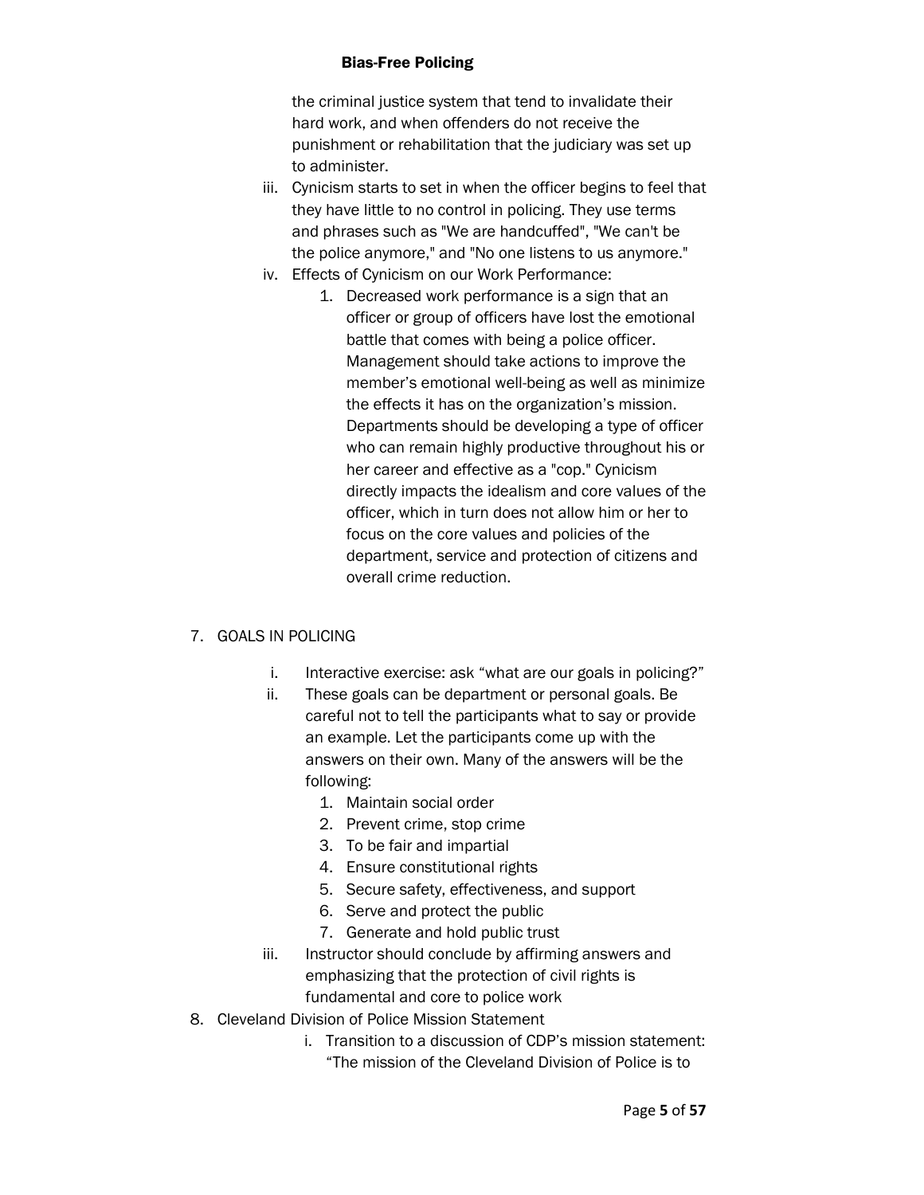the criminal justice system that tend to invalidate their hard work, and when offenders do not receive the punishment or rehabilitation that the judiciary was set up to administer.

iii. Cynicism starts to set in when the officer begins to feel that they have little to no control in policing. They use terms and phrases such as "We are handcuffed", "We can't be the police anymore," and "No one listens to us anymore."

iv. Effects of Cynicism on our Work Performance:

   1. Decreased work performance is a sign that an officer or group of officers have lost the emotional battle that comes with being a police officer. Management should take actions to improve the member's emotional well-being as well as minimize the effects it has on the organization's mission. Departments should be developing a type of officer who can remain highly productive throughout his or her career and effective as a "cop." Cynicism directly impacts the idealism and core values of the officer, which in turn does not allow him or her to focus on the core values and policies of the department, service and protection of citizens and overall crime reduction.

7. GOALS IN POLICING

   i. Interactive exercise: ask "what are our goals in policing?"
   ii. These goals can be department or personal goals. Be careful not to tell the participants what to say or provide an example. Let the participants come up with the answers on their own. Many of the answers will be the following:
      1. Maintain social order
      2. Prevent crime, stop crime
      3. To be fair and impartial
      4. Ensure constitutional rights
      5. Secure safety, effectiveness, and support
      6. Serve and protect the public
      7. Generate and hold public trust
   iii. Instructor should conclude by affirming answers and emphasizing that the protection of civil rights is fundamental and core to police work

8. Cleveland Division of Police Mission Statement

   i. Transition to a discussion of CDP's mission statement: "The mission of the Cleveland Division of Police is to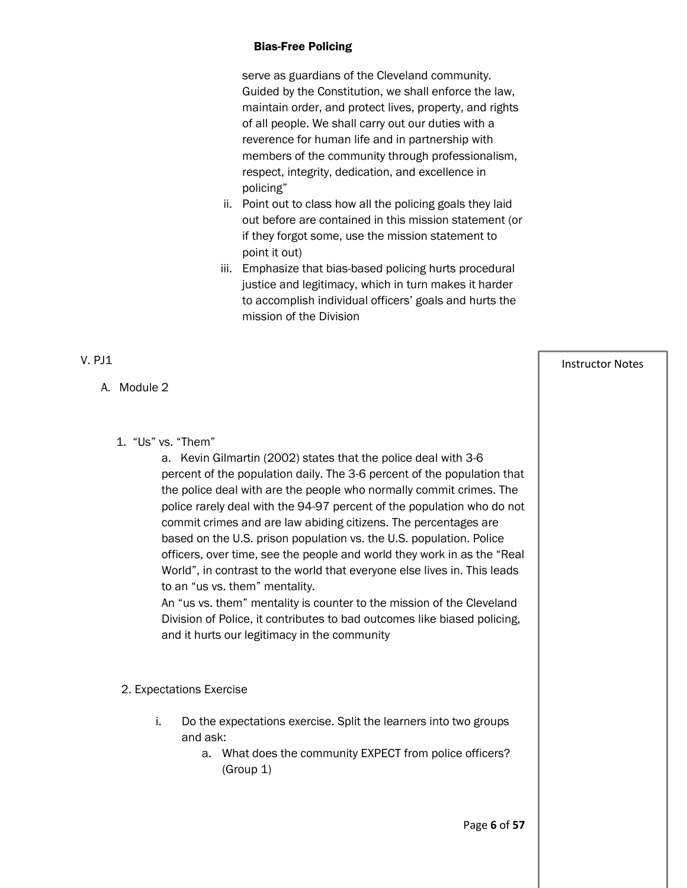serve as guardians of the Cleveland community. Guided by the Constitution, we shall enforce the law, maintain order, and protect lives, property, and rights of all people. We shall carry out our duties with a reverence for human life and in partnership with members of the community through professionalism, respect, integrity, dedication, and excellence in policing"

ii. Point out to class how all the policing goals they laid out before are contained in this mission statement (or if they forgot some, use the mission statement to point it out)

iii. Emphasize that bias-based policing hurts procedural justice and legitimacy, which in turn makes it harder to accomplish individual officers' goals and hurts the mission of the Division

V. PJ1

A. Module 2

Instructor Notes

1. "Us" vs. "Them"

a. Kevin Gilmartin (2002) states that the police deal with 3-6 percent of the population daily. The 3-6 percent of the population that the police deal with are the people who normally commit crimes. The police rarely deal with the 94-97 percent of the population who do not commit crimes and are law abiding citizens. The percentages are based on the U.S. prison population vs. the U.S. population. Police officers, over time, see the people and world they work in as the "Real World", in contrast to the world that everyone else lives in. This leads to an "us vs. them" mentality.

An "us vs. them" mentality is counter to the mission of the Cleveland Division of Police, it contributes to bad outcomes like biased policing, and it hurts our legitimacy in the community

2. Expectations Exercise

i. Do the expectations exercise. Split the learners into two groups and ask:

a. What does the community EXPECT from police officers? (Group 1)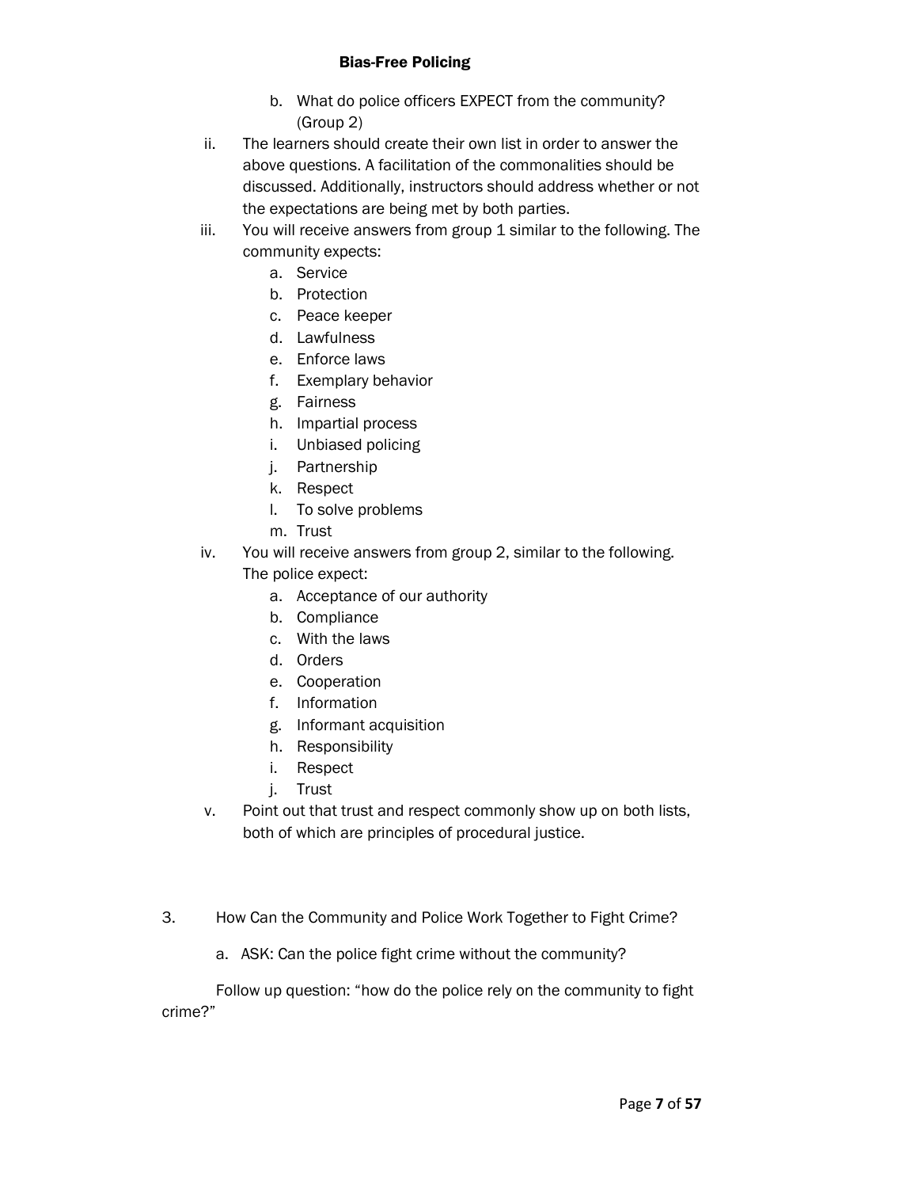b. What do police officers EXPECT from the community? (Group 2)

ii. The learners should create their own list in order to answer the above questions. A facilitation of the commonalities should be discussed. Additionally, instructors should address whether or not the expectations are being met by both parties.

iii. You will receive answers from group 1 similar to the following. The community expects:

a. Service
b. Protection
c. Peace keeper
d. Lawfulness
e. Enforce laws
f. Exemplary behavior
g. Fairness
h. Impartial process
i. Unbiased policing
j. Partnership
k. Respect
l. To solve problems
m. Trust

iv. You will receive answers from group 2, similar to the following. The police expect:

a. Acceptance of our authority
b. Compliance
c. With the laws
d. Orders
e. Cooperation
f. Information
g. Informant acquisition
h. Responsibility
i. Respect
j. Trust

v. Point out that trust and respect commonly show up on both lists, both of which are principles of procedural justice.

3. How Can the Community and Police Work Together to Fight Crime?

a. ASK: Can the police fight crime without the community?

Follow up question: "how do the police rely on the community to fight crime?"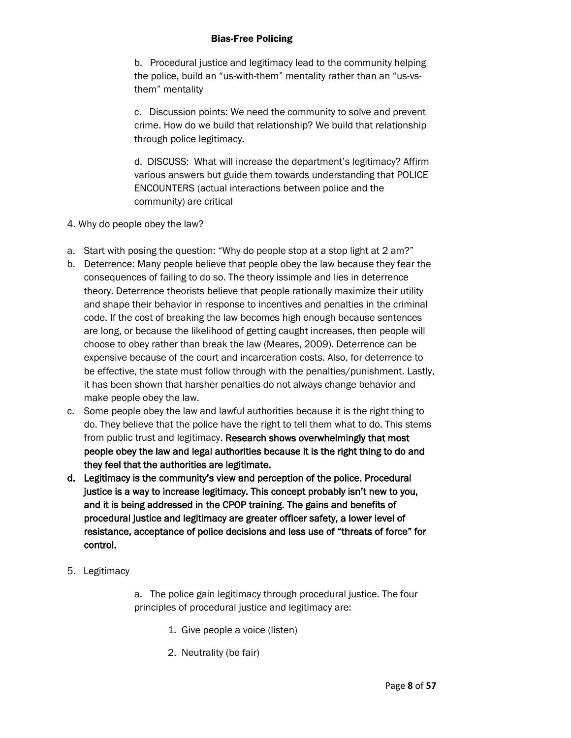b. Procedural justice and legitimacy lead to the community helping the police, build an "us-with-them" mentality rather than an "us-vs-them" mentality

c. Discussion points: We need the community to solve and prevent crime. How do we build that relationship? We build that relationship through police legitimacy.

d. DISCUSS: What will increase the department's legitimacy? Affirm various answers but guide them towards understanding that POLICE ENCOUNTERS (actual interactions between police and the community) are critical

4. Why do people obey the law?

a. Start with posing the question: "Why do people stop at a stop light at 2 am?"
b. Deterrence: Many people believe that people obey the law because they fear the consequences of failing to do so. The theory issimple and lies in deterrence theory. Deterrence theorists believe that people rationally maximize their utility and shape their behavior in response to incentives and penalties in the criminal code. If the cost of breaking the law becomes high enough because sentences are long, or because the likelihood of getting caught increases, then people will choose to obey rather than break the law (Meares, 2009). Deterrence can be expensive because of the court and incarceration costs. Also, for deterrence to be effective, the state must follow through with the penalties/punishment. Lastly, it has been shown that harsher penalties do not always change behavior and make people obey the law.
c. Some people obey the law and lawful authorities because it is the right thing to do. They believe that the police have the right to tell them what to do. This stems from public trust and legitimacy. **Research shows overwhelmingly that most people obey the law and legal authorities because it is the right thing to do and they feel that the authorities are legitimate.**
d. **Legitimacy is the community's view and perception of the police. Procedural justice is a way to increase legitimacy. This concept probably isn't new to you, and it is being addressed in the CPOP training. The gains and benefits of procedural justice and legitimacy are greater officer safety, a lower level of resistance, acceptance of police decisions and less use of "threats of force" for control.**

5. Legitimacy

a. The police gain legitimacy through procedural justice. The four principles of procedural justice and legitimacy are:

1. Give people a voice (listen)
2. Neutrality (be fair)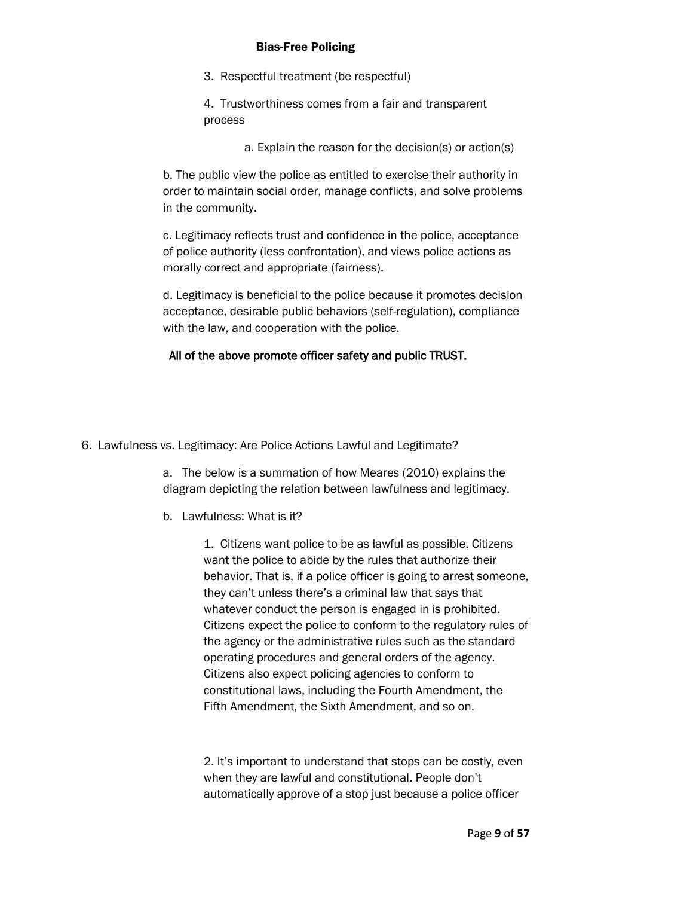3. Respectful treatment (be respectful)

4. Trustworthiness comes from a fair and transparent process

a. Explain the reason for the decision(s) or action(s)

b. The public view the police as entitled to exercise their authority in order to maintain social order, manage conflicts, and solve problems in the community.

c. Legitimacy reflects trust and confidence in the police, acceptance of police authority (less confrontation), and views police actions as morally correct and appropriate (fairness).

d. Legitimacy is beneficial to the police because it promotes decision acceptance, desirable public behaviors (self-regulation), compliance with the law, and cooperation with the police.

**All of the above promote officer safety and public TRUST.**

6. Lawfulness vs. Legitimacy: Are Police Actions Lawful and Legitimate?

a. The below is a summation of how Meares (2010) explains the diagram depicting the relation between lawfulness and legitimacy.

b. Lawfulness: What is it?

1. Citizens want police to be as lawful as possible. Citizens want the police to abide by the rules that authorize their behavior. That is, if a police officer is going to arrest someone, they can't unless there's a criminal law that says that whatever conduct the person is engaged in is prohibited. Citizens expect the police to conform to the regulatory rules of the agency or the administrative rules such as the standard operating procedures and general orders of the agency. Citizens also expect policing agencies to conform to constitutional laws, including the Fourth Amendment, the Fifth Amendment, the Sixth Amendment, and so on.

2. It's important to understand that stops can be costly, even when they are lawful and constitutional. People don't automatically approve of a stop just because a police officer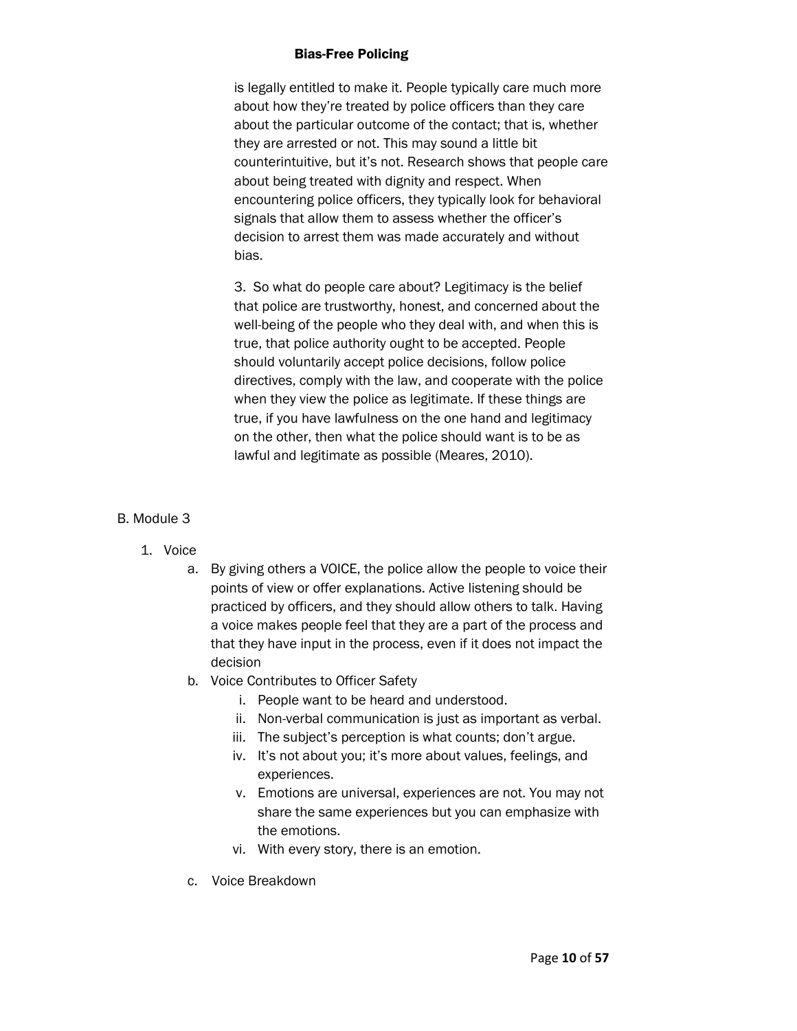is legally entitled to make it. People typically care much more about how they're treated by police officers than they care about the particular outcome of the contact; that is, whether they are arrested or not. This may sound a little bit counterintuitive, but it's not. Research shows that people care about being treated with dignity and respect. When encountering police officers, they typically look for behavioral signals that allow them to assess whether the officer's decision to arrest them was made accurately and without bias.

3. So what do people care about? Legitimacy is the belief that police are trustworthy, honest, and concerned about the well-being of the people who they deal with, and when this is true, that police authority ought to be accepted. People should voluntarily accept police decisions, follow police directives, comply with the law, and cooperate with the police when they view the police as legitimate. If these things are true, if you have lawfulness on the one hand and legitimacy on the other, then what the police should want is to be as lawful and legitimate as possible (Meares, 2010).

B. Module 3

1. Voice
   a. By giving others a VOICE, the police allow the people to voice their points of view or offer explanations. Active listening should be practiced by officers, and they should allow others to talk. Having a voice makes people feel that they are a part of the process and that they have input in the process, even if it does not impact the decision
   b. Voice Contributes to Officer Safety
      i. People want to be heard and understood.
      ii. Non-verbal communication is just as important as verbal.
      iii. The subject's perception is what counts; don't argue.
      iv. It's not about you; it's more about values, feelings, and experiences.
      v. Emotions are universal, experiences are not. You may not share the same experiences but you can emphasize with the emotions.
      vi. With every story, there is an emotion.
   c. Voice Breakdown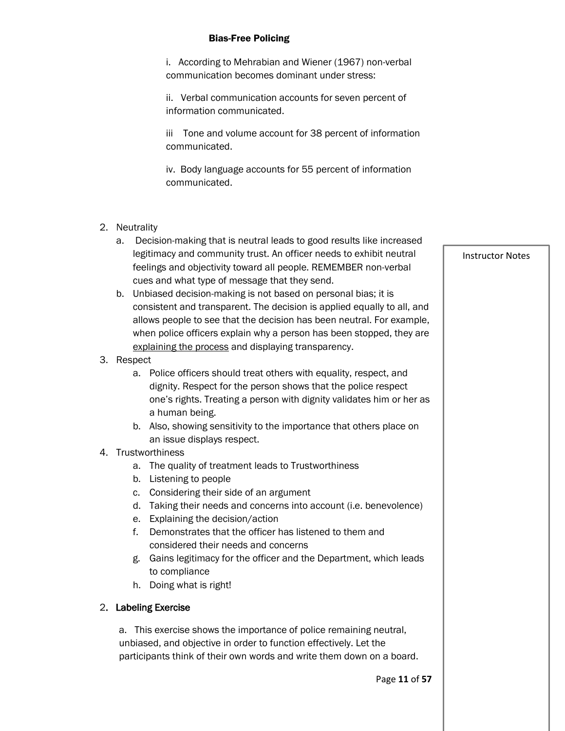i. According to Mehrabian and Wiener (1967) non-verbal communication becomes dominant under stress:

ii. Verbal communication accounts for seven percent of information communicated.

iii Tone and volume account for 38 percent of information communicated.

iv. Body language accounts for 55 percent of information communicated.

2. Neutrality
   a. Decision-making that is neutral leads to good results like increased legitimacy and community trust. An officer needs to exhibit neutral feelings and objectivity toward all people. REMEMBER non-verbal cues and what type of message that they send.
   b. Unbiased decision-making is not based on personal bias; it is consistent and transparent. The decision is applied equally to all, and allows people to see that the decision has been neutral. For example, when police officers explain why a person has been stopped, they are <u>explaining the process</u> and displaying transparency.
3. Respect
   a. Police officers should treat others with equality, respect, and dignity. Respect for the person shows that the police respect one's rights. Treating a person with dignity validates him or her as a human being.
   b. Also, showing sensitivity to the importance that others place on an issue displays respect.
4. Trustworthiness
   a. The quality of treatment leads to Trustworthiness
   b. Listening to people
   c. Considering their side of an argument
   d. Taking their needs and concerns into account (i.e. benevolence)
   e. Explaining the decision/action
   f. Demonstrates that the officer has listened to them and considered their needs and concerns
   g. Gains legitimacy for the officer and the Department, which leads to compliance
   h. Doing what is right!

2. **Labeling Exercise**

a. This exercise shows the importance of police remaining neutral, unbiased, and objective in order to function effectively. Let the participants think of their own words and write them down on a board.

Instructor Notes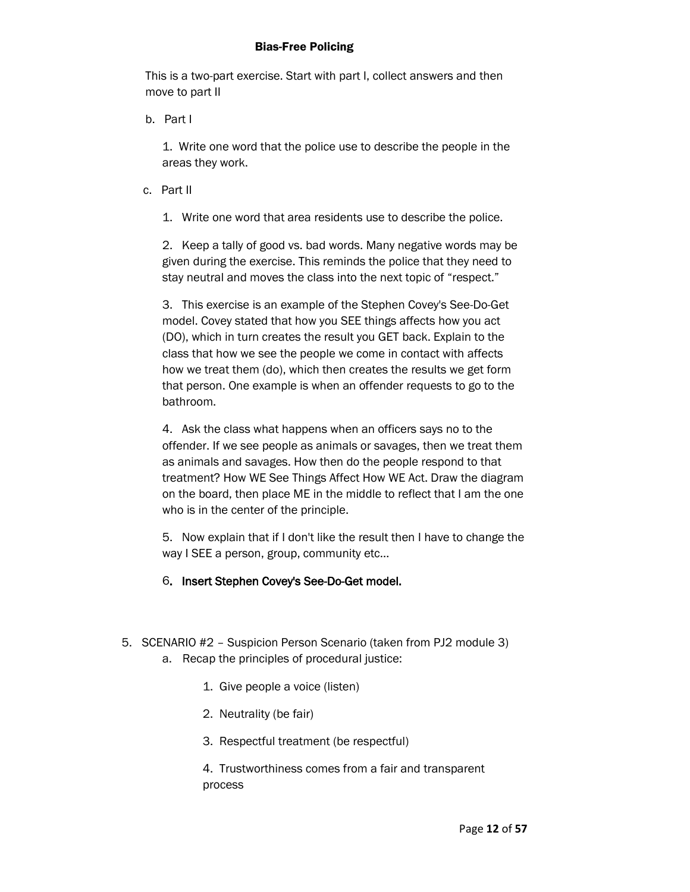This is a two-part exercise. Start with part I, collect answers and then move to part II

b. Part I

  1. Write one word that the police use to describe the people in the areas they work.

c. Part II

  1. Write one word that area residents use to describe the police.

  2. Keep a tally of good vs. bad words. Many negative words may be given during the exercise. This reminds the police that they need to stay neutral and moves the class into the next topic of "respect."

  3. This exercise is an example of the Stephen Covey's See-Do-Get model. Covey stated that how you SEE things affects how you act (DO), which in turn creates the result you GET back. Explain to the class that how we see the people we come in contact with affects how we treat them (do), which then creates the results we get form that person. One example is when an offender requests to go to the bathroom.

  4. Ask the class what happens when an officers says no to the offender. If we see people as animals or savages, then we treat them as animals and savages. How then do the people respond to that treatment? How WE See Things Affect How WE Act. Draw the diagram on the board, then place ME in the middle to reflect that I am the one who is in the center of the principle.

  5. Now explain that if I don't like the result then I have to change the way I SEE a person, group, community etc...

  6. **Insert Stephen Covey's See-Do-Get model.**

5. SCENARIO #2 – Suspicion Person Scenario (taken from PJ2 module 3)
   a. Recap the principles of procedural justice:

      1. Give people a voice (listen)

      2. Neutrality (be fair)

      3. Respectful treatment (be respectful)

      4. Trustworthiness comes from a fair and transparent process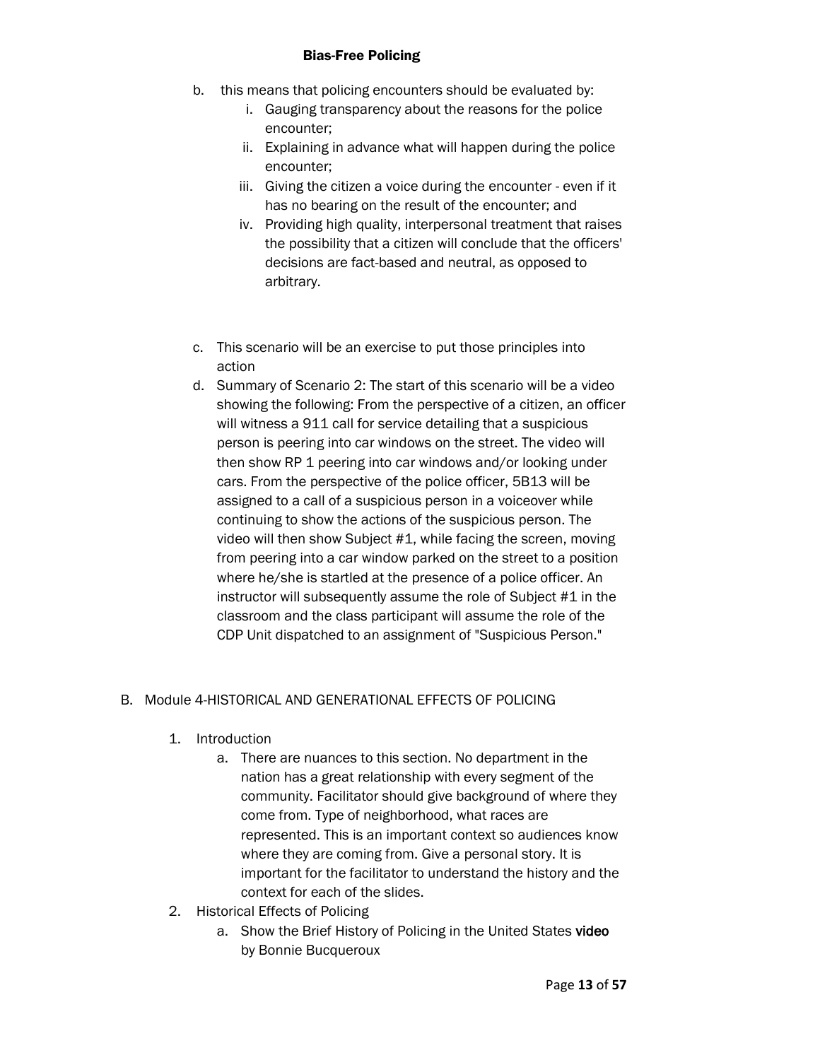b. this means that policing encounters should be evaluated by:
   i. Gauging transparency about the reasons for the police encounter;
   ii. Explaining in advance what will happen during the police encounter;
   iii. Giving the citizen a voice during the encounter - even if it has no bearing on the result of the encounter; and
   iv. Providing high quality, interpersonal treatment that raises the possibility that a citizen will conclude that the officers' decisions are fact-based and neutral, as opposed to arbitrary.

c. This scenario will be an exercise to put those principles into action

d. Summary of Scenario 2: The start of this scenario will be a video showing the following: From the perspective of a citizen, an officer will witness a 911 call for service detailing that a suspicious person is peering into car windows on the street. The video will then show RP 1 peering into car windows and/or looking under cars. From the perspective of the police officer, 5B13 will be assigned to a call of a suspicious person in a voiceover while continuing to show the actions of the suspicious person. The video will then show Subject #1, while facing the screen, moving from peering into a car window parked on the street to a position where he/she is startled at the presence of a police officer. An instructor will subsequently assume the role of Subject #1 in the classroom and the class participant will assume the role of the CDP Unit dispatched to an assignment of "Suspicious Person."

B. Module 4-HISTORICAL AND GENERATIONAL EFFECTS OF POLICING

1. Introduction
   a. There are nuances to this section. No department in the nation has a great relationship with every segment of the community. Facilitator should give background of where they come from. Type of neighborhood, what races are represented. This is an important context so audiences know where they are coming from. Give a personal story. It is important for the facilitator to understand the history and the context for each of the slides.

2. Historical Effects of Policing
   a. Show the Brief History of Policing in the United States video by Bonnie Bucqueroux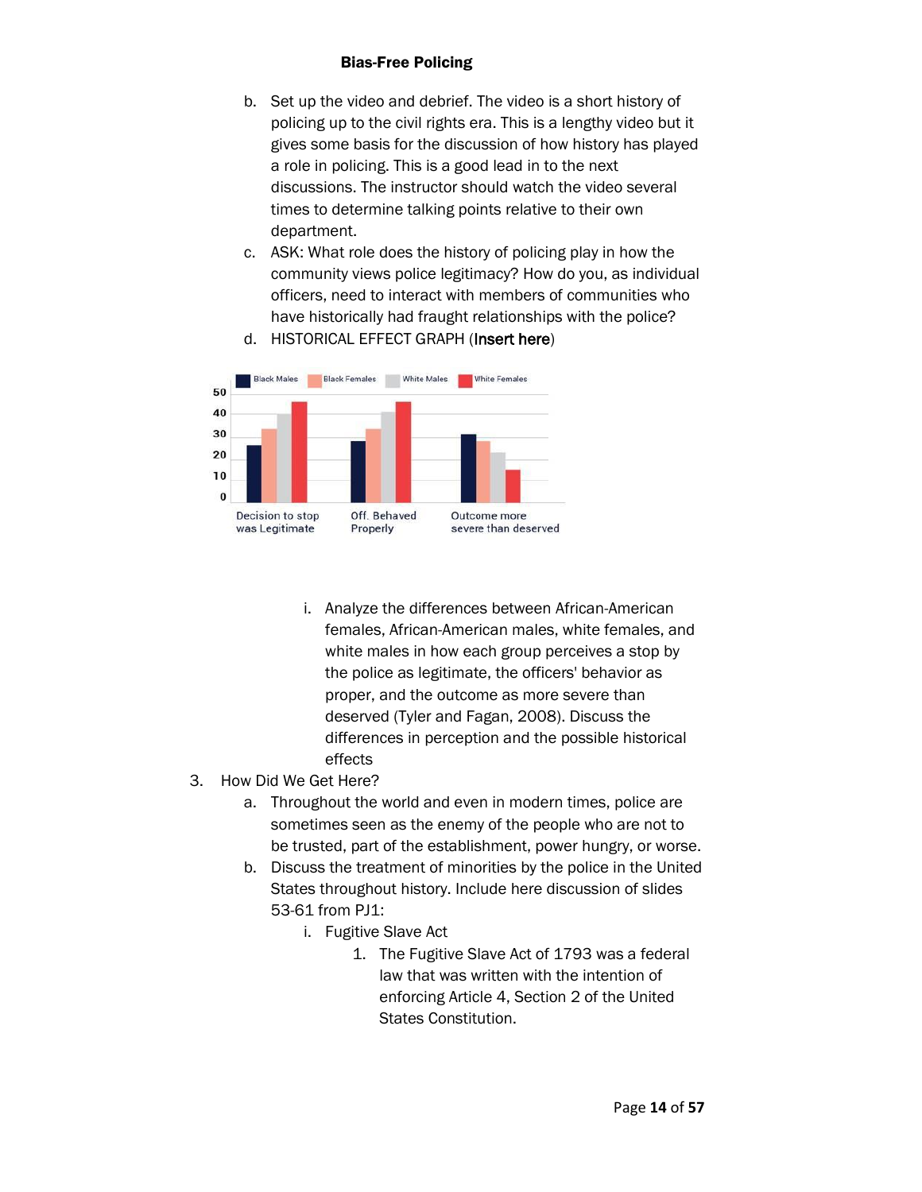b. Set up the video and debrief. The video is a short history of policing up to the civil rights era. This is a lengthy video but it gives some basis for the discussion of how history has played a role in policing. This is a good lead in to the next discussions. The instructor should watch the video several times to determine talking points relative to their own department.

c. ASK: What role does the history of policing play in how the community views police legitimacy? How do you, as individual officers, need to interact with members of communities who have historically had fraught relationships with the police?

d. HISTORICAL EFFECT GRAPH (**Insert here**)

Black Males | Black Females | White Males | White Females

Decision to stop was Legitimate | Off. Behaved Properly | Outcome more severe than deserved

i. Analyze the differences between African-American females, African-American males, white females, and white males in how each group perceives a stop by the police as legitimate, the officers' behavior as proper, and the outcome as more severe than deserved (Tyler and Fagan, 2008). Discuss the differences in perception and the possible historical effects

3. How Did We Get Here?

   a. Throughout the world and even in modern times, police are sometimes seen as the enemy of the people who are not to be trusted, part of the establishment, power hungry, or worse.

   b. Discuss the treatment of minorities by the police in the United States throughout history. Include here discussion of slides 53-61 from PJ1:

      i. Fugitive Slave Act

         1. The Fugitive Slave Act of 1793 was a federal law that was written with the intention of enforcing Article 4, Section 2 of the United States Constitution.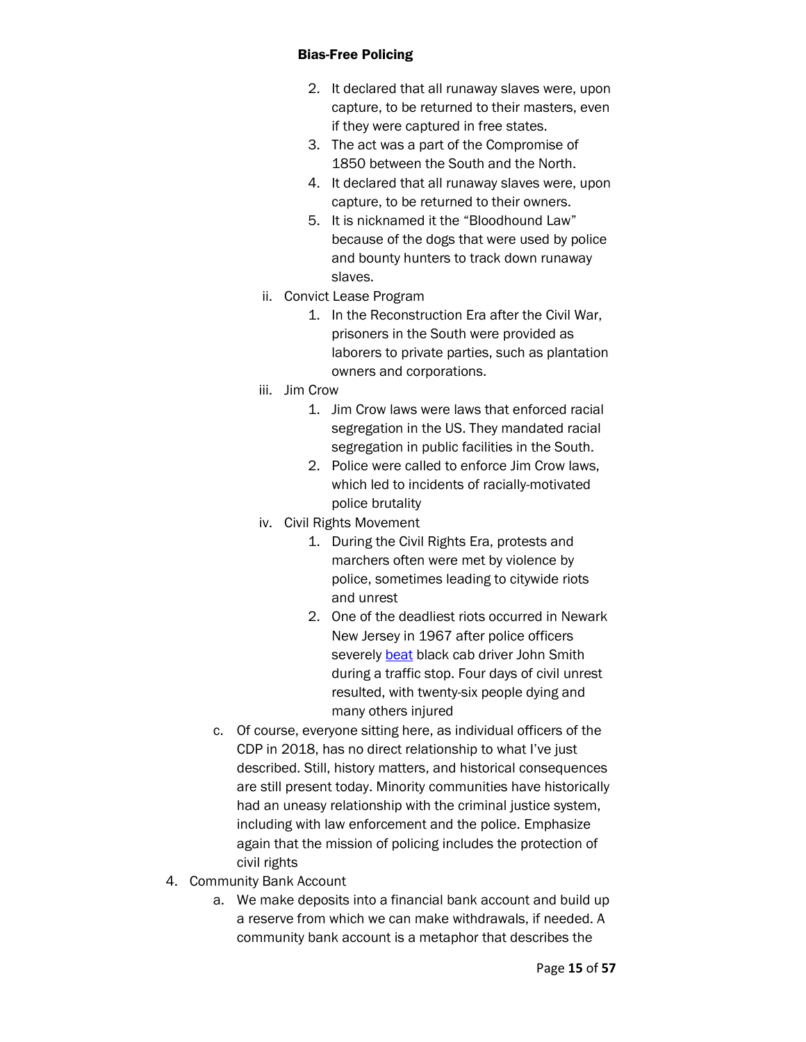2. It declared that all runaway slaves were, upon capture, to be returned to their masters, even if they were captured in free states.
3. The act was a part of the Compromise of 1850 between the South and the North.
4. It declared that all runaway slaves were, upon capture, to be returned to their owners.
5. It is nicknamed it the "Bloodhound Law" because of the dogs that were used by police and bounty hunters to track down runaway slaves.

ii. Convict Lease Program

1. In the Reconstruction Era after the Civil War, prisoners in the South were provided as laborers to private parties, such as plantation owners and corporations.

iii. Jim Crow

1. Jim Crow laws were laws that enforced racial segregation in the US. They mandated racial segregation in public facilities in the South.
2. Police were called to enforce Jim Crow laws, which led to incidents of racially-motivated police brutality

iv. Civil Rights Movement

1. During the Civil Rights Era, protests and marchers often were met by violence by police, sometimes leading to citywide riots and unrest
2. One of the deadliest riots occurred in Newark New Jersey in 1967 after police officers severely beat black cab driver John Smith during a traffic stop. Four days of civil unrest resulted, with twenty-six people dying and many others injured

c. Of course, everyone sitting here, as individual officers of the CDP in 2018, has no direct relationship to what I've just described. Still, history matters, and historical consequences are still present today. Minority communities have historically had an uneasy relationship with the criminal justice system, including with law enforcement and the police. Emphasize again that the mission of policing includes the protection of civil rights

4. Community Bank Account

a. We make deposits into a financial bank account and build up a reserve from which we can make withdrawals, if needed. A community bank account is a metaphor that describes the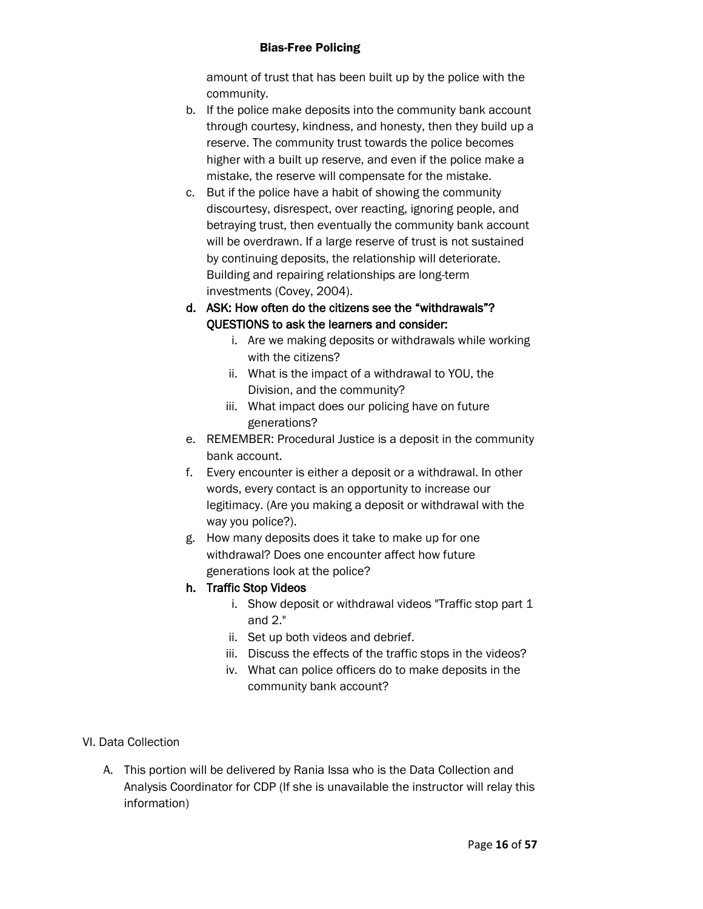amount of trust that has been built up by the police with the community.

b. If the police make deposits into the community bank account through courtesy, kindness, and honesty, then they build up a reserve. The community trust towards the police becomes higher with a built up reserve, and even if the police make a mistake, the reserve will compensate for the mistake.

c. But if the police have a habit of showing the community discourtesy, disrespect, over reacting, ignoring people, and betraying trust, then eventually the community bank account will be overdrawn. If a large reserve of trust is not sustained by continuing deposits, the relationship will deteriorate. Building and repairing relationships are long-term investments (Covey, 2004).

d. ASK: How often do the citizens see the "withdrawals"? QUESTIONS to ask the learners and consider:
   - i. Are we making deposits or withdrawals while working with the citizens?
   - ii. What is the impact of a withdrawal to YOU, the Division, and the community?
   - iii. What impact does our policing have on future generations?

e. REMEMBER: Procedural Justice is a deposit in the community bank account.

f. Every encounter is either a deposit or a withdrawal. In other words, every contact is an opportunity to increase our legitimacy. (Are you making a deposit or withdrawal with the way you police?).

g. How many deposits does it take to make up for one withdrawal? Does one encounter affect how future generations look at the police?

h. **Traffic Stop Videos**
   - i. Show deposit or withdrawal videos "Traffic stop part 1 and 2."
   - ii. Set up both videos and debrief.
   - iii. Discuss the effects of the traffic stops in the videos?
   - iv. What can police officers do to make deposits in the community bank account?

VI. Data Collection

A. This portion will be delivered by Rania Issa who is the Data Collection and Analysis Coordinator for CDP (If she is unavailable the instructor will relay this information)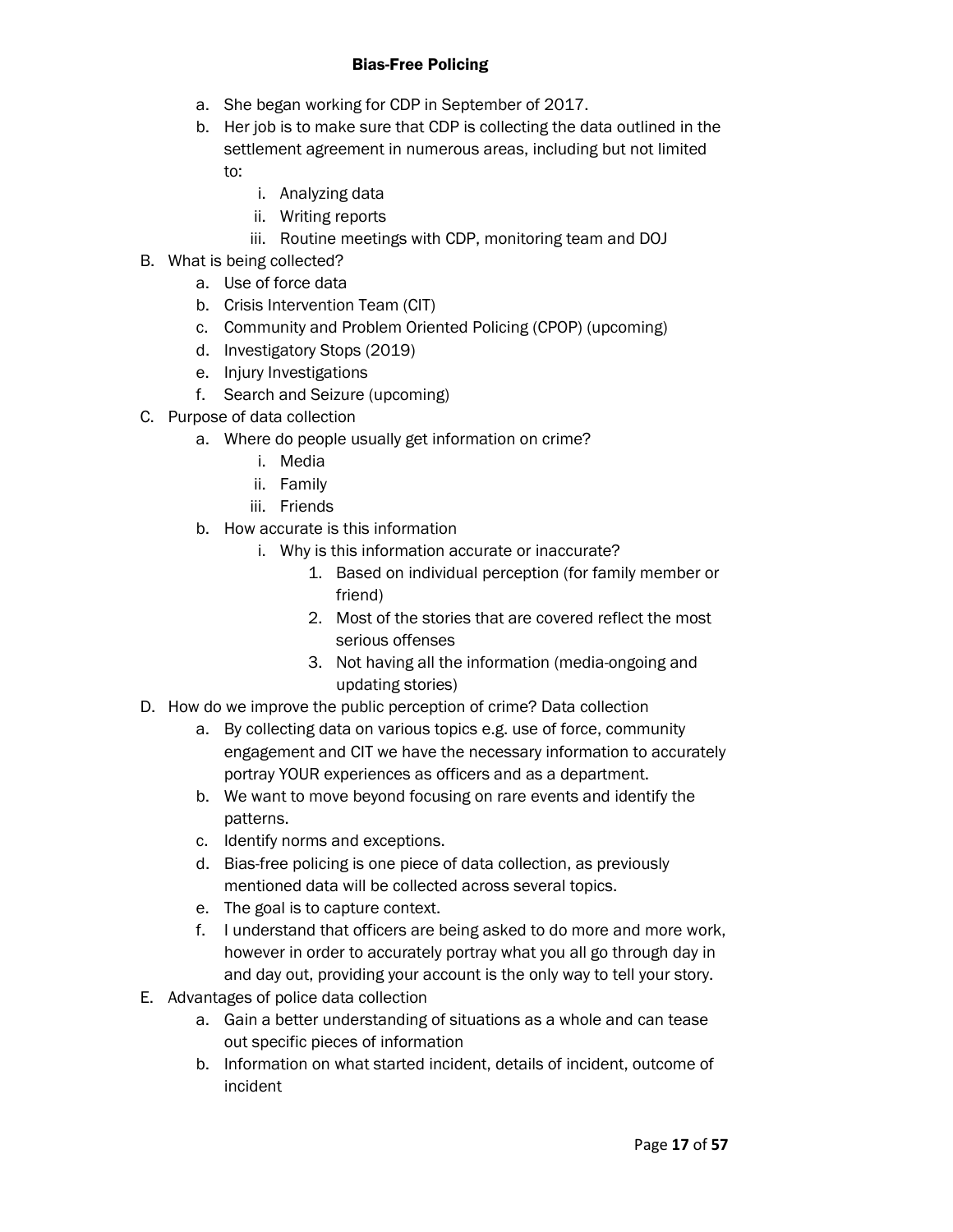a. She began working for CDP in September of 2017.
b. Her job is to make sure that CDP is collecting the data outlined in the settlement agreement in numerous areas, including but not limited to:
    i. Analyzing data
    ii. Writing reports
    iii. Routine meetings with CDP, monitoring team and DOJ

B. What is being collected?
    a. Use of force data
    b. Crisis Intervention Team (CIT)
    c. Community and Problem Oriented Policing (CPOP) (upcoming)
    d. Investigatory Stops (2019)
    e. Injury Investigations
    f. Search and Seizure (upcoming)

C. Purpose of data collection
    a. Where do people usually get information on crime?
        i. Media
        ii. Family
        iii. Friends
    b. How accurate is this information
        i. Why is this information accurate or inaccurate?
            1. Based on individual perception (for family member or friend)
            2. Most of the stories that are covered reflect the most serious offenses
            3. Not having all the information (media-ongoing and updating stories)

D. How do we improve the public perception of crime? Data collection
    a. By collecting data on various topics e.g. use of force, community engagement and CIT we have the necessary information to accurately portray YOUR experiences as officers and as a department.
    b. We want to move beyond focusing on rare events and identify the patterns.
    c. Identify norms and exceptions.
    d. Bias-free policing is one piece of data collection, as previously mentioned data will be collected across several topics.
    e. The goal is to capture context.
    f. I understand that officers are being asked to do more and more work, however in order to accurately portray what you all go through day in and day out, providing your account is the only way to tell your story.

E. Advantages of police data collection
    a. Gain a better understanding of situations as a whole and can tease out specific pieces of information
    b. Information on what started incident, details of incident, outcome of incident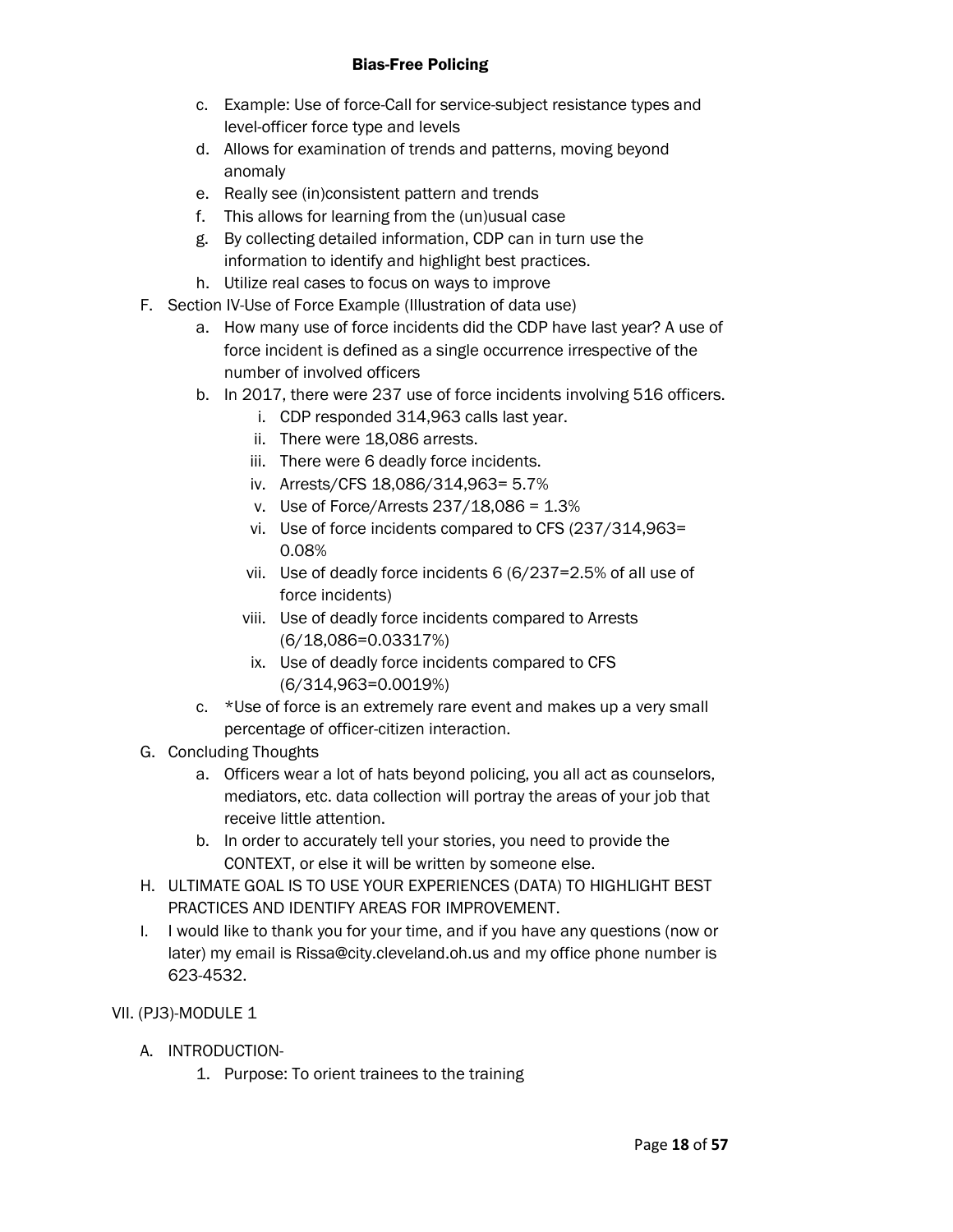c. Example: Use of force-Call for service-subject resistance types and level-officer force type and levels

d. Allows for examination of trends and patterns, moving beyond anomaly

e. Really see (in)consistent pattern and trends

f. This allows for learning from the (un)usual case

g. By collecting detailed information, CDP can in turn use the information to identify and highlight best practices.

h. Utilize real cases to focus on ways to improve

F. Section IV-Use of Force Example (Illustration of data use)

a. How many use of force incidents did the CDP have last year? A use of force incident is defined as a single occurrence irrespective of the number of involved officers

b. In 2017, there were 237 use of force incidents involving 516 officers.

i. CDP responded 314,963 calls last year.

ii. There were 18,086 arrests.

iii. There were 6 deadly force incidents.

iv. Arrests/CFS 18,086/314,963= 5.7%

v. Use of Force/Arrests 237/18,086 = 1.3%

vi. Use of force incidents compared to CFS (237/314,963= 0.08%

vii. Use of deadly force incidents 6 (6/237=2.5% of all use of force incidents)

viii. Use of deadly force incidents compared to Arrests (6/18,086=0.03317%)

ix. Use of deadly force incidents compared to CFS (6/314,963=0.0019%)

c. *Use of force is an extremely rare event and makes up a very small percentage of officer-citizen interaction.

G. Concluding Thoughts

a. Officers wear a lot of hats beyond policing, you all act as counselors, mediators, etc. data collection will portray the areas of your job that receive little attention.

b. In order to accurately tell your stories, you need to provide the CONTEXT, or else it will be written by someone else.

H. ULTIMATE GOAL IS TO USE YOUR EXPERIENCES (DATA) TO HIGHLIGHT BEST PRACTICES AND IDENTIFY AREAS FOR IMPROVEMENT.

I. I would like to thank you for your time, and if you have any questions (now or later) my email is Rissa@city.cleveland.oh.us and my office phone number is 623-4532.

VII. (PJ3)-MODULE 1

A. INTRODUCTION-

1. Purpose: To orient trainees to the training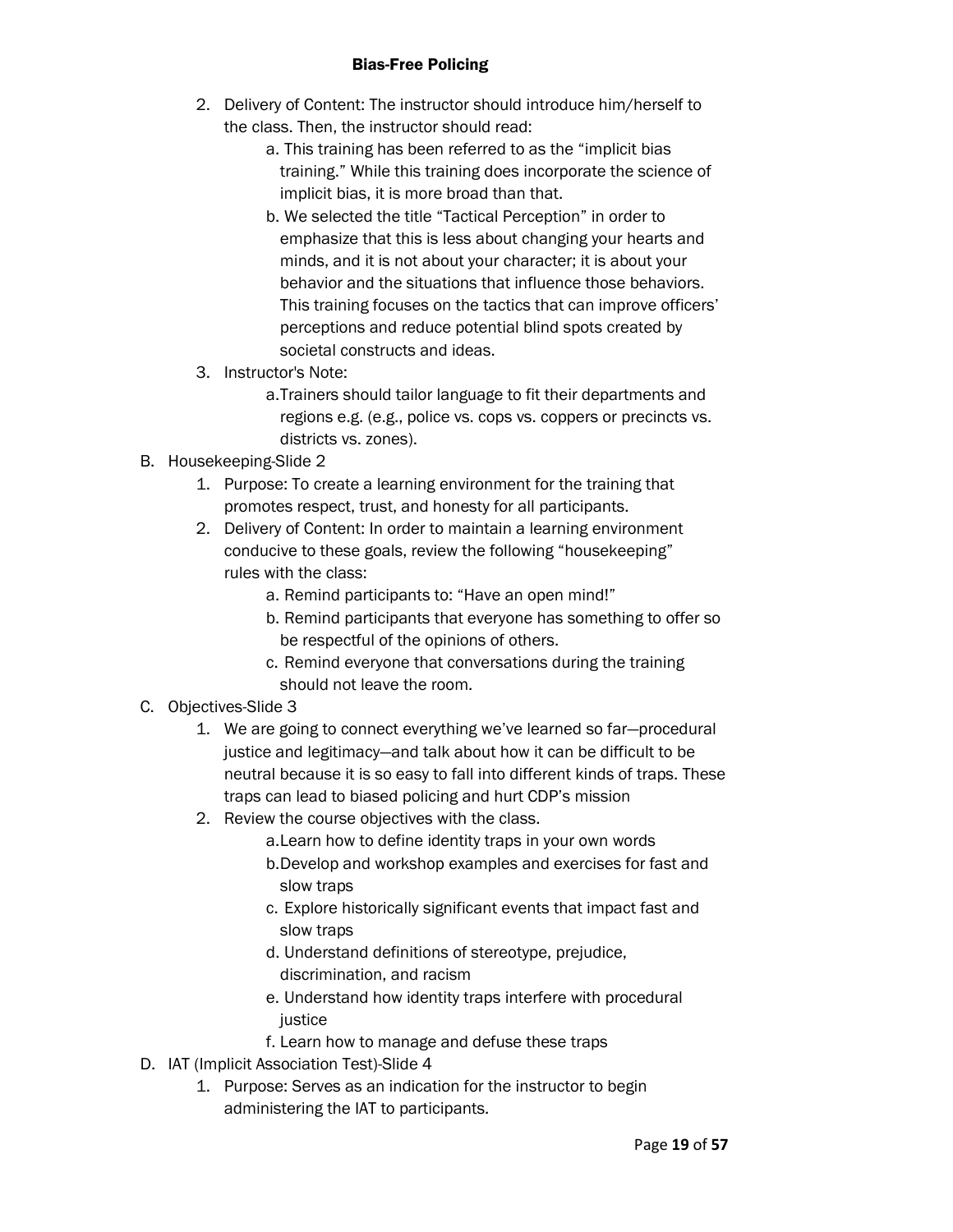2. Delivery of Content: The instructor should introduce him/herself to the class. Then, the instructor should read:
    a. This training has been referred to as the "implicit bias training." While this training does incorporate the science of implicit bias, it is more broad than that.
    b. We selected the title "Tactical Perception" in order to emphasize that this is less about changing your hearts and minds, and it is not about your character; it is about your behavior and the situations that influence those behaviors. This training focuses on the tactics that can improve officers' perceptions and reduce potential blind spots created by societal constructs and ideas.
3. Instructor's Note:
    a. Trainers should tailor language to fit their departments and regions e.g. (e.g., police vs. cops vs. coppers or precincts vs. districts vs. zones).

B. Housekeeping-Slide 2
1. Purpose: To create a learning environment for the training that promotes respect, trust, and honesty for all participants.
2. Delivery of Content: In order to maintain a learning environment conducive to these goals, review the following "housekeeping" rules with the class:
    a. Remind participants to: "Have an open mind!"
    b. Remind participants that everyone has something to offer so be respectful of the opinions of others.
    c. Remind everyone that conversations during the training should not leave the room.

C. Objectives-Slide 3
1. We are going to connect everything we've learned so far—procedural justice and legitimacy—and talk about how it can be difficult to be neutral because it is so easy to fall into different kinds of traps. These traps can lead to biased policing and hurt CDP's mission
2. Review the course objectives with the class.
    a. Learn how to define identity traps in your own words
    b. Develop and workshop examples and exercises for fast and slow traps
    c. Explore historically significant events that impact fast and slow traps
    d. Understand definitions of stereotype, prejudice, discrimination, and racism
    e. Understand how identity traps interfere with procedural justice
    f. Learn how to manage and defuse these traps

D. IAT (Implicit Association Test)-Slide 4
1. Purpose: Serves as an indication for the instructor to begin administering the IAT to participants.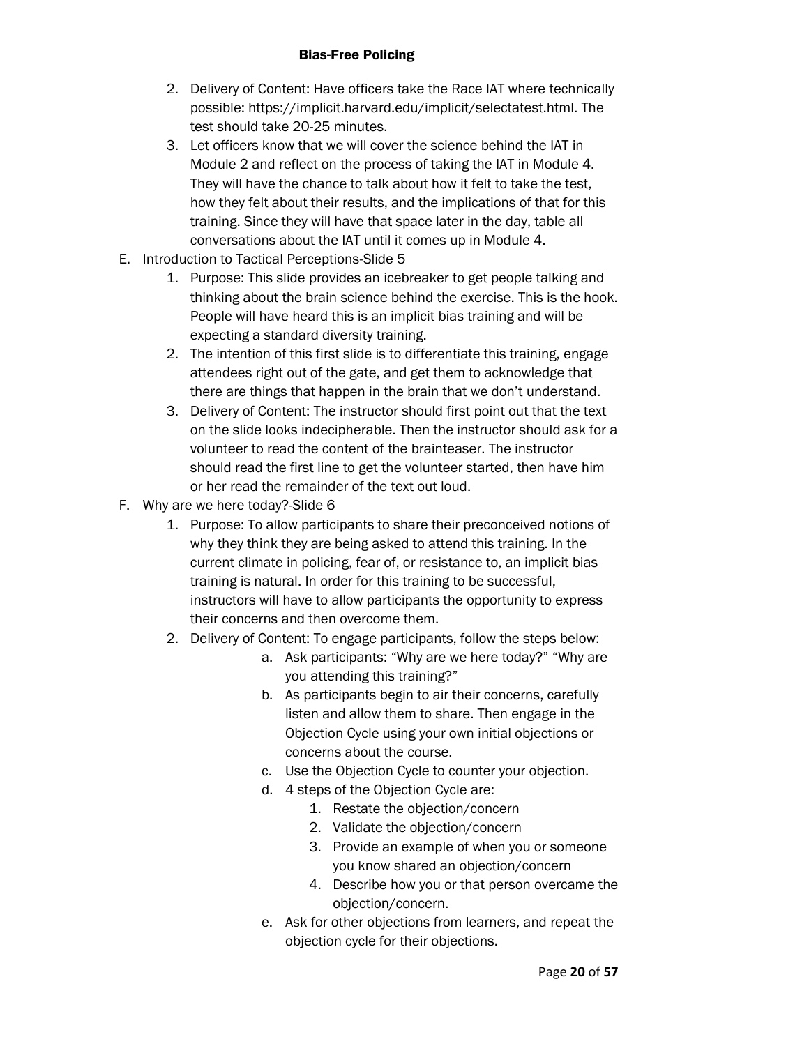2. Delivery of Content: Have officers take the Race IAT where technically possible: https://implicit.harvard.edu/implicit/selectatest.html. The test should take 20-25 minutes.
3. Let officers know that we will cover the science behind the IAT in Module 2 and reflect on the process of taking the IAT in Module 4. They will have the chance to talk about how it felt to take the test, how they felt about their results, and the implications of that for this training. Since they will have that space later in the day, table all conversations about the IAT until it comes up in Module 4.

E. Introduction to Tactical Perceptions-Slide 5
   1. Purpose: This slide provides an icebreaker to get people talking and thinking about the brain science behind the exercise. This is the hook. People will have heard this is an implicit bias training and will be expecting a standard diversity training.
   2. The intention of this first slide is to differentiate this training, engage attendees right out of the gate, and get them to acknowledge that there are things that happen in the brain that we don't understand.
   3. Delivery of Content: The instructor should first point out that the text on the slide looks indecipherable. Then the instructor should ask for a volunteer to read the content of the brainteaser. The instructor should read the first line to get the volunteer started, then have him or her read the remainder of the text out loud.

F. Why are we here today?-Slide 6
   1. Purpose: To allow participants to share their preconceived notions of why they think they are being asked to attend this training. In the current climate in policing, fear of, or resistance to, an implicit bias training is natural. In order for this training to be successful, instructors will have to allow participants the opportunity to express their concerns and then overcome them.
   2. Delivery of Content: To engage participants, follow the steps below:
      a. Ask participants: "Why are we here today?" "Why are you attending this training?"
      b. As participants begin to air their concerns, carefully listen and allow them to share. Then engage in the Objection Cycle using your own initial objections or concerns about the course.
      c. Use the Objection Cycle to counter your objection.
      d. 4 steps of the Objection Cycle are:
         1. Restate the objection/concern
         2. Validate the objection/concern
         3. Provide an example of when you or someone you know shared an objection/concern
         4. Describe how you or that person overcame the objection/concern.
      e. Ask for other objections from learners, and repeat the objection cycle for their objections.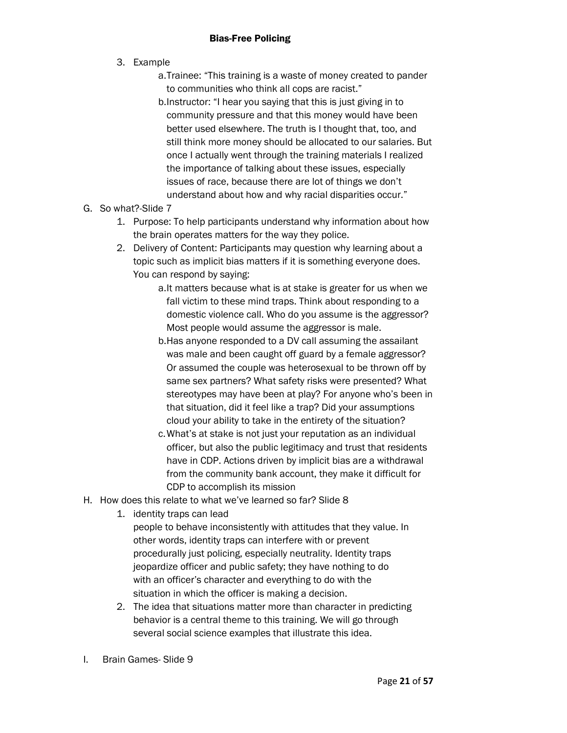3. Example
   a. Trainee: "This training is a waste of money created to pander to communities who think all cops are racist."
   b. Instructor: "I hear you saying that this is just giving in to community pressure and that this money would have been better used elsewhere. The truth is I thought that, too, and still think more money should be allocated to our salaries. But once I actually went through the training materials I realized the importance of talking about these issues, especially issues of race, because there are lot of things we don't understand about how and why racial disparities occur."

G. So what?-Slide 7
1. Purpose: To help participants understand why information about how the brain operates matters for the way they police.
2. Delivery of Content: Participants may question why learning about a topic such as implicit bias matters if it is something everyone does. You can respond by saying:
   a. It matters because what is at stake is greater for us when we fall victim to these mind traps. Think about responding to a domestic violence call. Who do you assume is the aggressor? Most people would assume the aggressor is male.
   b. Has anyone responded to a DV call assuming the assailant was male and been caught off guard by a female aggressor? Or assumed the couple was heterosexual to be thrown off by same sex partners? What safety risks were presented? What stereotypes may have been at play? For anyone who's been in that situation, did it feel like a trap? Did your assumptions cloud your ability to take in the entirety of the situation?
   c. What's at stake is not just your reputation as an individual officer, but also the public legitimacy and trust that residents have in CDP. Actions driven by implicit bias are a withdrawal from the community bank account, they make it difficult for CDP to accomplish its mission

H. How does this relate to what we've learned so far? Slide 8
1. identity traps can lead people to behave inconsistently with attitudes that they value. In other words, identity traps can interfere with or prevent procedurally just policing, especially neutrality. Identity traps jeopardize officer and public safety; they have nothing to do with an officer's character and everything to do with the situation in which the officer is making a decision.
2. The idea that situations matter more than character in predicting behavior is a central theme to this training. We will go through several social science examples that illustrate this idea.

I. Brain Games- Slide 9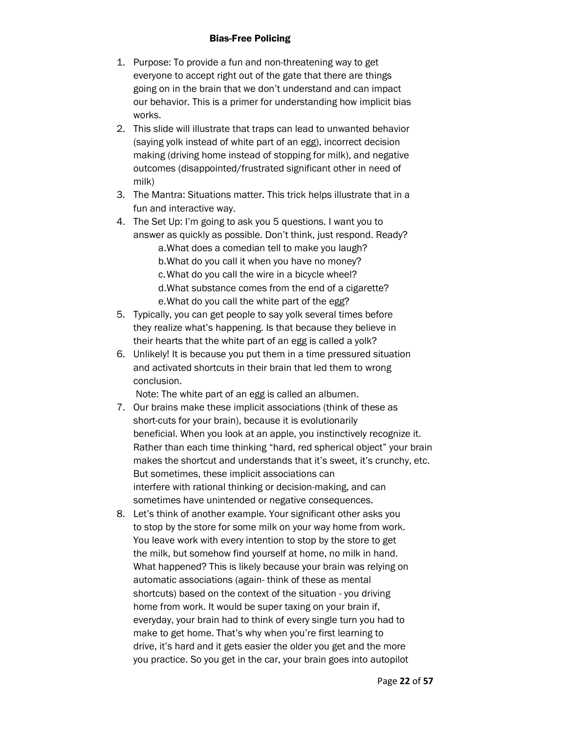# Bias-Free Policing

1. Purpose: To provide a fun and non-threatening way to get everyone to accept right out of the gate that there are things going on in the brain that we don't understand and can impact our behavior. This is a primer for understanding how implicit bias works.
2. This slide will illustrate that traps can lead to unwanted behavior (saying yolk instead of white part of an egg), incorrect decision making (driving home instead of stopping for milk), and negative outcomes (disappointed/frustrated significant other in need of milk)
3. The Mantra: Situations matter. This trick helps illustrate that in a fun and interactive way.
4. The Set Up: I'm going to ask you 5 questions. I want you to answer as quickly as possible. Don't think, just respond. Ready?
   a. What does a comedian tell to make you laugh?
   b. What do you call it when you have no money?
   c. What do you call the wire in a bicycle wheel?
   d. What substance comes from the end of a cigarette?
   e. What do you call the white part of the egg?
5. Typically, you can get people to say yolk several times before they realize what's happening. Is that because they believe in their hearts that the white part of an egg is called a yolk?
6. Unlikely! It is because you put them in a time pressured situation and activated shortcuts in their brain that led them to wrong conclusion.
   Note: The white part of an egg is called an albumen.
7. Our brains make these implicit associations (think of these as short-cuts for your brain), because it is evolutionarily beneficial. When you look at an apple, you instinctively recognize it. Rather than each time thinking "hard, red spherical object" your brain makes the shortcut and understands that it's sweet, it's crunchy, etc. But sometimes, these implicit associations can interfere with rational thinking or decision-making, and can sometimes have unintended or negative consequences.
8. Let's think of another example. Your significant other asks you to stop by the store for some milk on your way home from work. You leave work with every intention to stop by the store to get the milk, but somehow find yourself at home, no milk in hand. What happened? This is likely because your brain was relying on automatic associations (again- think of these as mental shortcuts) based on the context of the situation - you driving home from work. It would be super taxing on your brain if, everyday, your brain had to think of every single turn you had to make to get home. That's why when you're first learning to drive, it's hard and it gets easier the older you get and the more you practice. So you get in the car, your brain goes into autopilot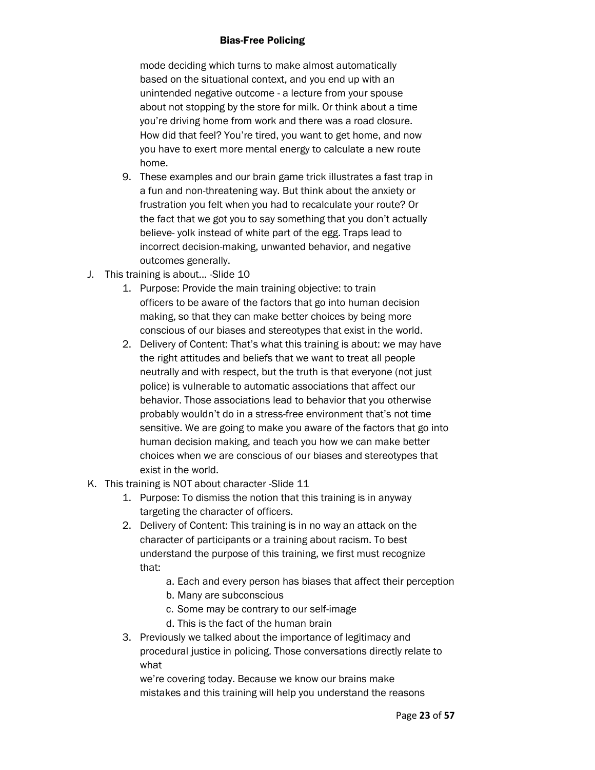mode deciding which turns to make almost automatically based on the situational context, and you end up with an unintended negative outcome - a lecture from your spouse about not stopping by the store for milk. Or think about a time you're driving home from work and there was a road closure. How did that feel? You're tired, you want to get home, and now you have to exert more mental energy to calculate a new route home.

9. These examples and our brain game trick illustrates a fast trap in a fun and non-threatening way. But think about the anxiety or frustration you felt when you had to recalculate your route? Or the fact that we got you to say something that you don't actually believe- yolk instead of white part of the egg. Traps lead to incorrect decision-making, unwanted behavior, and negative outcomes generally.

J. This training is about… -Slide 10

1. Purpose: Provide the main training objective: to train officers to be aware of the factors that go into human decision making, so that they can make better choices by being more conscious of our biases and stereotypes that exist in the world.
2. Delivery of Content: That's what this training is about: we may have the right attitudes and beliefs that we want to treat all people neutrally and with respect, but the truth is that everyone (not just police) is vulnerable to automatic associations that affect our behavior. Those associations lead to behavior that you otherwise probably wouldn't do in a stress-free environment that's not time sensitive. We are going to make you aware of the factors that go into human decision making, and teach you how we can make better choices when we are conscious of our biases and stereotypes that exist in the world.

K. This training is NOT about character -Slide 11

1. Purpose: To dismiss the notion that this training is in anyway targeting the character of officers.
2. Delivery of Content: This training is in no way an attack on the character of participants or a training about racism. To best understand the purpose of this training, we first must recognize that:
   a. Each and every person has biases that affect their perception
   b. Many are subconscious
   c. Some may be contrary to our self-image
   d. This is the fact of the human brain
3. Previously we talked about the importance of legitimacy and procedural justice in policing. Those conversations directly relate to what
   we're covering today. Because we know our brains make mistakes and this training will help you understand the reasons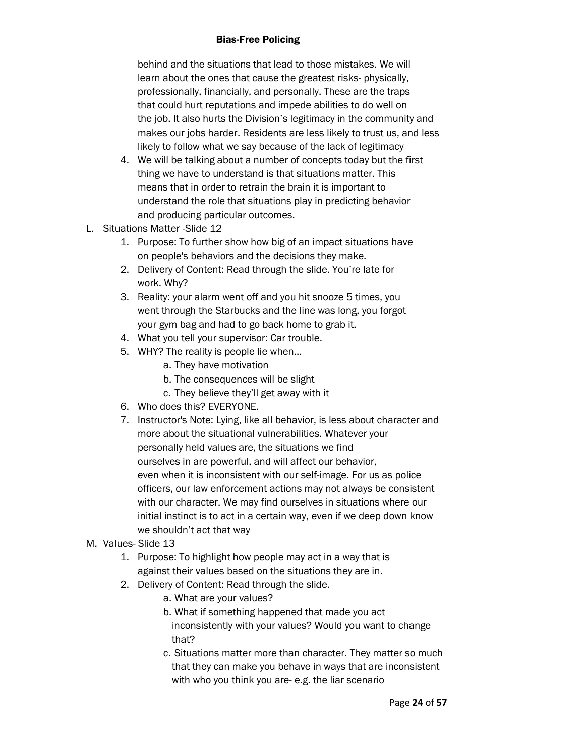behind and the situations that lead to those mistakes. We will learn about the ones that cause the greatest risks- physically, professionally, financially, and personally. These are the traps that could hurt reputations and impede abilities to do well on the job. It also hurts the Division's legitimacy in the community and makes our jobs harder. Residents are less likely to trust us, and less likely to follow what we say because of the lack of legitimacy

4. We will be talking about a number of concepts today but the first thing we have to understand is that situations matter. This means that in order to retrain the brain it is important to understand the role that situations play in predicting behavior and producing particular outcomes.

L. Situations Matter -Slide 12

1. Purpose: To further show how big of an impact situations have on people's behaviors and the decisions they make.
2. Delivery of Content: Read through the slide. You're late for work. Why?
3. Reality: your alarm went off and you hit snooze 5 times, you went through the Starbucks and the line was long, you forgot your gym bag and had to go back home to grab it.
4. What you tell your supervisor: Car trouble.
5. WHY? The reality is people lie when…
   a. They have motivation
   b. The consequences will be slight
   c. They believe they'll get away with it
6. Who does this? EVERYONE.
7. Instructor's Note: Lying, like all behavior, is less about character and more about the situational vulnerabilities. Whatever your personally held values are, the situations we find ourselves in are powerful, and will affect our behavior, even when it is inconsistent with our self-image. For us as police officers, our law enforcement actions may not always be consistent with our character. We may find ourselves in situations where our initial instinct is to act in a certain way, even if we deep down know we shouldn't act that way

M. Values- Slide 13

1. Purpose: To highlight how people may act in a way that is against their values based on the situations they are in.
2. Delivery of Content: Read through the slide.
   a. What are your values?
   b. What if something happened that made you act inconsistently with your values? Would you want to change that?
   c. Situations matter more than character. They matter so much that they can make you behave in ways that are inconsistent with who you think you are- e.g. the liar scenario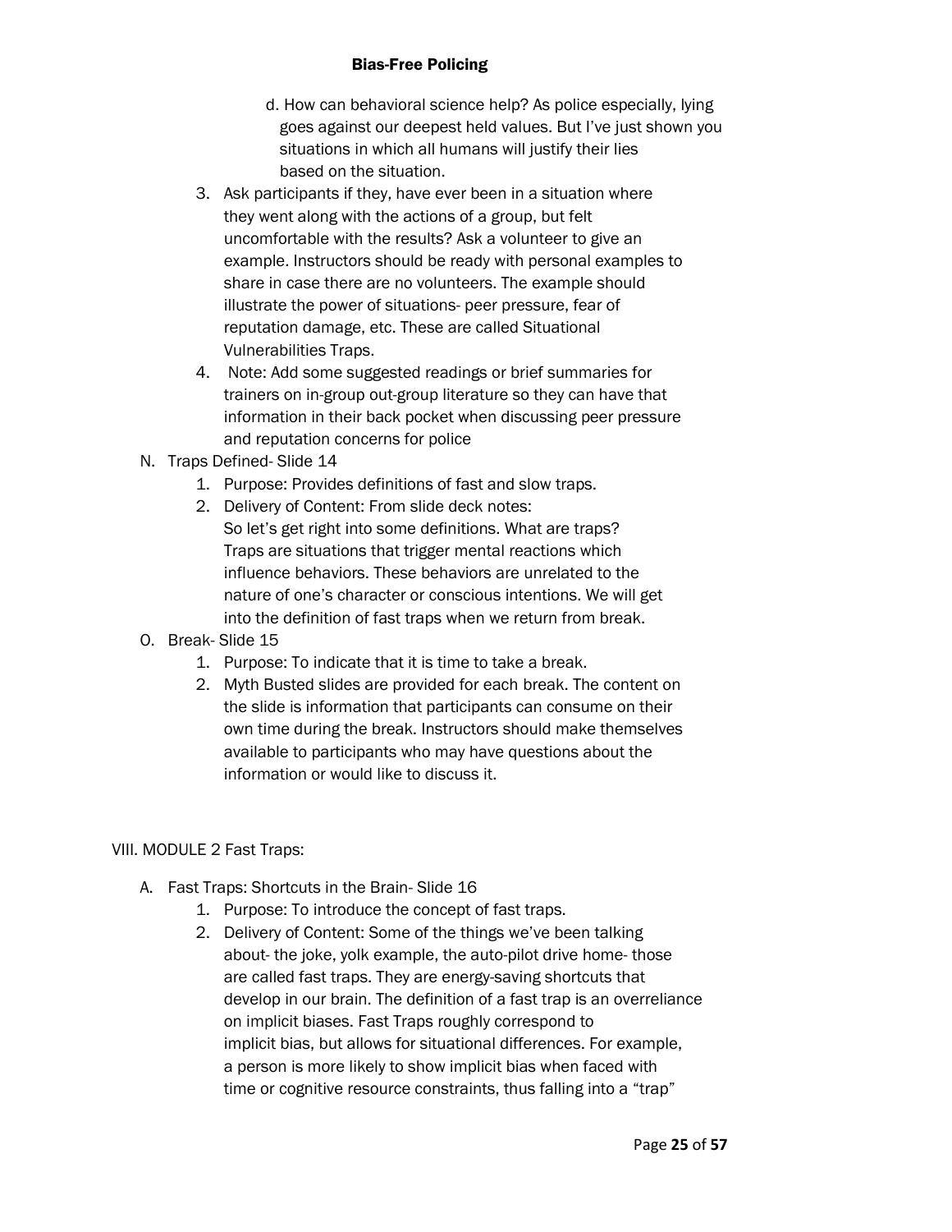d. How can behavioral science help? As police especially, lying goes against our deepest held values. But I've just shown you situations in which all humans will justify their lies based on the situation.

3. Ask participants if they, have ever been in a situation where they went along with the actions of a group, but felt uncomfortable with the results? Ask a volunteer to give an example. Instructors should be ready with personal examples to share in case there are no volunteers. The example should illustrate the power of situations- peer pressure, fear of reputation damage, etc. These are called Situational Vulnerabilities Traps.
4. Note: Add some suggested readings or brief summaries for trainers on in-group out-group literature so they can have that information in their back pocket when discussing peer pressure and reputation concerns for police

N. Traps Defined- Slide 14
   1. Purpose: Provides definitions of fast and slow traps.
   2. Delivery of Content: From slide deck notes:
      So let's get right into some definitions. What are traps? Traps are situations that trigger mental reactions which influence behaviors. These behaviors are unrelated to the nature of one's character or conscious intentions. We will get into the definition of fast traps when we return from break.

O. Break- Slide 15
   1. Purpose: To indicate that it is time to take a break.
   2. Myth Busted slides are provided for each break. The content on the slide is information that participants can consume on their own time during the break. Instructors should make themselves available to participants who may have questions about the information or would like to discuss it.

VIII. MODULE 2 Fast Traps:

A. Fast Traps: Shortcuts in the Brain- Slide 16
   1. Purpose: To introduce the concept of fast traps.
   2. Delivery of Content: Some of the things we've been talking about- the joke, yolk example, the auto-pilot drive home- those are called fast traps. They are energy-saving shortcuts that develop in our brain. The definition of a fast trap is an overreliance on implicit biases. Fast Traps roughly correspond to implicit bias, but allows for situational differences. For example, a person is more likely to show implicit bias when faced with time or cognitive resource constraints, thus falling into a "trap"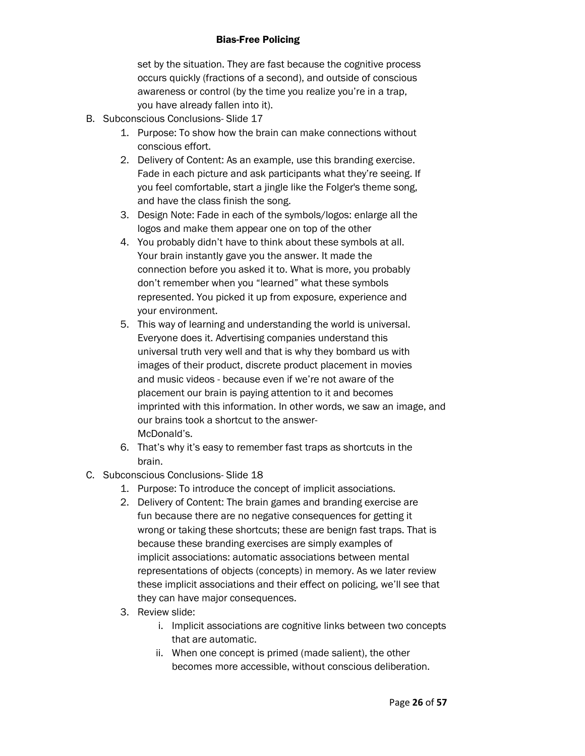set by the situation. They are fast because the cognitive process occurs quickly (fractions of a second), and outside of conscious awareness or control (by the time you realize you're in a trap, you have already fallen into it).

B. Subconscious Conclusions- Slide 17
   1. Purpose: To show how the brain can make connections without conscious effort.
   2. Delivery of Content: As an example, use this branding exercise. Fade in each picture and ask participants what they're seeing. If you feel comfortable, start a jingle like the Folger's theme song, and have the class finish the song.
   3. Design Note: Fade in each of the symbols/logos: enlarge all the logos and make them appear one on top of the other
   4. You probably didn't have to think about these symbols at all. Your brain instantly gave you the answer. It made the connection before you asked it to. What is more, you probably don't remember when you "learned" what these symbols represented. You picked it up from exposure, experience and your environment.
   5. This way of learning and understanding the world is universal. Everyone does it. Advertising companies understand this universal truth very well and that is why they bombard us with images of their product, discrete product placement in movies and music videos - because even if we're not aware of the placement our brain is paying attention to it and becomes imprinted with this information. In other words, we saw an image, and our brains took a shortcut to the answer-
      McDonald's.
   6. That's why it's easy to remember fast traps as shortcuts in the brain.

C. Subconscious Conclusions- Slide 18
   1. Purpose: To introduce the concept of implicit associations.
   2. Delivery of Content: The brain games and branding exercise are fun because there are no negative consequences for getting it wrong or taking these shortcuts; these are benign fast traps. That is because these branding exercises are simply examples of implicit associations: automatic associations between mental representations of objects (concepts) in memory. As we later review these implicit associations and their effect on policing, we'll see that they can have major consequences.
   3. Review slide:
      i. Implicit associations are cognitive links between two concepts that are automatic.
      ii. When one concept is primed (made salient), the other becomes more accessible, without conscious deliberation.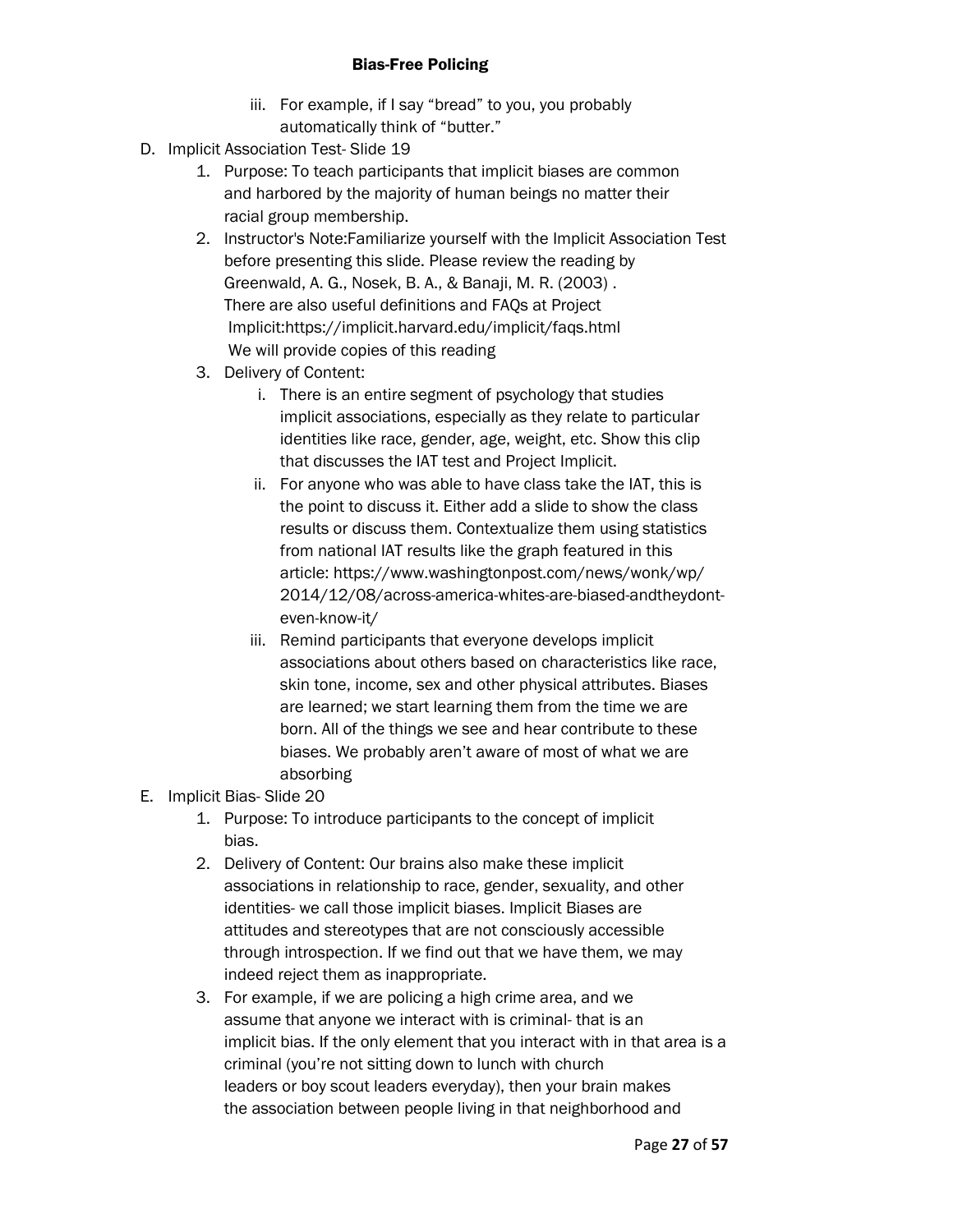iii. For example, if I say "bread" to you, you probably automatically think of "butter."

D. Implicit Association Test- Slide 19

1. Purpose: To teach participants that implicit biases are common and harbored by the majority of human beings no matter their racial group membership.
2. Instructor's Note:Familiarize yourself with the Implicit Association Test before presenting this slide. Please review the reading by Greenwald, A. G., Nosek, B. A., & Banaji, M. R. (2003) . There are also useful definitions and FAQs at Project Implicit:https://implicit.harvard.edu/implicit/faqs.html We will provide copies of this reading
3. Delivery of Content:
   i. There is an entire segment of psychology that studies implicit associations, especially as they relate to particular identities like race, gender, age, weight, etc. Show this clip that discusses the IAT test and Project Implicit.
   ii. For anyone who was able to have class take the IAT, this is the point to discuss it. Either add a slide to show the class results or discuss them. Contextualize them using statistics from national IAT results like the graph featured in this article: https://www.washingtonpost.com/news/wonk/wp/2014/12/08/across-america-whites-are-biased-andtheydont-even-know-it/
   iii. Remind participants that everyone develops implicit associations about others based on characteristics like race, skin tone, income, sex and other physical attributes. Biases are learned; we start learning them from the time we are born. All of the things we see and hear contribute to these biases. We probably aren't aware of most of what we are absorbing

E. Implicit Bias- Slide 20

1. Purpose: To introduce participants to the concept of implicit bias.
2. Delivery of Content: Our brains also make these implicit associations in relationship to race, gender, sexuality, and other identities- we call those implicit biases. Implicit Biases are attitudes and stereotypes that are not consciously accessible through introspection. If we find out that we have them, we may indeed reject them as inappropriate.
3. For example, if we are policing a high crime area, and we assume that anyone we interact with is criminal- that is an implicit bias. If the only element that you interact with in that area is a criminal (you're not sitting down to lunch with church leaders or boy scout leaders everyday), then your brain makes the association between people living in that neighborhood and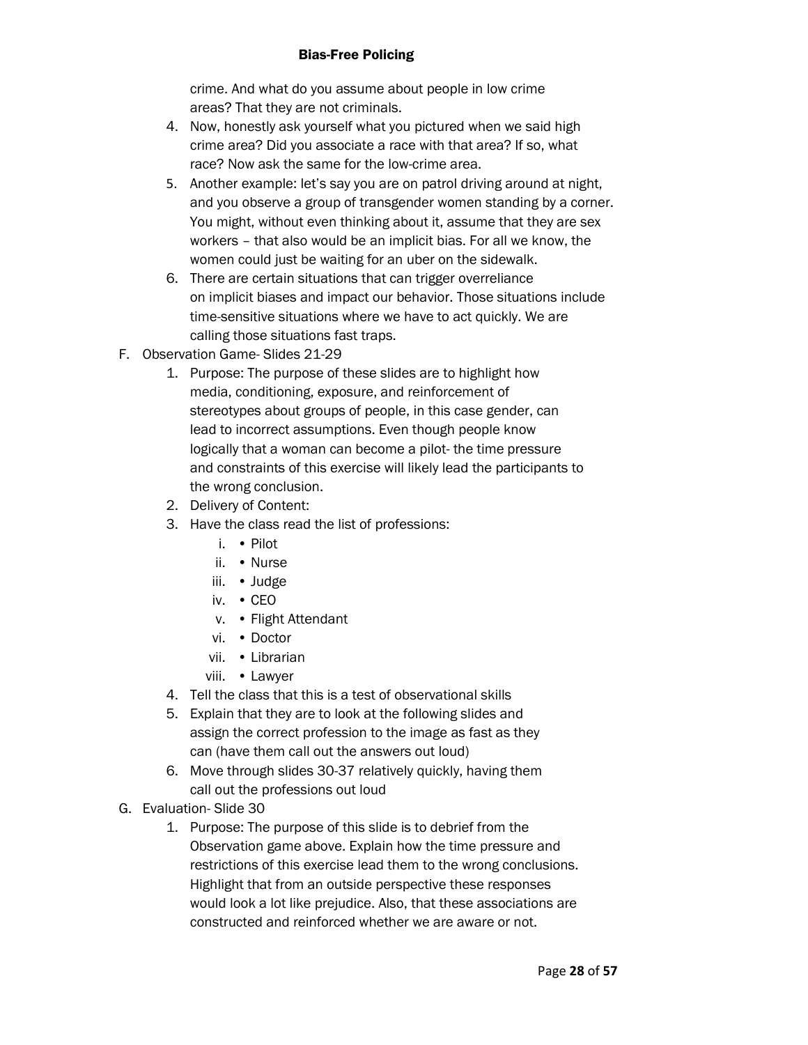crime. And what do you assume about people in low crime areas? That they are not criminals.

4. Now, honestly ask yourself what you pictured when we said high crime area? Did you associate a race with that area? If so, what race? Now ask the same for the low-crime area.
5. Another example: let's say you are on patrol driving around at night, and you observe a group of transgender women standing by a corner. You might, without even thinking about it, assume that they are sex workers – that also would be an implicit bias. For all we know, the women could just be waiting for an uber on the sidewalk.
6. There are certain situations that can trigger overreliance on implicit biases and impact our behavior. Those situations include time-sensitive situations where we have to act quickly. We are calling those situations fast traps.

F. Observation Game- Slides 21-29

1. Purpose: The purpose of these slides are to highlight how media, conditioning, exposure, and reinforcement of stereotypes about groups of people, in this case gender, can lead to incorrect assumptions. Even though people know logically that a woman can become a pilot- the time pressure and constraints of this exercise will likely lead the participants to the wrong conclusion.
2. Delivery of Content:
3. Have the class read the list of professions:
   i. • Pilot
   ii. • Nurse
   iii. • Judge
   iv. • CEO
   v. • Flight Attendant
   vi. • Doctor
   vii. • Librarian
   viii. • Lawyer
4. Tell the class that this is a test of observational skills
5. Explain that they are to look at the following slides and assign the correct profession to the image as fast as they can (have them call out the answers out loud)
6. Move through slides 30-37 relatively quickly, having them call out the professions out loud

G. Evaluation- Slide 30

1. Purpose: The purpose of this slide is to debrief from the Observation game above. Explain how the time pressure and restrictions of this exercise lead them to the wrong conclusions. Highlight that from an outside perspective these responses would look a lot like prejudice. Also, that these associations are constructed and reinforced whether we are aware or not.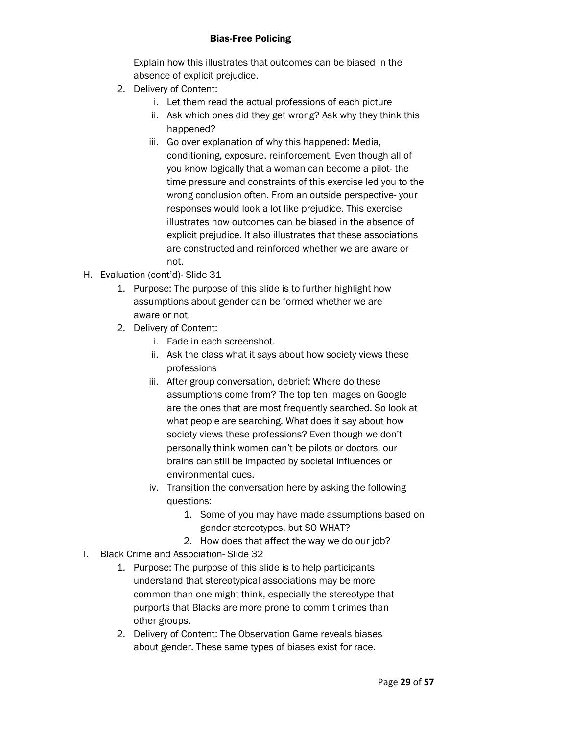Explain how this illustrates that outcomes can be biased in the absence of explicit prejudice.

2. Delivery of Content:
    i. Let them read the actual professions of each picture
    ii. Ask which ones did they get wrong? Ask why they think this happened?
    iii. Go over explanation of why this happened: Media, conditioning, exposure, reinforcement. Even though all of you know logically that a woman can become a pilot- the time pressure and constraints of this exercise led you to the wrong conclusion often. From an outside perspective- your responses would look a lot like prejudice. This exercise illustrates how outcomes can be biased in the absence of explicit prejudice. It also illustrates that these associations are constructed and reinforced whether we are aware or not.

H. Evaluation (cont'd)- Slide 31
1. Purpose: The purpose of this slide is to further highlight how assumptions about gender can be formed whether we are aware or not.
2. Delivery of Content:
    i. Fade in each screenshot.
    ii. Ask the class what it says about how society views these professions
    iii. After group conversation, debrief: Where do these assumptions come from? The top ten images on Google are the ones that are most frequently searched. So look at what people are searching. What does it say about how society views these professions? Even though we don't personally think women can't be pilots or doctors, our brains can still be impacted by societal influences or environmental cues.
    iv. Transition the conversation here by asking the following questions:
        1. Some of you may have made assumptions based on gender stereotypes, but SO WHAT?
        2. How does that affect the way we do our job?

I. Black Crime and Association- Slide 32
1. Purpose: The purpose of this slide is to help participants understand that stereotypical associations may be more common than one might think, especially the stereotype that purports that Blacks are more prone to commit crimes than other groups.
2. Delivery of Content: The Observation Game reveals biases about gender. These same types of biases exist for race.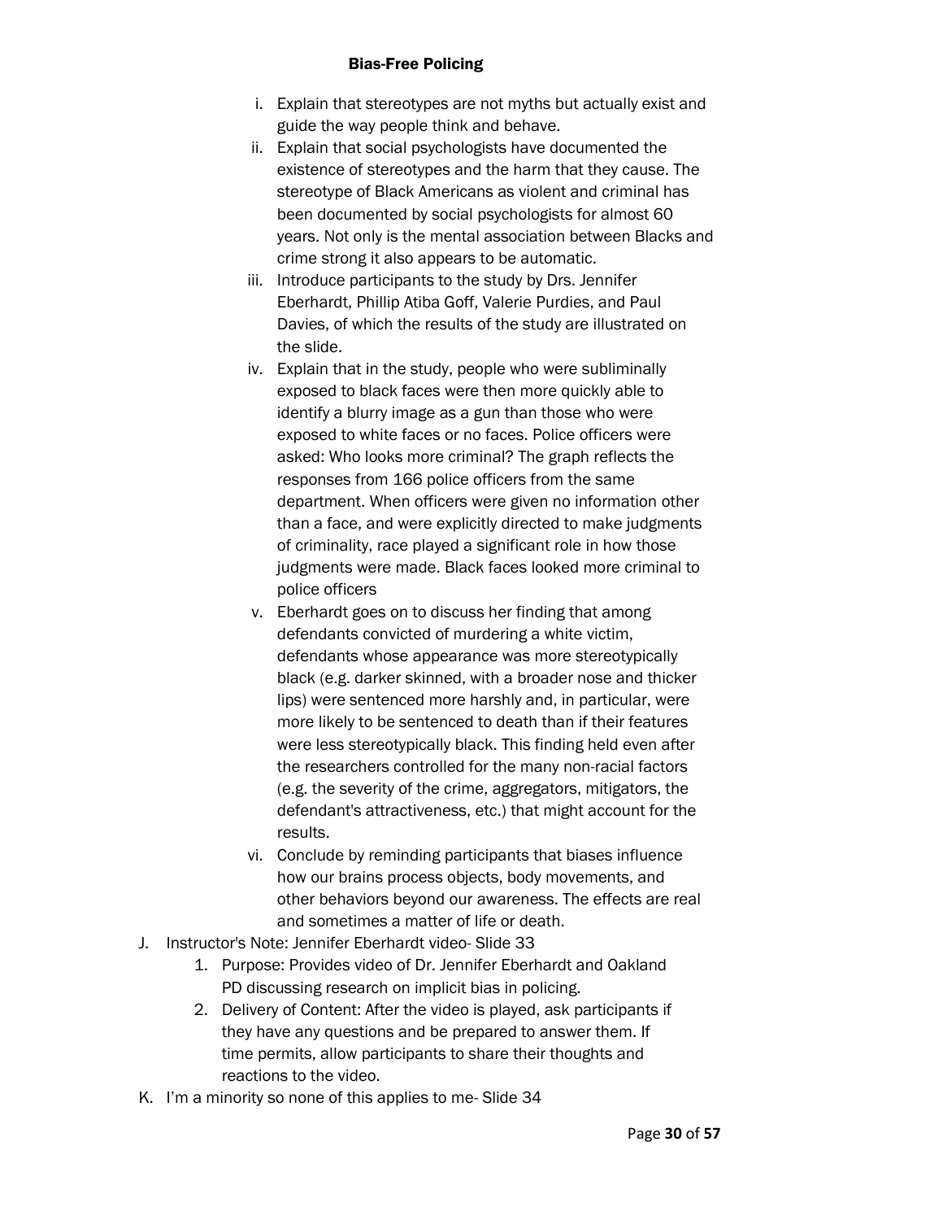i. Explain that stereotypes are not myths but actually exist and guide the way people think and behave.

ii. Explain that social psychologists have documented the existence of stereotypes and the harm that they cause. The stereotype of Black Americans as violent and criminal has been documented by social psychologists for almost 60 years. Not only is the mental association between Blacks and crime strong it also appears to be automatic.

iii. Introduce participants to the study by Drs. Jennifer Eberhardt, Phillip Atiba Goff, Valerie Purdies, and Paul Davies, of which the results of the study are illustrated on the slide.

iv. Explain that in the study, people who were subliminally exposed to black faces were then more quickly able to identify a blurry image as a gun than those who were exposed to white faces or no faces. Police officers were asked: Who looks more criminal? The graph reflects the responses from 166 police officers from the same department. When officers were given no information other than a face, and were explicitly directed to make judgments of criminality, race played a significant role in how those judgments were made. Black faces looked more criminal to police officers

v. Eberhardt goes on to discuss her finding that among defendants convicted of murdering a white victim, defendants whose appearance was more stereotypically black (e.g. darker skinned, with a broader nose and thicker lips) were sentenced more harshly and, in particular, were more likely to be sentenced to death than if their features were less stereotypically black. This finding held even after the researchers controlled for the many non-racial factors (e.g. the severity of the crime, aggregators, mitigators, the defendant's attractiveness, etc.) that might account for the results.

vi. Conclude by reminding participants that biases influence how our brains process objects, body movements, and other behaviors beyond our awareness. The effects are real and sometimes a matter of life or death.

J. Instructor's Note: Jennifer Eberhardt video- Slide 33

1. Purpose: Provides video of Dr. Jennifer Eberhardt and Oakland PD discussing research on implicit bias in policing.
2. Delivery of Content: After the video is played, ask participants if they have any questions and be prepared to answer them. If time permits, allow participants to share their thoughts and reactions to the video.

K. I'm a minority so none of this applies to me- Slide 34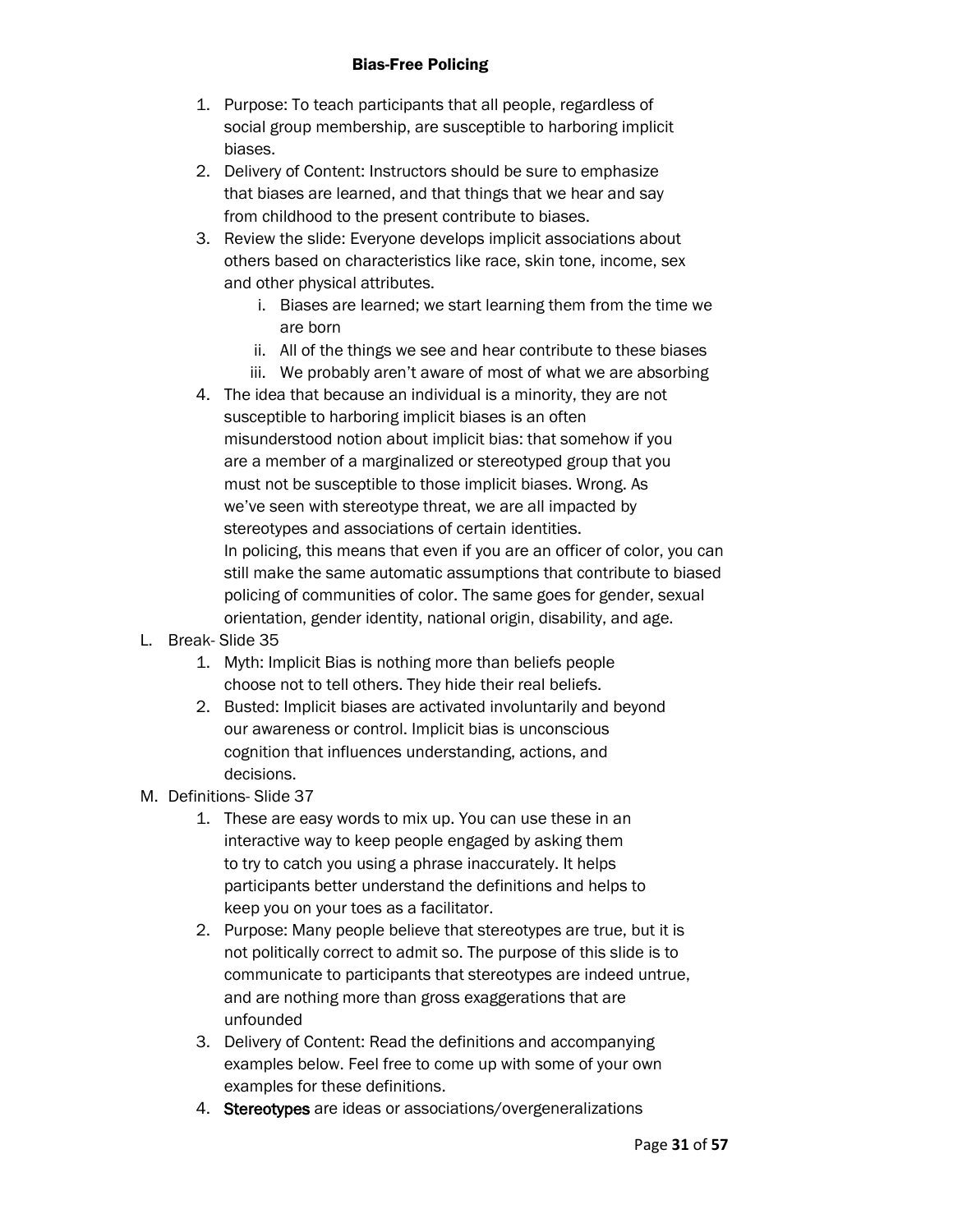1. Purpose: To teach participants that all people, regardless of social group membership, are susceptible to harboring implicit biases.
2. Delivery of Content: Instructors should be sure to emphasize that biases are learned, and that things that we hear and say from childhood to the present contribute to biases.
3. Review the slide: Everyone develops implicit associations about others based on characteristics like race, skin tone, income, sex and other physical attributes.
   i. Biases are learned; we start learning them from the time we are born
   ii. All of the things we see and hear contribute to these biases
   iii. We probably aren't aware of most of what we are absorbing
4. The idea that because an individual is a minority, they are not susceptible to harboring implicit biases is an often misunderstood notion about implicit bias: that somehow if you are a member of a marginalized or stereotyped group that you must not be susceptible to those implicit biases. Wrong. As we've seen with stereotype threat, we are all impacted by stereotypes and associations of certain identities.
   In policing, this means that even if you are an officer of color, you can still make the same automatic assumptions that contribute to biased policing of communities of color. The same goes for gender, sexual orientation, gender identity, national origin, disability, and age.

L. Break- Slide 35
   1. Myth: Implicit Bias is nothing more than beliefs people choose not to tell others. They hide their real beliefs.
   2. Busted: Implicit biases are activated involuntarily and beyond our awareness or control. Implicit bias is unconscious cognition that influences understanding, actions, and decisions.

M. Definitions- Slide 37
   1. These are easy words to mix up. You can use these in an interactive way to keep people engaged by asking them to try to catch you using a phrase inaccurately. It helps participants better understand the definitions and helps to keep you on your toes as a facilitator.
   2. Purpose: Many people believe that stereotypes are true, but it is not politically correct to admit so. The purpose of this slide is to communicate to participants that stereotypes are indeed untrue, and are nothing more than gross exaggerations that are unfounded
   3. Delivery of Content: Read the definitions and accompanying examples below. Feel free to come up with some of your own examples for these definitions.
   4. **Stereotypes** are ideas or associations/overgeneralizations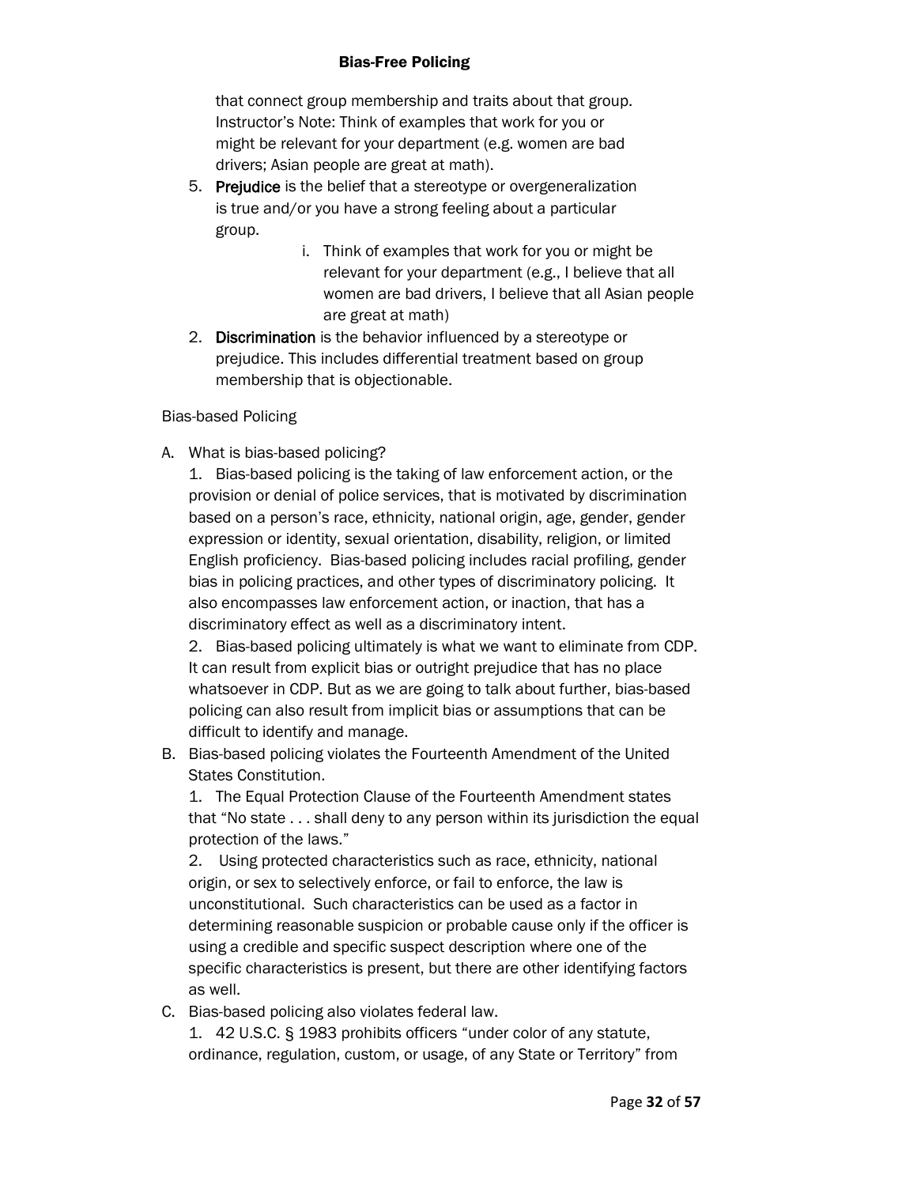that connect group membership and traits about that group. Instructor's Note: Think of examples that work for you or might be relevant for your department (e.g. women are bad drivers; Asian people are great at math).

5. **Prejudice** is the belief that a stereotype or overgeneralization is true and/or you have a strong feeling about a particular group.
   i. Think of examples that work for you or might be relevant for your department (e.g., I believe that all women are bad drivers, I believe that all Asian people are great at math)
2. **Discrimination** is the behavior influenced by a stereotype or prejudice. This includes differential treatment based on group membership that is objectionable.

Bias-based Policing

A. What is bias-based policing?

   1. Bias-based policing is the taking of law enforcement action, or the provision or denial of police services, that is motivated by discrimination based on a person's race, ethnicity, national origin, age, gender, gender expression or identity, sexual orientation, disability, religion, or limited English proficiency. Bias-based policing includes racial profiling, gender bias in policing practices, and other types of discriminatory policing. It also encompasses law enforcement action, or inaction, that has a discriminatory effect as well as a discriminatory intent.

   2. Bias-based policing ultimately is what we want to eliminate from CDP. It can result from explicit bias or outright prejudice that has no place whatsoever in CDP. But as we are going to talk about further, bias-based policing can also result from implicit bias or assumptions that can be difficult to identify and manage.

B. Bias-based policing violates the Fourteenth Amendment of the United States Constitution.

   1. The Equal Protection Clause of the Fourteenth Amendment states that "No state . . . shall deny to any person within its jurisdiction the equal protection of the laws."

   2. Using protected characteristics such as race, ethnicity, national origin, or sex to selectively enforce, or fail to enforce, the law is unconstitutional. Such characteristics can be used as a factor in determining reasonable suspicion or probable cause only if the officer is using a credible and specific suspect description where one of the specific characteristics is present, but there are other identifying factors as well.

C. Bias-based policing also violates federal law.

   1. 42 U.S.C. § 1983 prohibits officers "under color of any statute, ordinance, regulation, custom, or usage, of any State or Territory" from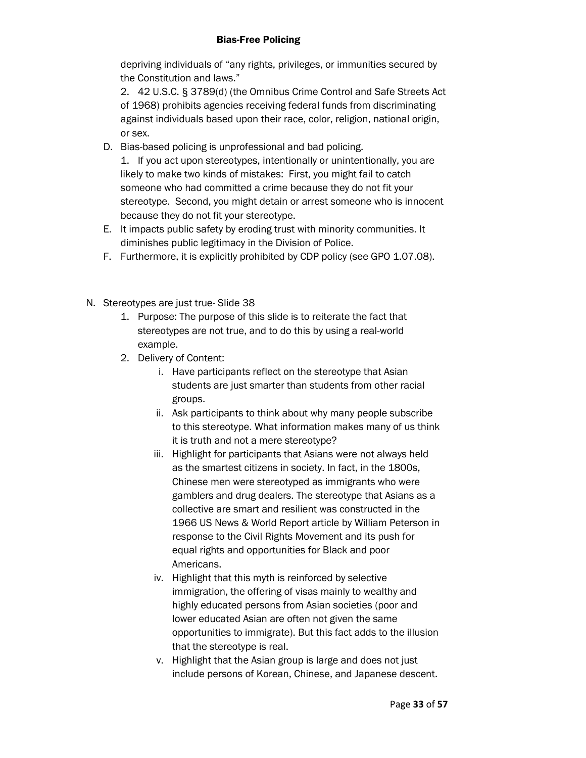depriving individuals of "any rights, privileges, or immunities secured by the Constitution and laws."

2. 42 U.S.C. § 3789(d) (the Omnibus Crime Control and Safe Streets Act of 1968) prohibits agencies receiving federal funds from discriminating against individuals based upon their race, color, religion, national origin, or sex.

D. Bias-based policing is unprofessional and bad policing.

1. If you act upon stereotypes, intentionally or unintentionally, you are likely to make two kinds of mistakes: First, you might fail to catch someone who had committed a crime because they do not fit your stereotype. Second, you might detain or arrest someone who is innocent because they do not fit your stereotype.

E. It impacts public safety by eroding trust with minority communities. It diminishes public legitimacy in the Division of Police.

F. Furthermore, it is explicitly prohibited by CDP policy (see GPO 1.07.08).

N. Stereotypes are just true- Slide 38

1. Purpose: The purpose of this slide is to reiterate the fact that stereotypes are not true, and to do this by using a real-world example.
2. Delivery of Content:
   i. Have participants reflect on the stereotype that Asian students are just smarter than students from other racial groups.
   ii. Ask participants to think about why many people subscribe to this stereotype. What information makes many of us think it is truth and not a mere stereotype?
   iii. Highlight for participants that Asians were not always held as the smartest citizens in society. In fact, in the 1800s, Chinese men were stereotyped as immigrants who were gamblers and drug dealers. The stereotype that Asians as a collective are smart and resilient was constructed in the 1966 US News & World Report article by William Peterson in response to the Civil Rights Movement and its push for equal rights and opportunities for Black and poor Americans.
   iv. Highlight that this myth is reinforced by selective immigration, the offering of visas mainly to wealthy and highly educated persons from Asian societies (poor and lower educated Asian are often not given the same opportunities to immigrate). But this fact adds to the illusion that the stereotype is real.
   v. Highlight that the Asian group is large and does not just include persons of Korean, Chinese, and Japanese descent.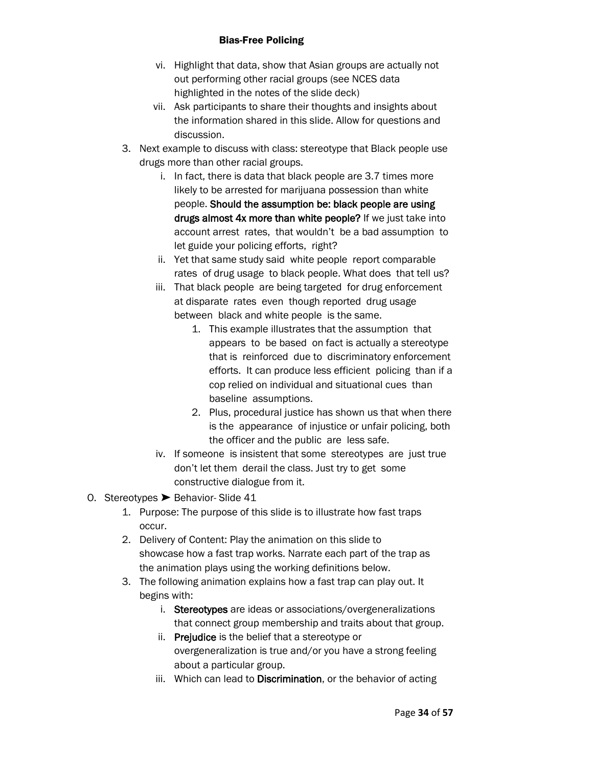vi. Highlight that data, show that Asian groups are actually not out performing other racial groups (see NCES data highlighted in the notes of the slide deck)

vii. Ask participants to share their thoughts and insights about the information shared in this slide. Allow for questions and discussion.

3. Next example to discuss with class: stereotype that Black people use drugs more than other racial groups.

    i. In fact, there is data that black people are 3.7 times more likely to be arrested for marijuana possession than white people. **Should the assumption be: black people are using drugs almost 4x more than white people?** If we just take into account arrest rates, that wouldn't be a bad assumption to let guide your policing efforts, right?

    ii. Yet that same study said white people report comparable rates of drug usage to black people. What does that tell us?

    iii. That black people are being targeted for drug enforcement at disparate rates even though reported drug usage between black and white people is the same.

        1. This example illustrates that the assumption that appears to be based on fact is actually a stereotype that is reinforced due to discriminatory enforcement efforts. It can produce less efficient policing than if a cop relied on individual and situational cues than baseline assumptions.
        2. Plus, procedural justice has shown us that when there is the appearance of injustice or unfair policing, both the officer and the public are less safe.

    iv. If someone is insistent that some stereotypes are just true don't let them derail the class. Just try to get some constructive dialogue from it.

O. Stereotypes ➤ Behavior- Slide 41

1. Purpose: The purpose of this slide is to illustrate how fast traps occur.
2. Delivery of Content: Play the animation on this slide to showcase how a fast trap works. Narrate each part of the trap as the animation plays using the working definitions below.
3. The following animation explains how a fast trap can play out. It begins with:

    i. **Stereotypes** are ideas or associations/overgeneralizations that connect group membership and traits about that group.

    ii. **Prejudice** is the belief that a stereotype or overgeneralization is true and/or you have a strong feeling about a particular group.

    iii. Which can lead to **Discrimination**, or the behavior of acting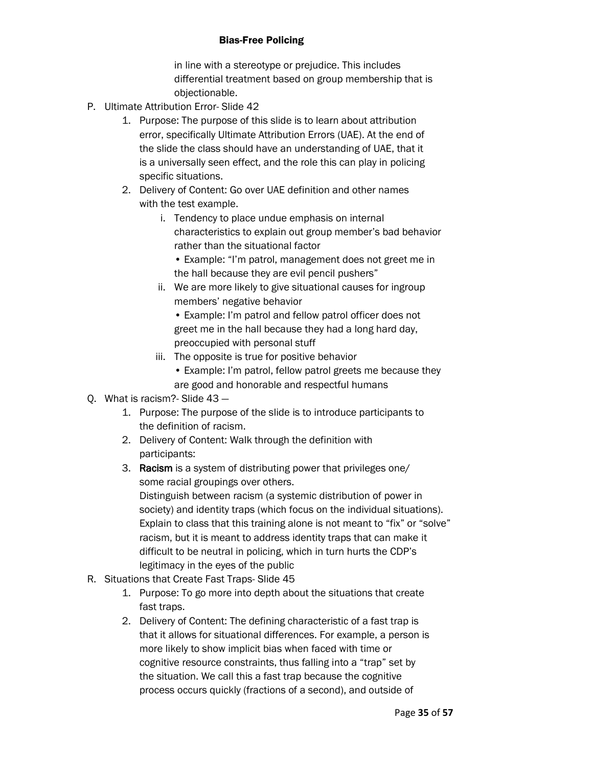in line with a stereotype or prejudice. This includes differential treatment based on group membership that is objectionable.

P. Ultimate Attribution Error- Slide 42

1. Purpose: The purpose of this slide is to learn about attribution error, specifically Ultimate Attribution Errors (UAE). At the end of the slide the class should have an understanding of UAE, that it is a universally seen effect, and the role this can play in policing specific situations.
2. Delivery of Content: Go over UAE definition and other names with the test example.
   i. Tendency to place undue emphasis on internal characteristics to explain out group member's bad behavior rather than the situational factor
      • Example: "I'm patrol, management does not greet me in the hall because they are evil pencil pushers"
   ii. We are more likely to give situational causes for ingroup members' negative behavior
      • Example: I'm patrol and fellow patrol officer does not greet me in the hall because they had a long hard day, preoccupied with personal stuff
   iii. The opposite is true for positive behavior
      • Example: I'm patrol, fellow patrol greets me because they are good and honorable and respectful humans

Q. What is racism?- Slide 43 –

1. Purpose: The purpose of the slide is to introduce participants to the definition of racism.
2. Delivery of Content: Walk through the definition with participants:
3. **Racism** is a system of distributing power that privileges one/ some racial groupings over others.
   Distinguish between racism (a systemic distribution of power in society) and identity traps (which focus on the individual situations). Explain to class that this training alone is not meant to "fix" or "solve" racism, but it is meant to address identity traps that can make it difficult to be neutral in policing, which in turn hurts the CDP's legitimacy in the eyes of the public

R. Situations that Create Fast Traps- Slide 45

1. Purpose: To go more into depth about the situations that create fast traps.
2. Delivery of Content: The defining characteristic of a fast trap is that it allows for situational differences. For example, a person is more likely to show implicit bias when faced with time or cognitive resource constraints, thus falling into a "trap" set by the situation. We call this a fast trap because the cognitive process occurs quickly (fractions of a second), and outside of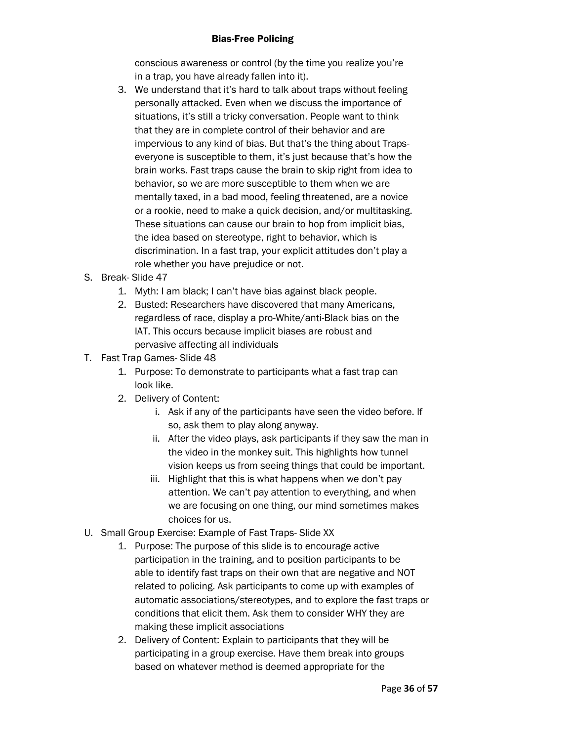conscious awareness or control (by the time you realize you're in a trap, you have already fallen into it).

3. We understand that it's hard to talk about traps without feeling personally attacked. Even when we discuss the importance of situations, it's still a tricky conversation. People want to think that they are in complete control of their behavior and are impervious to any kind of bias. But that's the thing about Traps- everyone is susceptible to them, it's just because that's how the brain works. Fast traps cause the brain to skip right from idea to behavior, so we are more susceptible to them when we are mentally taxed, in a bad mood, feeling threatened, are a novice or a rookie, need to make a quick decision, and/or multitasking. These situations can cause our brain to hop from implicit bias, the idea based on stereotype, right to behavior, which is discrimination. In a fast trap, your explicit attitudes don't play a role whether you have prejudice or not.

S. Break- Slide 47
   1. Myth: I am black; I can't have bias against black people.
   2. Busted: Researchers have discovered that many Americans, regardless of race, display a pro-White/anti-Black bias on the IAT. This occurs because implicit biases are robust and pervasive affecting all individuals

T. Fast Trap Games- Slide 48
   1. Purpose: To demonstrate to participants what a fast trap can look like.
   2. Delivery of Content:
      i. Ask if any of the participants have seen the video before. If so, ask them to play along anyway.
      ii. After the video plays, ask participants if they saw the man in the video in the monkey suit. This highlights how tunnel vision keeps us from seeing things that could be important.
      iii. Highlight that this is what happens when we don't pay attention. We can't pay attention to everything, and when we are focusing on one thing, our mind sometimes makes choices for us.

U. Small Group Exercise: Example of Fast Traps- Slide XX
   1. Purpose: The purpose of this slide is to encourage active participation in the training, and to position participants to be able to identify fast traps on their own that are negative and NOT related to policing. Ask participants to come up with examples of automatic associations/stereotypes, and to explore the fast traps or conditions that elicit them. Ask them to consider WHY they are making these implicit associations
   2. Delivery of Content: Explain to participants that they will be participating in a group exercise. Have them break into groups based on whatever method is deemed appropriate for the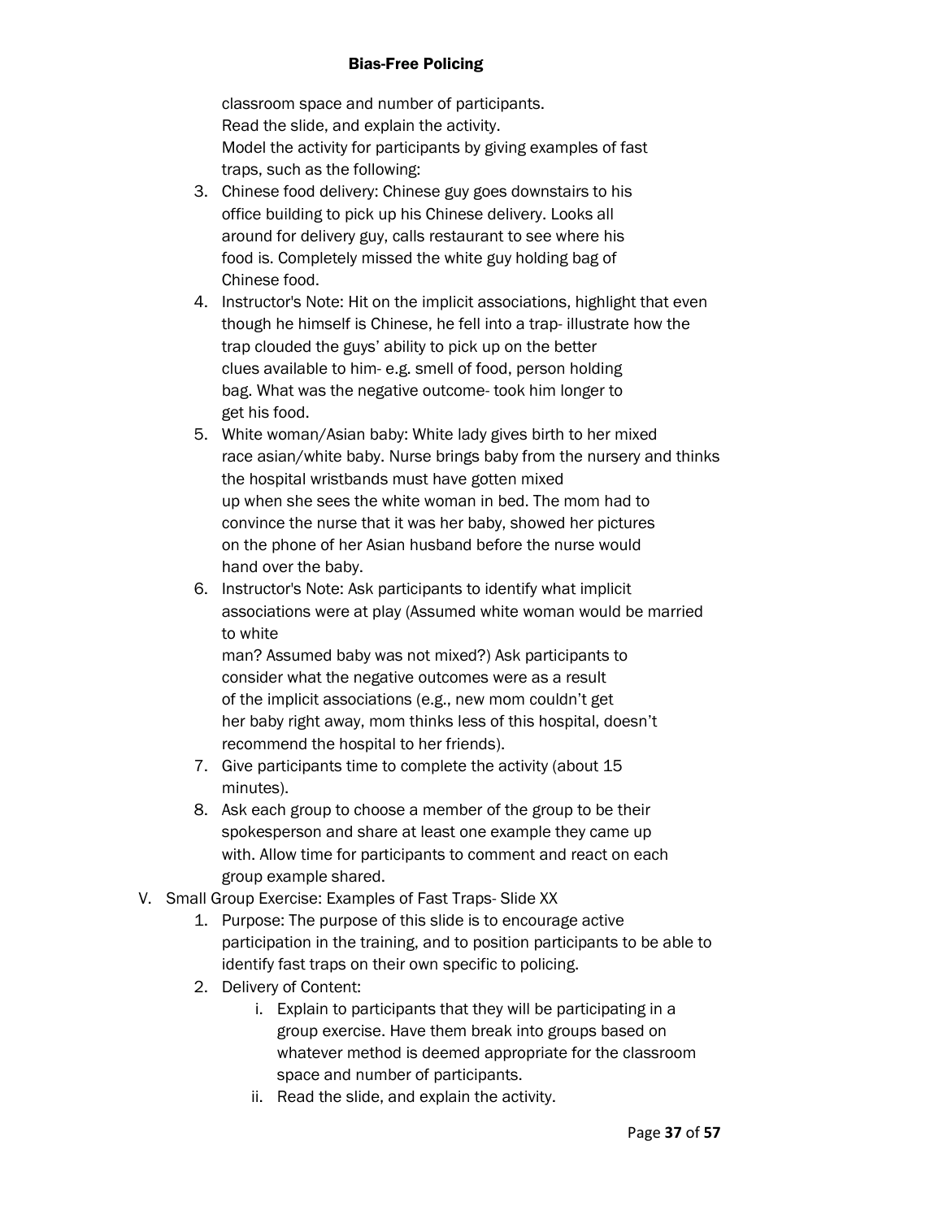classroom space and number of participants.
Read the slide, and explain the activity.
Model the activity for participants by giving examples of fast traps, such as the following:

3. Chinese food delivery: Chinese guy goes downstairs to his office building to pick up his Chinese delivery. Looks all around for delivery guy, calls restaurant to see where his food is. Completely missed the white guy holding bag of Chinese food.
4. Instructor's Note: Hit on the implicit associations, highlight that even though he himself is Chinese, he fell into a trap- illustrate how the trap clouded the guys' ability to pick up on the better clues available to him- e.g. smell of food, person holding bag. What was the negative outcome- took him longer to get his food.
5. White woman/Asian baby: White lady gives birth to her mixed race asian/white baby. Nurse brings baby from the nursery and thinks the hospital wristbands must have gotten mixed up when she sees the white woman in bed. The mom had to convince the nurse that it was her baby, showed her pictures on the phone of her Asian husband before the nurse would hand over the baby.
6. Instructor's Note: Ask participants to identify what implicit associations were at play (Assumed white woman would be married to white man? Assumed baby was not mixed?) Ask participants to consider what the negative outcomes were as a result of the implicit associations (e.g., new mom couldn't get her baby right away, mom thinks less of this hospital, doesn't recommend the hospital to her friends).
7. Give participants time to complete the activity (about 15 minutes).
8. Ask each group to choose a member of the group to be their spokesperson and share at least one example they came up with. Allow time for participants to comment and react on each group example shared.

V. Small Group Exercise: Examples of Fast Traps- Slide XX
   1. Purpose: The purpose of this slide is to encourage active participation in the training, and to position participants to be able to identify fast traps on their own specific to policing.
   2. Delivery of Content:
      i. Explain to participants that they will be participating in a group exercise. Have them break into groups based on whatever method is deemed appropriate for the classroom space and number of participants.
      ii. Read the slide, and explain the activity.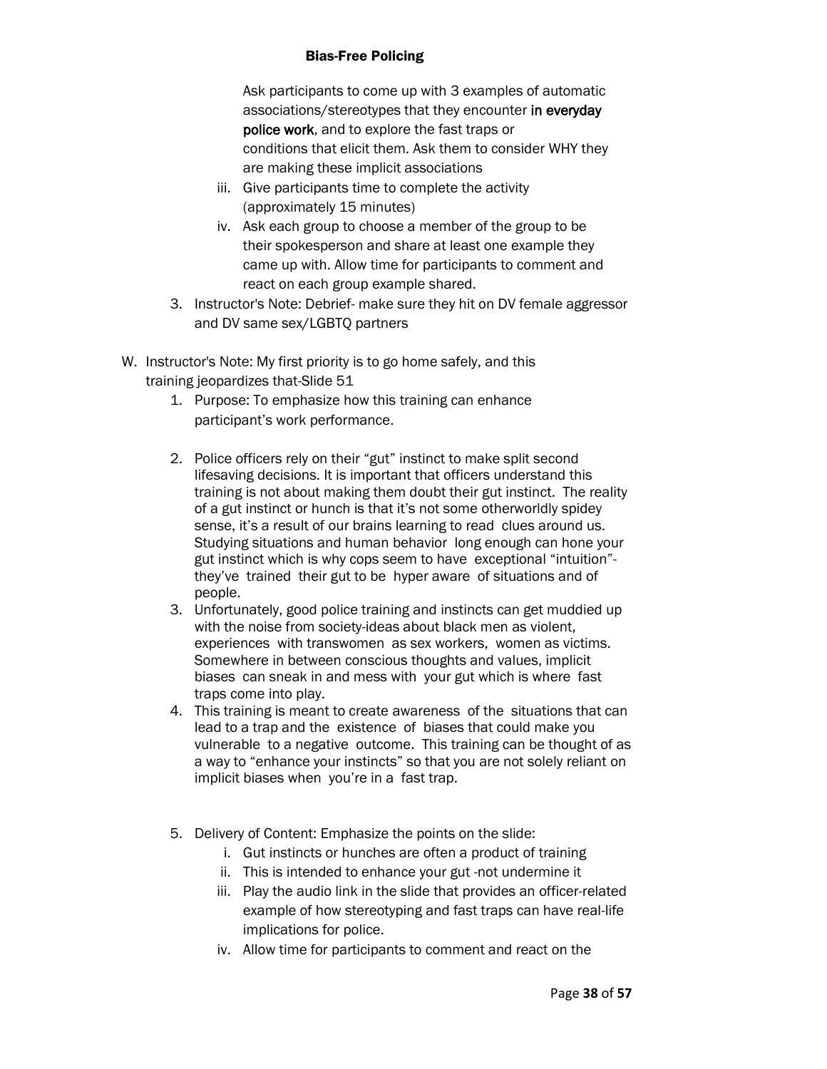Ask participants to come up with 3 examples of automatic associations/stereotypes that they encounter **in everyday police work**, and to explore the fast traps or conditions that elicit them. Ask them to consider WHY they are making these implicit associations

   iii. Give participants time to complete the activity (approximately 15 minutes)

   iv. Ask each group to choose a member of the group to be their spokesperson and share at least one example they came up with. Allow time for participants to comment and react on each group example shared.

3. Instructor's Note: Debrief- make sure they hit on DV female aggressor and DV same sex/LGBTQ partners

W. Instructor's Note: My first priority is to go home safely, and this training jeopardizes that-Slide 51

1. Purpose: To emphasize how this training can enhance participant's work performance.

2. Police officers rely on their "gut" instinct to make split second lifesaving decisions. It is important that officers understand this training is not about making them doubt their gut instinct. The reality of a gut instinct or hunch is that it's not some otherworldly spidey sense, it's a result of our brains learning to read clues around us. Studying situations and human behavior long enough can hone your gut instinct which is why cops seem to have exceptional "intuition"- they've trained their gut to be hyper aware of situations and of people.

3. Unfortunately, good police training and instincts can get muddied up with the noise from society-ideas about black men as violent, experiences with transwomen as sex workers, women as victims. Somewhere in between conscious thoughts and values, implicit biases can sneak in and mess with your gut which is where fast traps come into play.

4. This training is meant to create awareness of the situations that can lead to a trap and the existence of biases that could make you vulnerable to a negative outcome. This training can be thought of as a way to "enhance your instincts" so that you are not solely reliant on implicit biases when you're in a fast trap.

5. Delivery of Content: Emphasize the points on the slide:

   i. Gut instincts or hunches are often a product of training

   ii. This is intended to enhance your gut -not undermine it

   iii. Play the audio link in the slide that provides an officer-related example of how stereotyping and fast traps can have real-life implications for police.

   iv. Allow time for participants to comment and react on the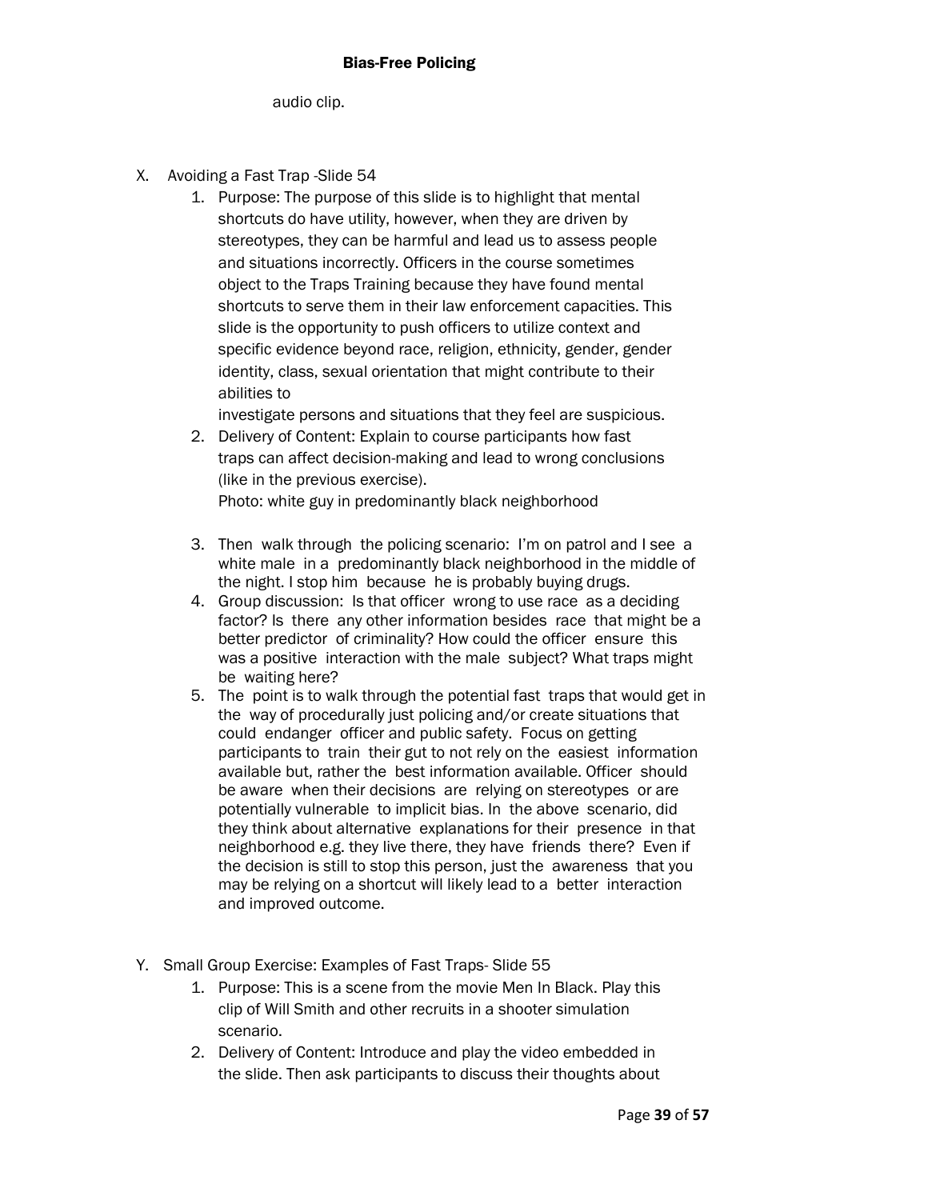audio clip.

X. Avoiding a Fast Trap -Slide 54

1. Purpose: The purpose of this slide is to highlight that mental shortcuts do have utility, however, when they are driven by stereotypes, they can be harmful and lead us to assess people and situations incorrectly. Officers in the course sometimes object to the Traps Training because they have found mental shortcuts to serve them in their law enforcement capacities. This slide is the opportunity to push officers to utilize context and specific evidence beyond race, religion, ethnicity, gender, gender identity, class, sexual orientation that might contribute to their abilities to
   investigate persons and situations that they feel are suspicious.
2. Delivery of Content: Explain to course participants how fast traps can affect decision-making and lead to wrong conclusions (like in the previous exercise).
   Photo: white guy in predominantly black neighborhood
3. Then walk through the policing scenario: I'm on patrol and I see a white male in a predominantly black neighborhood in the middle of the night. I stop him because he is probably buying drugs.
4. Group discussion: Is that officer wrong to use race as a deciding factor? Is there any other information besides race that might be a better predictor of criminality? How could the officer ensure this was a positive interaction with the male subject? What traps might be waiting here?
5. The point is to walk through the potential fast traps that would get in the way of procedurally just policing and/or create situations that could endanger officer and public safety. Focus on getting participants to train their gut to not rely on the easiest information available but, rather the best information available. Officer should be aware when their decisions are relying on stereotypes or are potentially vulnerable to implicit bias. In the above scenario, did they think about alternative explanations for their presence in that neighborhood e.g. they live there, they have friends there? Even if the decision is still to stop this person, just the awareness that you may be relying on a shortcut will likely lead to a better interaction and improved outcome.

Y. Small Group Exercise: Examples of Fast Traps- Slide 55

1. Purpose: This is a scene from the movie Men In Black. Play this clip of Will Smith and other recruits in a shooter simulation scenario.
2. Delivery of Content: Introduce and play the video embedded in the slide. Then ask participants to discuss their thoughts about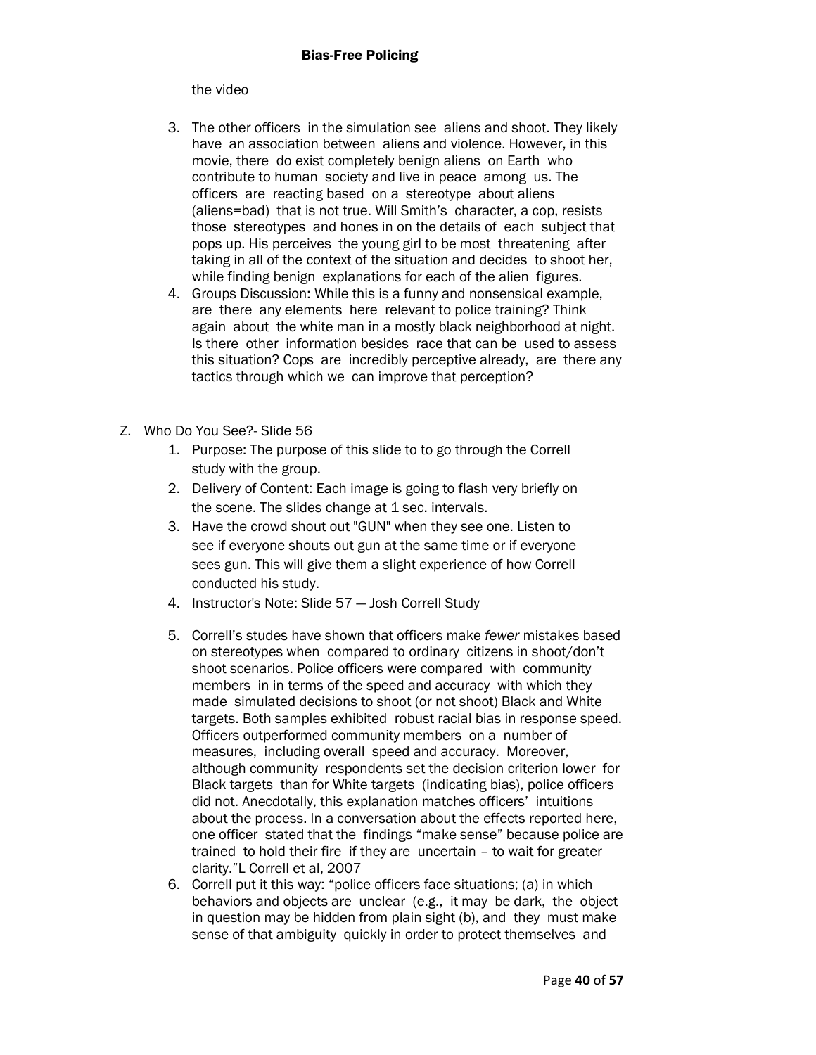the video

3. The other officers in the simulation see aliens and shoot. They likely have an association between aliens and violence. However, in this movie, there do exist completely benign aliens on Earth who contribute to human society and live in peace among us. The officers are reacting based on a stereotype about aliens (aliens=bad) that is not true. Will Smith's character, a cop, resists those stereotypes and hones in on the details of each subject that pops up. His perceives the young girl to be most threatening after taking in all of the context of the situation and decides to shoot her, while finding benign explanations for each of the alien figures.
4. Groups Discussion: While this is a funny and nonsensical example, are there any elements here relevant to police training? Think again about the white man in a mostly black neighborhood at night. Is there other information besides race that can be used to assess this situation? Cops are incredibly perceptive already, are there any tactics through which we can improve that perception?

Z. Who Do You See?- Slide 56

1. Purpose: The purpose of this slide to to go through the Correll study with the group.
2. Delivery of Content: Each image is going to flash very briefly on the scene. The slides change at 1 sec. intervals.
3. Have the crowd shout out "GUN" when they see one. Listen to see if everyone shouts out gun at the same time or if everyone sees gun. This will give them a slight experience of how Correll conducted his study.
4. Instructor's Note: Slide 57 — Josh Correll Study
5. Correll's studes have shown that officers make *fewer* mistakes based on stereotypes when compared to ordinary citizens in shoot/don't shoot scenarios. Police officers were compared with community members in in terms of the speed and accuracy with which they made simulated decisions to shoot (or not shoot) Black and White targets. Both samples exhibited robust racial bias in response speed. Officers outperformed community members on a number of measures, including overall speed and accuracy. Moreover, although community respondents set the decision criterion lower for Black targets than for White targets (indicating bias), police officers did not. Anecdotally, this explanation matches officers' intuitions about the process. In a conversation about the effects reported here, one officer stated that the findings "make sense" because police are trained to hold their fire if they are uncertain – to wait for greater clarity."L Correll et al, 2007
6. Correll put it this way: "police officers face situations; (a) in which behaviors and objects are unclear (e.g., it may be dark, the object in question may be hidden from plain sight (b), and they must make sense of that ambiguity quickly in order to protect themselves and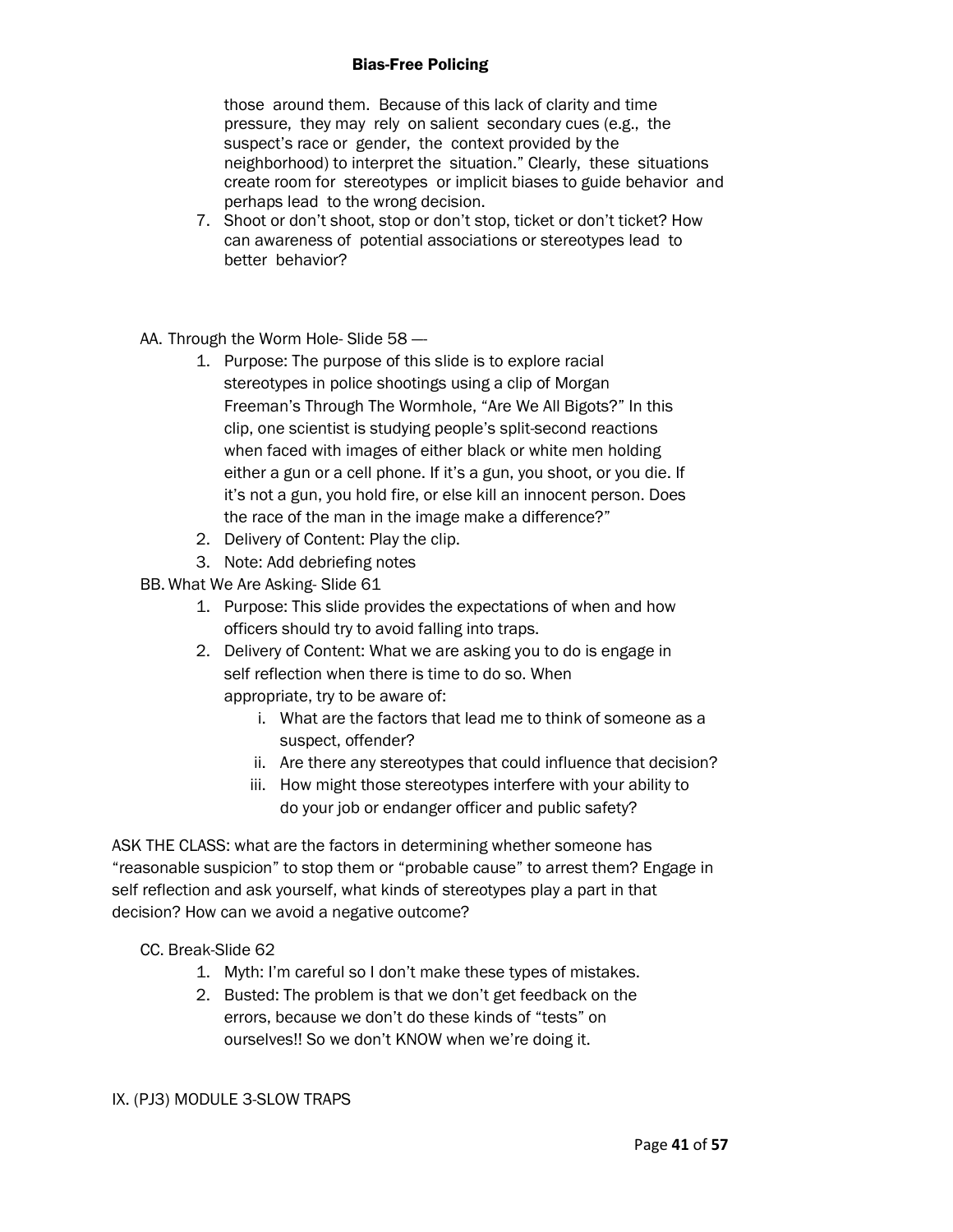those around them. Because of this lack of clarity and time pressure, they may rely on salient secondary cues (e.g., the suspect's race or gender, the context provided by the neighborhood) to interpret the situation." Clearly, these situations create room for stereotypes or implicit biases to guide behavior and perhaps lead to the wrong decision.

7. Shoot or don't shoot, stop or don't stop, ticket or don't ticket? How can awareness of potential associations or stereotypes lead to better behavior?

AA. Through the Worm Hole- Slide 58 —

1. Purpose: The purpose of this slide is to explore racial stereotypes in police shootings using a clip of Morgan Freeman's Through The Wormhole, "Are We All Bigots?" In this clip, one scientist is studying people's split-second reactions when faced with images of either black or white men holding either a gun or a cell phone. If it's a gun, you shoot, or you die. If it's not a gun, you hold fire, or else kill an innocent person. Does the race of the man in the image make a difference?"
2. Delivery of Content: Play the clip.
3. Note: Add debriefing notes

BB. What We Are Asking- Slide 61

1. Purpose: This slide provides the expectations of when and how officers should try to avoid falling into traps.
2. Delivery of Content: What we are asking you to do is engage in self reflection when there is time to do so. When appropriate, try to be aware of:
   i. What are the factors that lead me to think of someone as a suspect, offender?
   ii. Are there any stereotypes that could influence that decision?
   iii. How might those stereotypes interfere with your ability to do your job or endanger officer and public safety?

ASK THE CLASS: what are the factors in determining whether someone has "reasonable suspicion" to stop them or "probable cause" to arrest them? Engage in self reflection and ask yourself, what kinds of stereotypes play a part in that decision? How can we avoid a negative outcome?

CC. Break-Slide 62

1. Myth: I'm careful so I don't make these types of mistakes.
2. Busted: The problem is that we don't get feedback on the errors, because we don't do these kinds of "tests" on ourselves!! So we don't KNOW when we're doing it.

IX. (PJ3) MODULE 3-SLOW TRAPS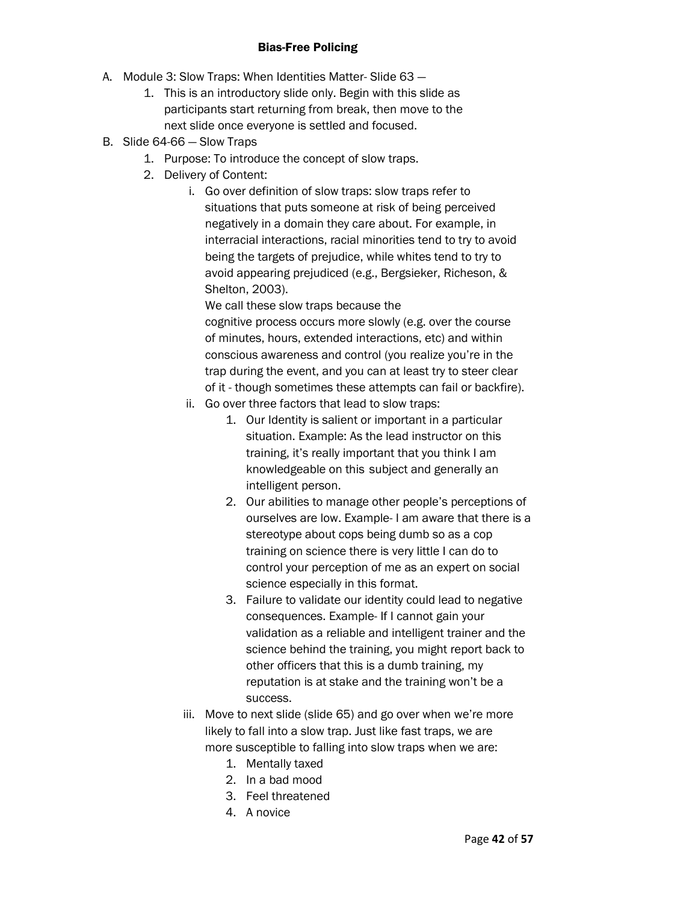A. Module 3: Slow Traps: When Identities Matter- Slide 63 —
    1. This is an introductory slide only. Begin with this slide as participants start returning from break, then move to the next slide once everyone is settled and focused.
B. Slide 64-66 — Slow Traps
    1. Purpose: To introduce the concept of slow traps.
    2. Delivery of Content:
        i. Go over definition of slow traps: slow traps refer to situations that puts someone at risk of being perceived negatively in a domain they care about. For example, in interracial interactions, racial minorities tend to try to avoid being the targets of prejudice, while whites tend to try to avoid appearing prejudiced (e.g., Bergsieker, Richeson, & Shelton, 2003).
        We call these slow traps because the cognitive process occurs more slowly (e.g. over the course of minutes, hours, extended interactions, etc) and within conscious awareness and control (you realize you're in the trap during the event, and you can at least try to steer clear of it - though sometimes these attempts can fail or backfire).
        ii. Go over three factors that lead to slow traps:
            1. Our Identity is salient or important in a particular situation. Example: As the lead instructor on this training, it's really important that you think I am knowledgeable on this subject and generally an intelligent person.
            2. Our abilities to manage other people's perceptions of ourselves are low. Example- I am aware that there is a stereotype about cops being dumb so as a cop training on science there is very little I can do to control your perception of me as an expert on social science especially in this format.
            3. Failure to validate our identity could lead to negative consequences. Example- If I cannot gain your validation as a reliable and intelligent trainer and the science behind the training, you might report back to other officers that this is a dumb training, my reputation is at stake and the training won't be a success.
        iii. Move to next slide (slide 65) and go over when we're more likely to fall into a slow trap. Just like fast traps, we are more susceptible to falling into slow traps when we are:
            1. Mentally taxed
            2. In a bad mood
            3. Feel threatened
            4. A novice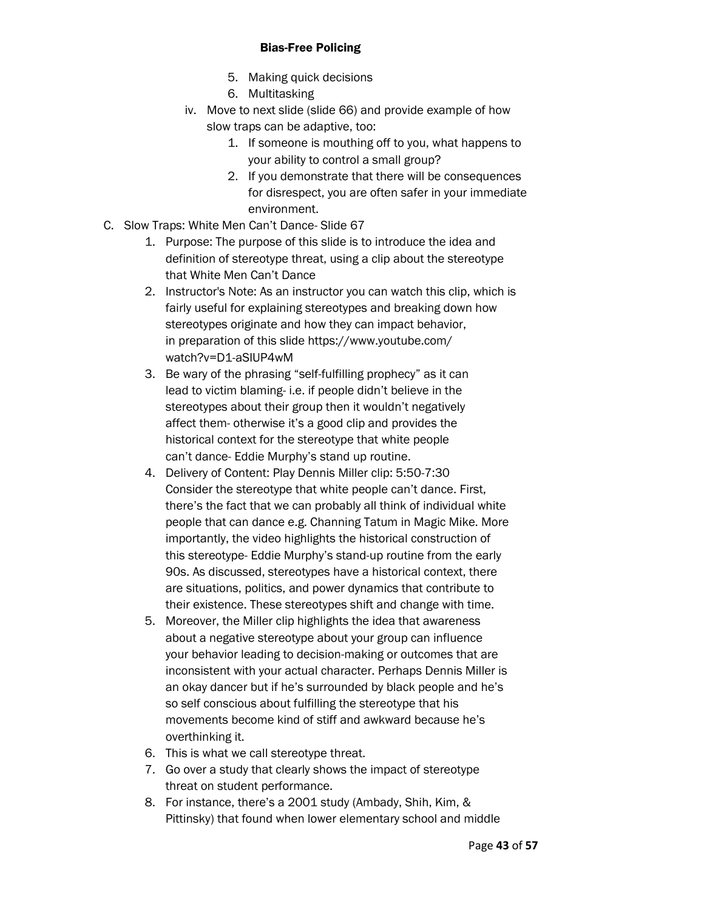5. Making quick decisions
6. Multitasking

iv. Move to next slide (slide 66) and provide example of how slow traps can be adaptive, too:

1. If someone is mouthing off to you, what happens to your ability to control a small group?
2. If you demonstrate that there will be consequences for disrespect, you are often safer in your immediate environment.

C. Slow Traps: White Men Can't Dance- Slide 67

1. Purpose: The purpose of this slide is to introduce the idea and definition of stereotype threat, using a clip about the stereotype that White Men Can't Dance
2. Instructor's Note: As an instructor you can watch this clip, which is fairly useful for explaining stereotypes and breaking down how stereotypes originate and how they can impact behavior, in preparation of this slide https://www.youtube.com/watch?v=D1-aSIUP4wM
3. Be wary of the phrasing "self-fulfilling prophecy" as it can lead to victim blaming- i.e. if people didn't believe in the stereotypes about their group then it wouldn't negatively affect them- otherwise it's a good clip and provides the historical context for the stereotype that white people can't dance- Eddie Murphy's stand up routine.
4. Delivery of Content: Play Dennis Miller clip: 5:50-7:30 Consider the stereotype that white people can't dance. First, there's the fact that we can probably all think of individual white people that can dance e.g. Channing Tatum in Magic Mike. More importantly, the video highlights the historical construction of this stereotype- Eddie Murphy's stand-up routine from the early 90s. As discussed, stereotypes have a historical context, there are situations, politics, and power dynamics that contribute to their existence. These stereotypes shift and change with time.
5. Moreover, the Miller clip highlights the idea that awareness about a negative stereotype about your group can influence your behavior leading to decision-making or outcomes that are inconsistent with your actual character. Perhaps Dennis Miller is an okay dancer but if he's surrounded by black people and he's so self conscious about fulfilling the stereotype that his movements become kind of stiff and awkward because he's overthinking it.
6. This is what we call stereotype threat.
7. Go over a study that clearly shows the impact of stereotype threat on student performance.
8. For instance, there's a 2001 study (Ambady, Shih, Kim, & Pittinsky) that found when lower elementary school and middle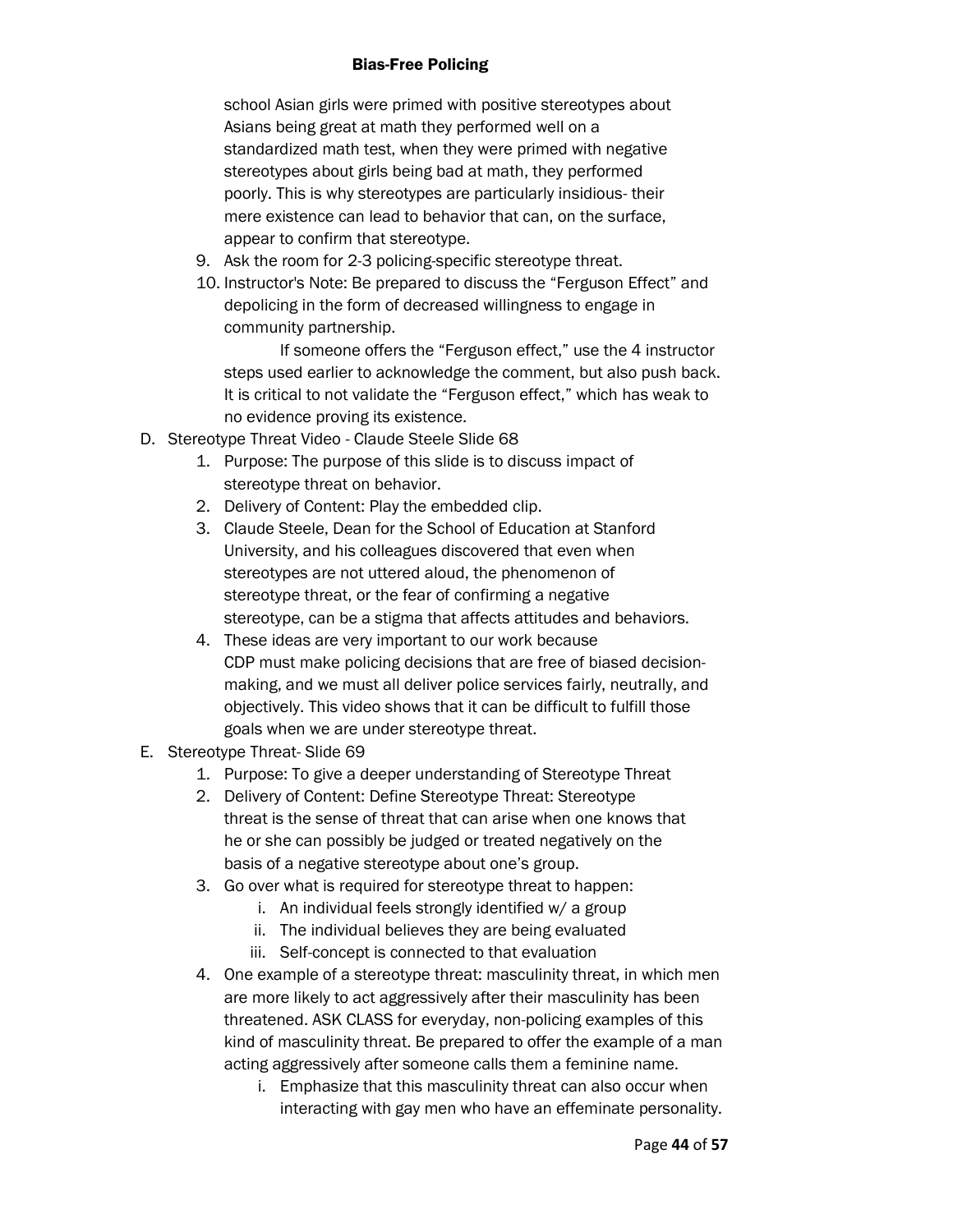school Asian girls were primed with positive stereotypes about Asians being great at math they performed well on a standardized math test, when they were primed with negative stereotypes about girls being bad at math, they performed poorly. This is why stereotypes are particularly insidious- their mere existence can lead to behavior that can, on the surface, appear to confirm that stereotype.

9. Ask the room for 2-3 policing-specific stereotype threat.
10. Instructor's Note: Be prepared to discuss the "Ferguson Effect" and depolicing in the form of decreased willingness to engage in community partnership.

    If someone offers the "Ferguson effect," use the 4 instructor steps used earlier to acknowledge the comment, but also push back. It is critical to not validate the "Ferguson effect," which has weak to no evidence proving its existence.

D. Stereotype Threat Video - Claude Steele Slide 68

1. Purpose: The purpose of this slide is to discuss impact of stereotype threat on behavior.
2. Delivery of Content: Play the embedded clip.
3. Claude Steele, Dean for the School of Education at Stanford University, and his colleagues discovered that even when stereotypes are not uttered aloud, the phenomenon of stereotype threat, or the fear of confirming a negative stereotype, can be a stigma that affects attitudes and behaviors.
4. These ideas are very important to our work because CDP must make policing decisions that are free of biased decision-making, and we must all deliver police services fairly, neutrally, and objectively. This video shows that it can be difficult to fulfill those goals when we are under stereotype threat.

E. Stereotype Threat- Slide 69

1. Purpose: To give a deeper understanding of Stereotype Threat
2. Delivery of Content: Define Stereotype Threat: Stereotype threat is the sense of threat that can arise when one knows that he or she can possibly be judged or treated negatively on the basis of a negative stereotype about one's group.
3. Go over what is required for stereotype threat to happen:
    i. An individual feels strongly identified w/ a group
    ii. The individual believes they are being evaluated
    iii. Self-concept is connected to that evaluation
4. One example of a stereotype threat: masculinity threat, in which men are more likely to act aggressively after their masculinity has been threatened. ASK CLASS for everyday, non-policing examples of this kind of masculinity threat. Be prepared to offer the example of a man acting aggressively after someone calls them a feminine name.
    i. Emphasize that this masculinity threat can also occur when interacting with gay men who have an effeminate personality.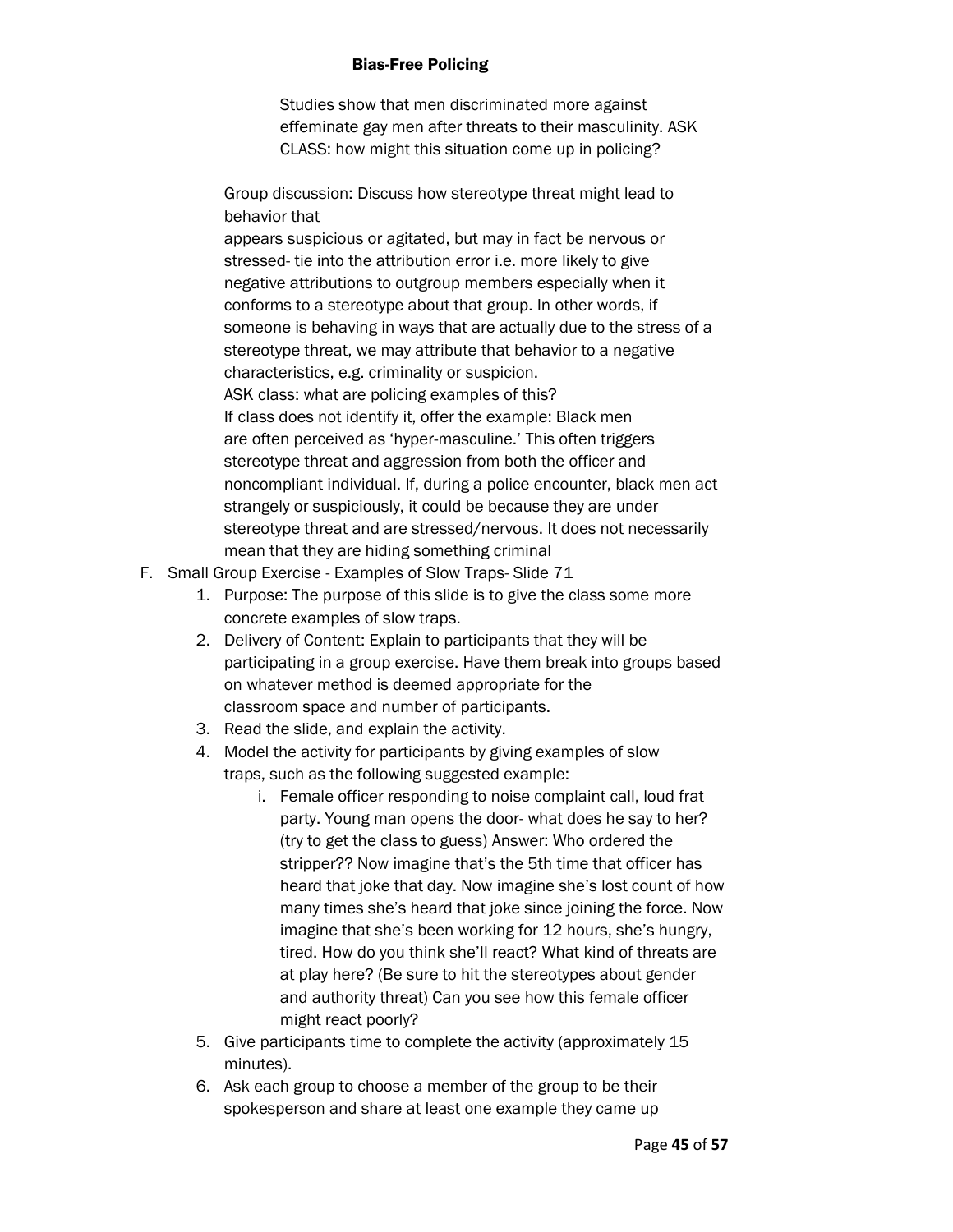Studies show that men discriminated more against effeminate gay men after threats to their masculinity. ASK CLASS: how might this situation come up in policing?

Group discussion: Discuss how stereotype threat might lead to behavior that appears suspicious or agitated, but may in fact be nervous or stressed- tie into the attribution error i.e. more likely to give negative attributions to outgroup members especially when it conforms to a stereotype about that group. In other words, if someone is behaving in ways that are actually due to the stress of a stereotype threat, we may attribute that behavior to a negative characteristics, e.g. criminality or suspicion.
ASK class: what are policing examples of this?
If class does not identify it, offer the example: Black men are often perceived as 'hyper-masculine.' This often triggers stereotype threat and aggression from both the officer and noncompliant individual. If, during a police encounter, black men act strangely or suspiciously, it could be because they are under stereotype threat and are stressed/nervous. It does not necessarily mean that they are hiding something criminal

F. Small Group Exercise - Examples of Slow Traps- Slide 71
   1. Purpose: The purpose of this slide is to give the class some more concrete examples of slow traps.
   2. Delivery of Content: Explain to participants that they will be participating in a group exercise. Have them break into groups based on whatever method is deemed appropriate for the classroom space and number of participants.
   3. Read the slide, and explain the activity.
   4. Model the activity for participants by giving examples of slow traps, such as the following suggested example:
      i. Female officer responding to noise complaint call, loud frat party. Young man opens the door- what does he say to her? (try to get the class to guess) Answer: Who ordered the stripper?? Now imagine that's the 5th time that officer has heard that joke that day. Now imagine she's lost count of how many times she's heard that joke since joining the force. Now imagine that she's been working for 12 hours, she's hungry, tired. How do you think she'll react? What kind of threats are at play here? (Be sure to hit the stereotypes about gender and authority threat) Can you see how this female officer might react poorly?
   5. Give participants time to complete the activity (approximately 15 minutes).
   6. Ask each group to choose a member of the group to be their spokesperson and share at least one example they came up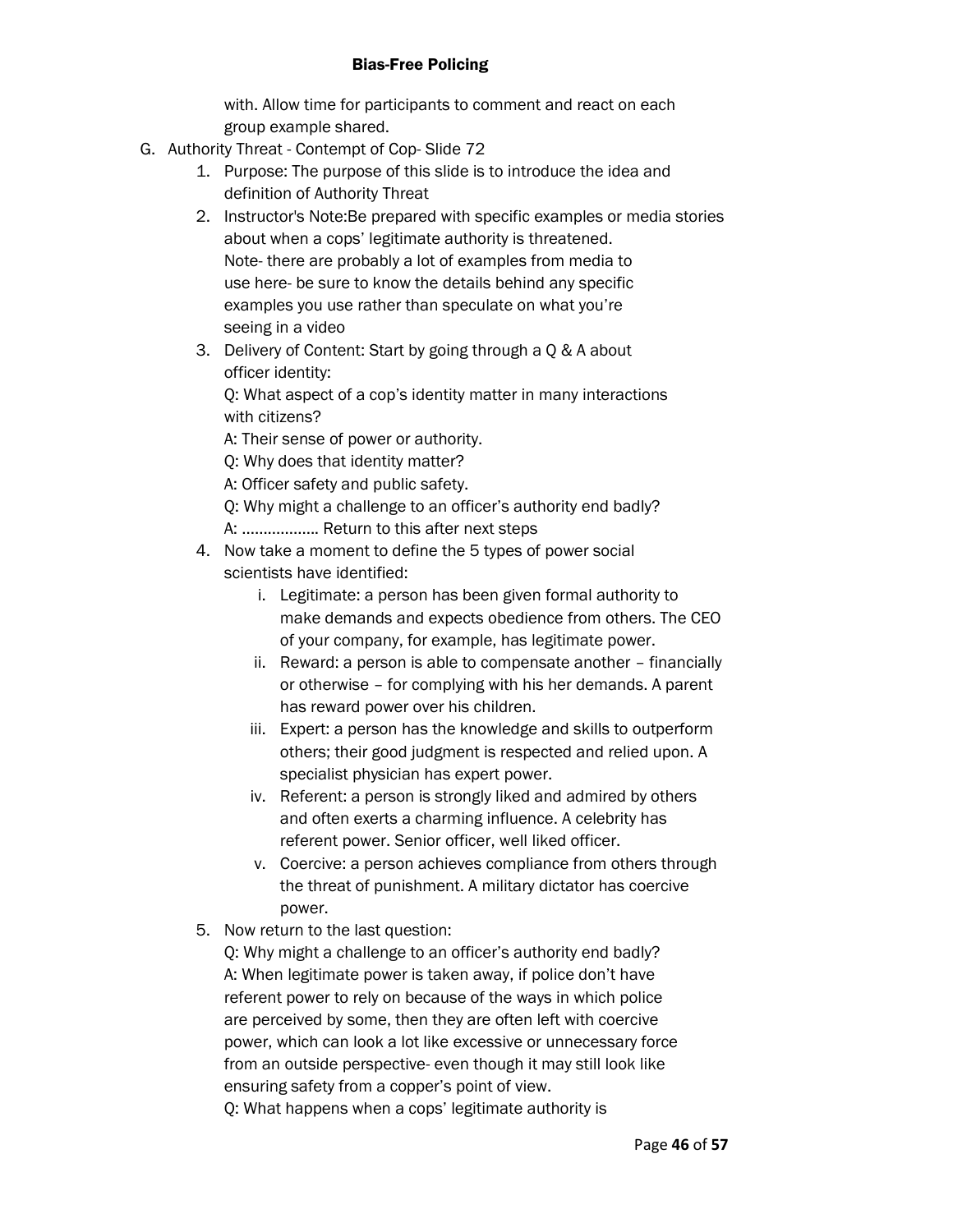with. Allow time for participants to comment and react on each group example shared.

G. Authority Threat - Contempt of Cop- Slide 72

1. Purpose: The purpose of this slide is to introduce the idea and definition of Authority Threat
2. Instructor's Note:Be prepared with specific examples or media stories about when a cops' legitimate authority is threatened.
   Note- there are probably a lot of examples from media to use here- be sure to know the details behind any specific examples you use rather than speculate on what you're seeing in a video
3. Delivery of Content: Start by going through a Q & A about officer identity:
   Q: What aspect of a cop's identity matter in many interactions with citizens?
   A: Their sense of power or authority.
   Q: Why does that identity matter?
   A: Officer safety and public safety.
   Q: Why might a challenge to an officer's authority end badly?
   A: ................. Return to this after next steps
4. Now take a moment to define the 5 types of power social scientists have identified:
   i. Legitimate: a person has been given formal authority to make demands and expects obedience from others. The CEO of your company, for example, has legitimate power.
   ii. Reward: a person is able to compensate another – financially or otherwise – for complying with his her demands. A parent has reward power over his children.
   iii. Expert: a person has the knowledge and skills to outperform others; their good judgment is respected and relied upon. A specialist physician has expert power.
   iv. Referent: a person is strongly liked and admired by others and often exerts a charming influence. A celebrity has referent power. Senior officer, well liked officer.
   v. Coercive: a person achieves compliance from others through the threat of punishment. A military dictator has coercive power.
5. Now return to the last question:
   Q: Why might a challenge to an officer's authority end badly?
   A: When legitimate power is taken away, if police don't have referent power to rely on because of the ways in which police are perceived by some, then they are often left with coercive power, which can look a lot like excessive or unnecessary force from an outside perspective- even though it may still look like ensuring safety from a copper's point of view.
   Q: What happens when a cops' legitimate authority is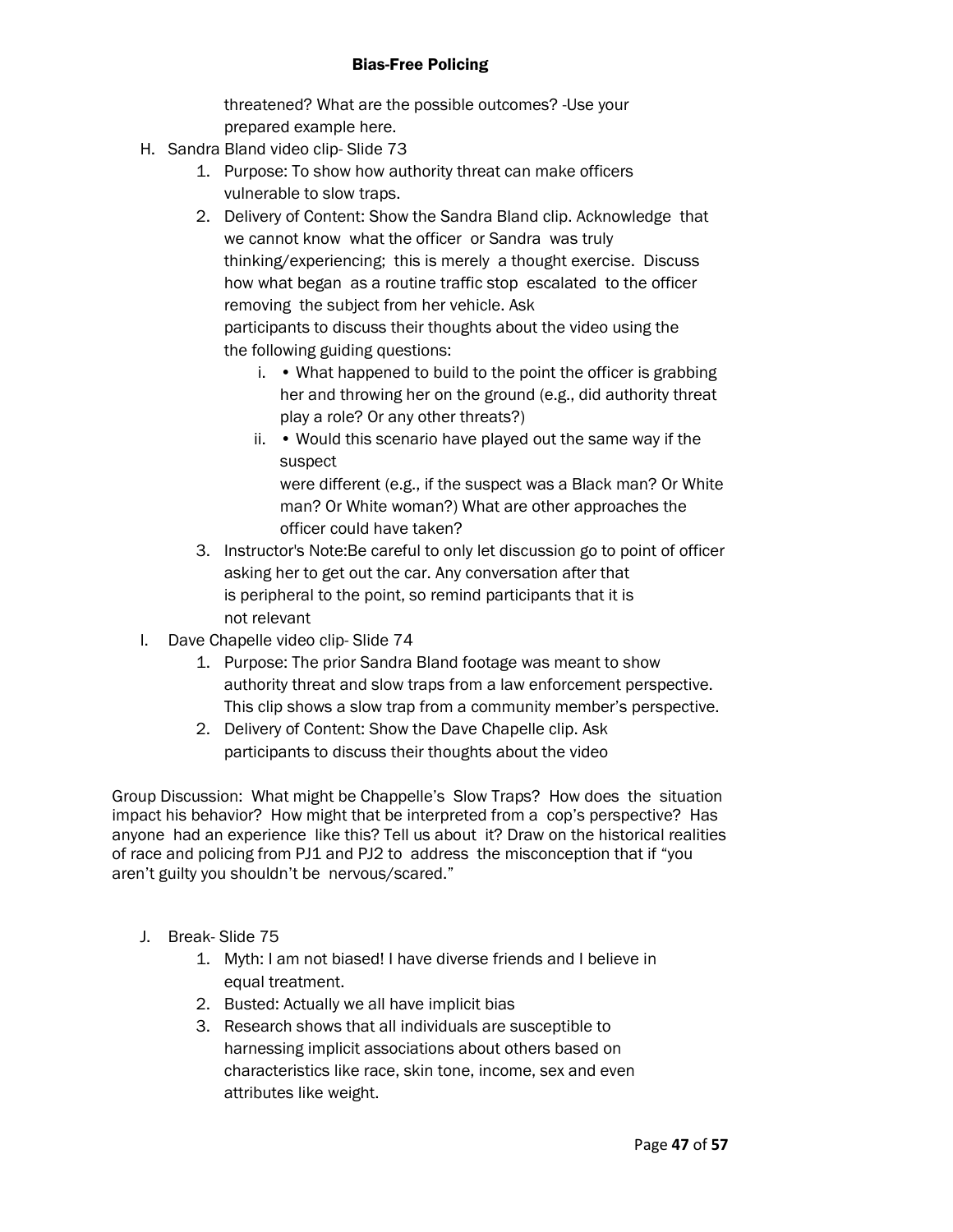threatened? What are the possible outcomes? -Use your prepared example here.

H. Sandra Bland video clip- Slide 73
   1. Purpose: To show how authority threat can make officers vulnerable to slow traps.
   2. Delivery of Content: Show the Sandra Bland clip. Acknowledge that we cannot know what the officer or Sandra was truly thinking/experiencing; this is merely a thought exercise. Discuss how what began as a routine traffic stop escalated to the officer removing the subject from her vehicle. Ask participants to discuss their thoughts about the video using the the following guiding questions:
      i. • What happened to build to the point the officer is grabbing her and throwing her on the ground (e.g., did authority threat play a role? Or any other threats?)
      ii. • Would this scenario have played out the same way if the suspect were different (e.g., if the suspect was a Black man? Or White man? Or White woman?) What are other approaches the officer could have taken?
   3. Instructor's Note:Be careful to only let discussion go to point of officer asking her to get out the car. Any conversation after that is peripheral to the point, so remind participants that it is not relevant

I. Dave Chapelle video clip- Slide 74
   1. Purpose: The prior Sandra Bland footage was meant to show authority threat and slow traps from a law enforcement perspective. This clip shows a slow trap from a community member's perspective.
   2. Delivery of Content: Show the Dave Chapelle clip. Ask participants to discuss their thoughts about the video

Group Discussion: What might be Chappelle's Slow Traps? How does the situation impact his behavior? How might that be interpreted from a cop's perspective? Has anyone had an experience like this? Tell us about it? Draw on the historical realities of race and policing from PJ1 and PJ2 to address the misconception that if "you aren't guilty you shouldn't be nervous/scared."

J. Break- Slide 75
   1. Myth: I am not biased! I have diverse friends and I believe in equal treatment.
   2. Busted: Actually we all have implicit bias
   3. Research shows that all individuals are susceptible to harnessing implicit associations about others based on characteristics like race, skin tone, income, sex and even attributes like weight.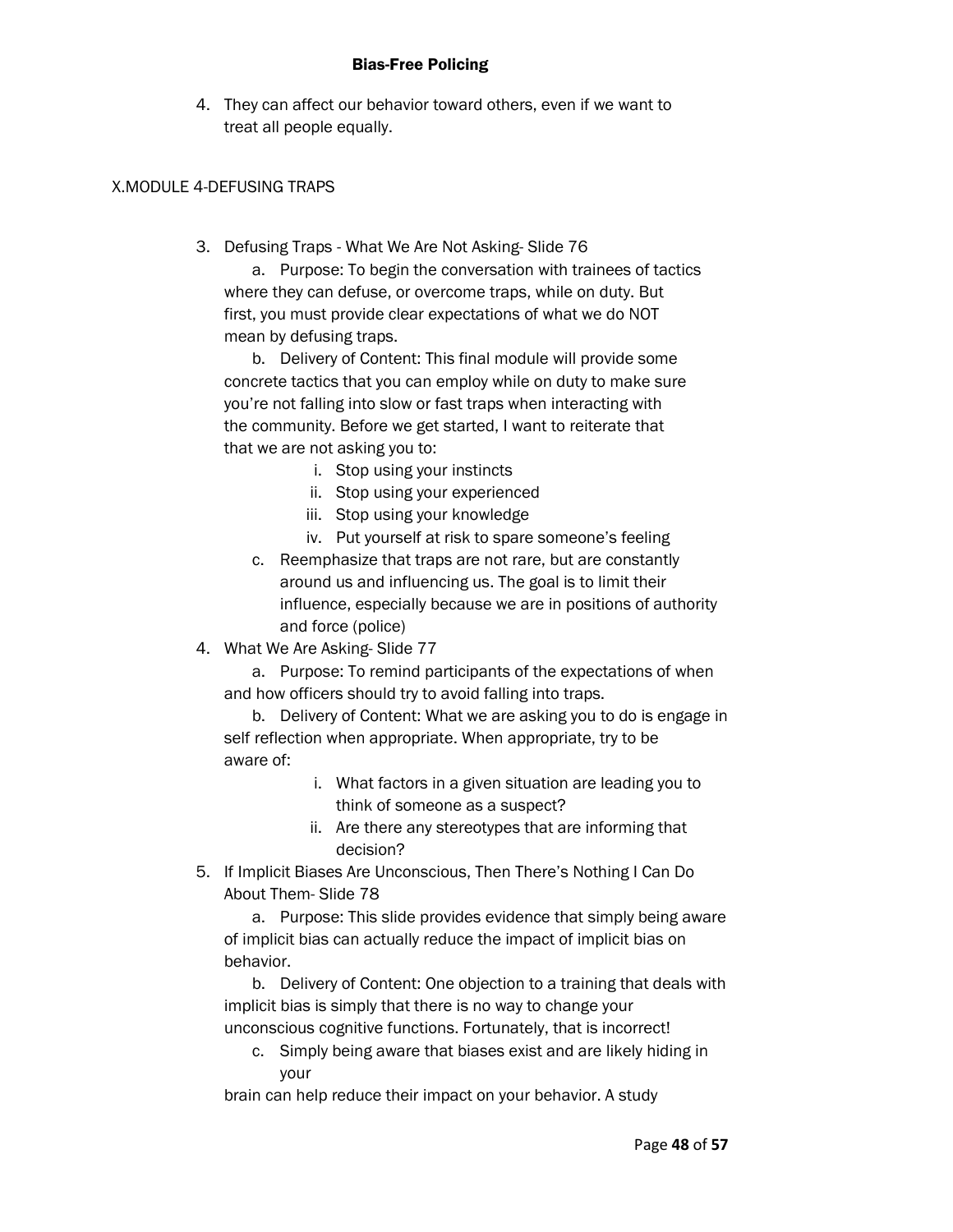4. They can affect our behavior toward others, even if we want to treat all people equally.

X.MODULE 4-DEFUSING TRAPS

3. Defusing Traps - What We Are Not Asking- Slide 76
   a. Purpose: To begin the conversation with trainees of tactics where they can defuse, or overcome traps, while on duty. But first, you must provide clear expectations of what we do NOT mean by defusing traps.
   b. Delivery of Content: This final module will provide some concrete tactics that you can employ while on duty to make sure you're not falling into slow or fast traps when interacting with the community. Before we get started, I want to reiterate that that we are not asking you to:
      i. Stop using your instincts
      ii. Stop using your experienced
      iii. Stop using your knowledge
      iv. Put yourself at risk to spare someone's feeling
   c. Reemphasize that traps are not rare, but are constantly around us and influencing us. The goal is to limit their influence, especially because we are in positions of authority and force (police)
4. What We Are Asking- Slide 77
   a. Purpose: To remind participants of the expectations of when and how officers should try to avoid falling into traps.
   b. Delivery of Content: What we are asking you to do is engage in self reflection when appropriate. When appropriate, try to be aware of:
      i. What factors in a given situation are leading you to think of someone as a suspect?
      ii. Are there any stereotypes that are informing that decision?
5. If Implicit Biases Are Unconscious, Then There's Nothing I Can Do About Them- Slide 78
   a. Purpose: This slide provides evidence that simply being aware of implicit bias can actually reduce the impact of implicit bias on behavior.
   b. Delivery of Content: One objection to a training that deals with implicit bias is simply that there is no way to change your unconscious cognitive functions. Fortunately, that is incorrect!
   c. Simply being aware that biases exist and are likely hiding in your

brain can help reduce their impact on your behavior. A study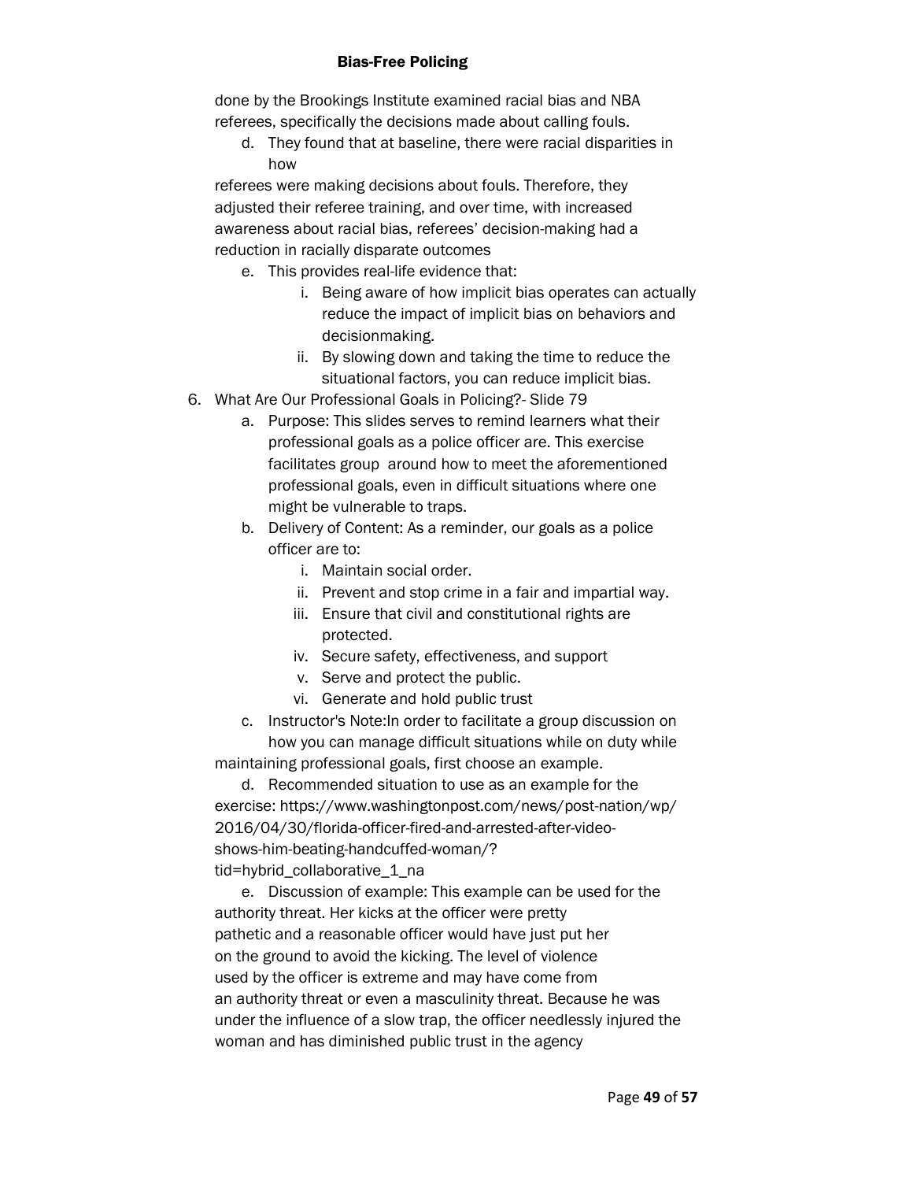done by the Brookings Institute examined racial bias and NBA referees, specifically the decisions made about calling fouls.

   d. They found that at baseline, there were racial disparities in how referees were making decisions about fouls. Therefore, they adjusted their referee training, and over time, with increased awareness about racial bias, referees' decision-making had a reduction in racially disparate outcomes

   e. This provides real-life evidence that:

      i. Being aware of how implicit bias operates can actually reduce the impact of implicit bias on behaviors and decisionmaking.

      ii. By slowing down and taking the time to reduce the situational factors, you can reduce implicit bias.

6. What Are Our Professional Goals in Policing?- Slide 79

   a. Purpose: This slides serves to remind learners what their professional goals as a police officer are. This exercise facilitates group  around how to meet the aforementioned professional goals, even in difficult situations where one might be vulnerable to traps.

   b. Delivery of Content: As a reminder, our goals as a police officer are to:

      i. Maintain social order.

      ii. Prevent and stop crime in a fair and impartial way.

      iii. Ensure that civil and constitutional rights are protected.

      iv. Secure safety, effectiveness, and support

      v. Serve and protect the public.

      vi. Generate and hold public trust

   c. Instructor's Note:In order to facilitate a group discussion on how you can manage difficult situations while on duty while maintaining professional goals, first choose an example.

   d. Recommended situation to use as an example for the exercise: https://www.washingtonpost.com/news/post-nation/wp/2016/04/30/florida-officer-fired-and-arrested-after-video-shows-him-beating-handcuffed-woman/?tid=hybrid_collaborative_1_na

   e. Discussion of example: This example can be used for the authority threat. Her kicks at the officer were pretty pathetic and a reasonable officer would have just put her on the ground to avoid the kicking. The level of violence used by the officer is extreme and may have come from an authority threat or even a masculinity threat. Because he was under the influence of a slow trap, the officer needlessly injured the woman and has diminished public trust in the agency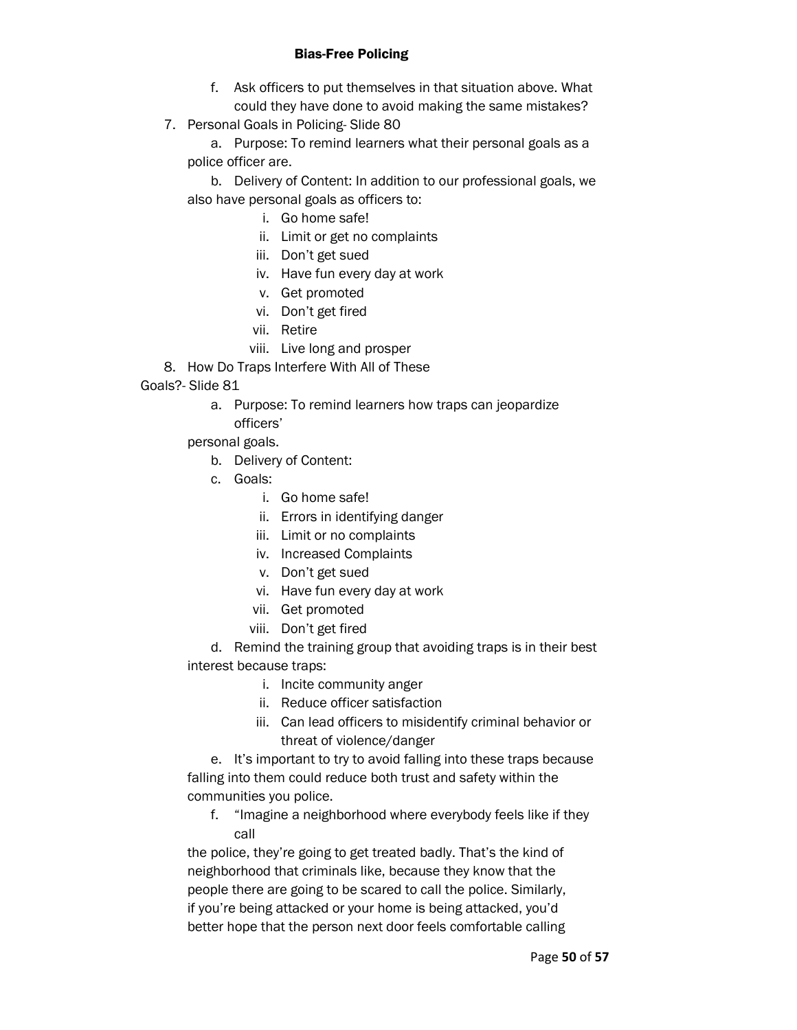f. Ask officers to put themselves in that situation above. What could they have done to avoid making the same mistakes?

7. Personal Goals in Policing- Slide 80
   a. Purpose: To remind learners what their personal goals as a police officer are.
   b. Delivery of Content: In addition to our professional goals, we also have personal goals as officers to:
      i. Go home safe!
      ii. Limit or get no complaints
      iii. Don't get sued
      iv. Have fun every day at work
      v. Get promoted
      vi. Don't get fired
      vii. Retire
      viii. Live long and prosper
8. How Do Traps Interfere With All of These Goals?- Slide 81
   a. Purpose: To remind learners how traps can jeopardize officers' personal goals.
   b. Delivery of Content:
   c. Goals:
      i. Go home safe!
      ii. Errors in identifying danger
      iii. Limit or no complaints
      iv. Increased Complaints
      v. Don't get sued
      vi. Have fun every day at work
      vii. Get promoted
      viii. Don't get fired
   d. Remind the training group that avoiding traps is in their best interest because traps:
      i. Incite community anger
      ii. Reduce officer satisfaction
      iii. Can lead officers to misidentify criminal behavior or threat of violence/danger
   e. It's important to try to avoid falling into these traps because falling into them could reduce both trust and safety within the communities you police.
   f. "Imagine a neighborhood where everybody feels like if they call the police, they're going to get treated badly. That's the kind of neighborhood that criminals like, because they know that the people there are going to be scared to call the police. Similarly, if you're being attacked or your home is being attacked, you'd better hope that the person next door feels comfortable calling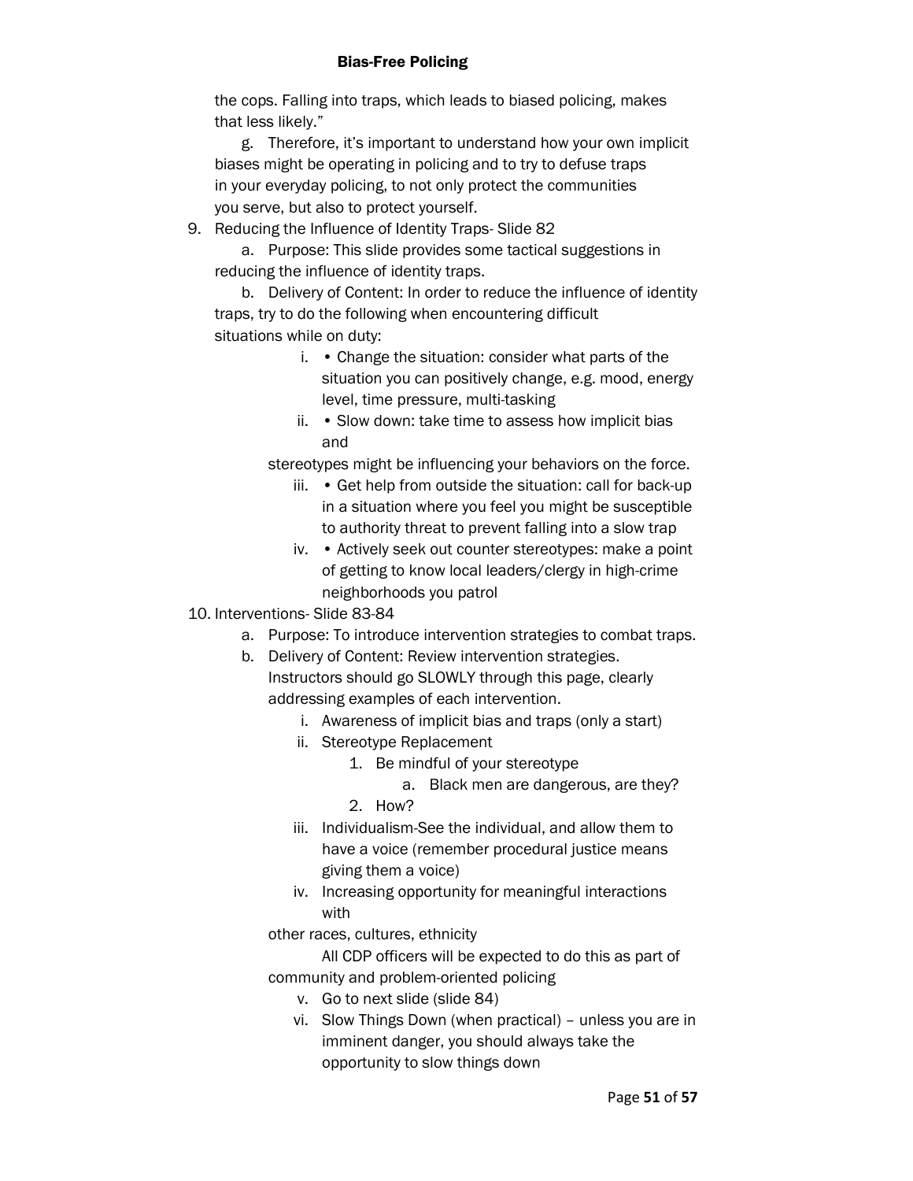the cops. Falling into traps, which leads to biased policing, makes that less likely."

g. Therefore, it's important to understand how your own implicit biases might be operating in policing and to try to defuse traps in your everyday policing, to not only protect the communities you serve, but also to protect yourself.

9. Reducing the Influence of Identity Traps- Slide 82
   a. Purpose: This slide provides some tactical suggestions in reducing the influence of identity traps.
   b. Delivery of Content: In order to reduce the influence of identity traps, try to do the following when encountering difficult situations while on duty:
      i. • Change the situation: consider what parts of the situation you can positively change, e.g. mood, energy level, time pressure, multi-tasking
      ii. • Slow down: take time to assess how implicit bias and stereotypes might be influencing your behaviors on the force.
      iii. • Get help from outside the situation: call for back-up in a situation where you feel you might be susceptible to authority threat to prevent falling into a slow trap
      iv. • Actively seek out counter stereotypes: make a point of getting to know local leaders/clergy in high-crime neighborhoods you patrol
10. Interventions- Slide 83-84
    a. Purpose: To introduce intervention strategies to combat traps.
    b. Delivery of Content: Review intervention strategies. Instructors should go SLOWLY through this page, clearly addressing examples of each intervention.
       i. Awareness of implicit bias and traps (only a start)
       ii. Stereotype Replacement
           1. Be mindful of your stereotype
              a. Black men are dangerous, are they?
           2. How?
       iii. Individualism-See the individual, and allow them to have a voice (remember procedural justice means giving them a voice)
       iv. Increasing opportunity for meaningful interactions with other races, cultures, ethnicity

           All CDP officers will be expected to do this as part of community and problem-oriented policing
       v. Go to next slide (slide 84)
       vi. Slow Things Down (when practical) – unless you are in imminent danger, you should always take the opportunity to slow things down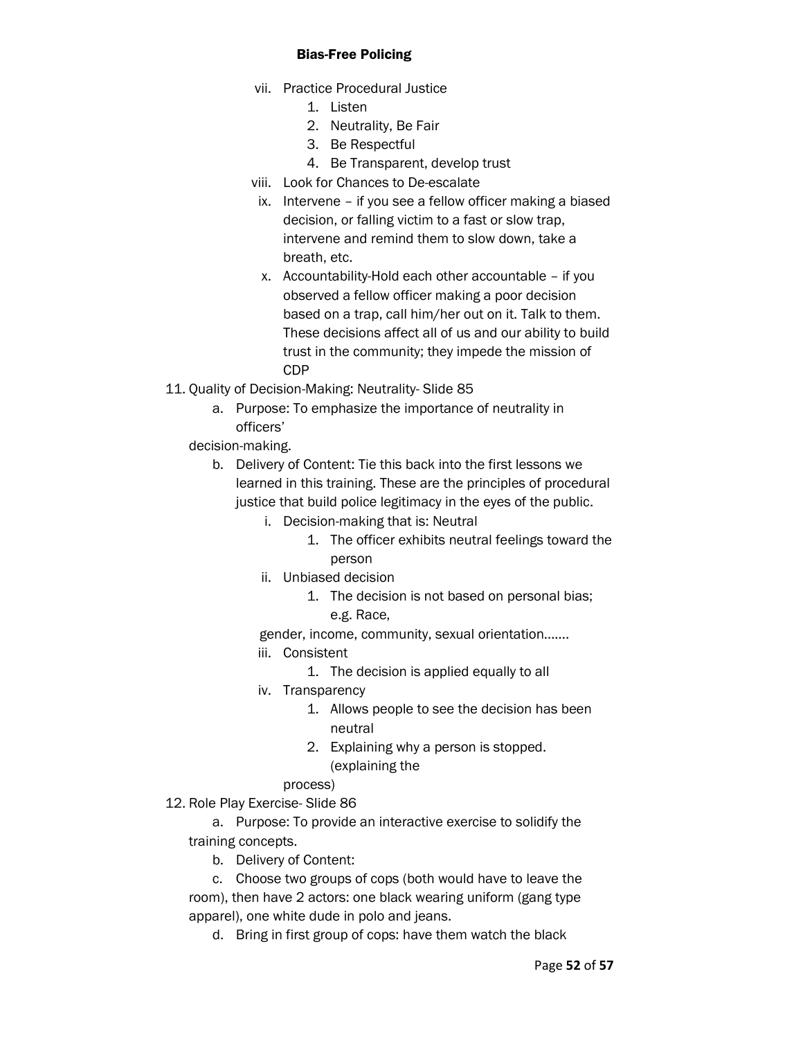vii. Practice Procedural Justice
    1. Listen
    2. Neutrality, Be Fair
    3. Be Respectful
    4. Be Transparent, develop trust

viii. Look for Chances to De-escalate

ix. Intervene – if you see a fellow officer making a biased decision, or falling victim to a fast or slow trap, intervene and remind them to slow down, take a breath, etc.

x. Accountability-Hold each other accountable – if you observed a fellow officer making a poor decision based on a trap, call him/her out on it. Talk to them. These decisions affect all of us and our ability to build trust in the community; they impede the mission of CDP

11. Quality of Decision-Making: Neutrality- Slide 85
    a. Purpose: To emphasize the importance of neutrality in officers' decision-making.
    b. Delivery of Content: Tie this back into the first lessons we learned in this training. These are the principles of procedural justice that build police legitimacy in the eyes of the public.
        i. Decision-making that is: Neutral
            1. The officer exhibits neutral feelings toward the person
        ii. Unbiased decision
            1. The decision is not based on personal bias; e.g. Race, gender, income, community, sexual orientation…….
        iii. Consistent
            1. The decision is applied equally to all
        iv. Transparency
            1. Allows people to see the decision has been neutral
            2. Explaining why a person is stopped. (explaining the process)

12. Role Play Exercise- Slide 86
    a. Purpose: To provide an interactive exercise to solidify the training concepts.
    b. Delivery of Content:
    c. Choose two groups of cops (both would have to leave the room), then have 2 actors: one black wearing uniform (gang type apparel), one white dude in polo and jeans.
    d. Bring in first group of cops: have them watch the black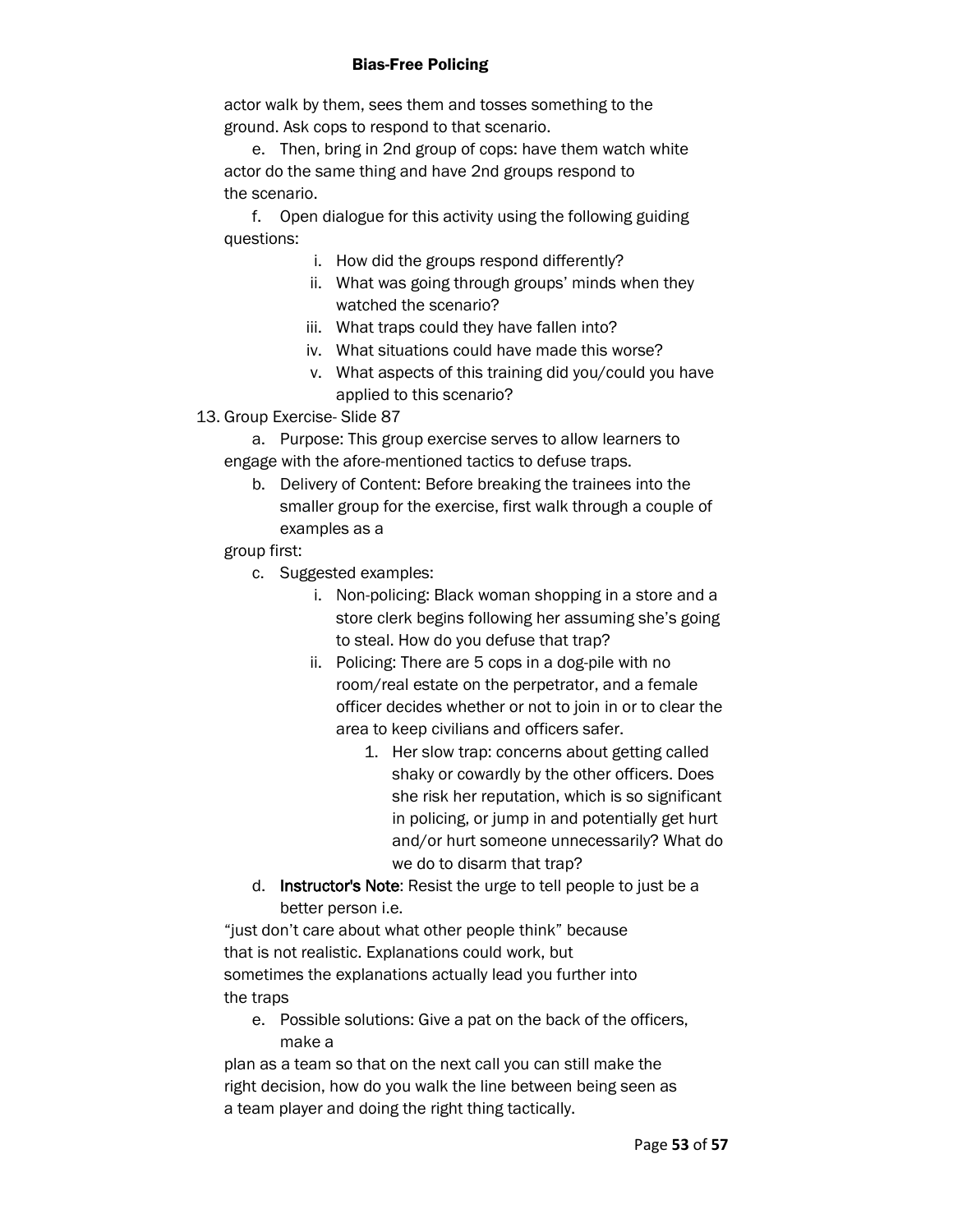actor walk by them, sees them and tosses something to the ground. Ask cops to respond to that scenario.

e. Then, bring in 2nd group of cops: have them watch white actor do the same thing and have 2nd groups respond to the scenario.

f. Open dialogue for this activity using the following guiding questions:

i. How did the groups respond differently?
ii. What was going through groups' minds when they watched the scenario?
iii. What traps could they have fallen into?
iv. What situations could have made this worse?
v. What aspects of this training did you/could you have applied to this scenario?

13. Group Exercise- Slide 87

a. Purpose: This group exercise serves to allow learners to engage with the afore-mentioned tactics to defuse traps.

b. Delivery of Content: Before breaking the trainees into the smaller group for the exercise, first walk through a couple of examples as a group first:

c. Suggested examples:

i. Non-policing: Black woman shopping in a store and a store clerk begins following her assuming she's going to steal. How do you defuse that trap?
ii. Policing: There are 5 cops in a dog-pile with no room/real estate on the perpetrator, and a female officer decides whether or not to join in or to clear the area to keep civilians and officers safer.
   1. Her slow trap: concerns about getting called shaky or cowardly by the other officers. Does she risk her reputation, which is so significant in policing, or jump in and potentially get hurt and/or hurt someone unnecessarily? What do we do to disarm that trap?

d. **Instructor's Note**: Resist the urge to tell people to just be a better person i.e. "just don't care about what other people think" because that is not realistic. Explanations could work, but sometimes the explanations actually lead you further into the traps

e. Possible solutions: Give a pat on the back of the officers, make a plan as a team so that on the next call you can still make the right decision, how do you walk the line between being seen as a team player and doing the right thing tactically.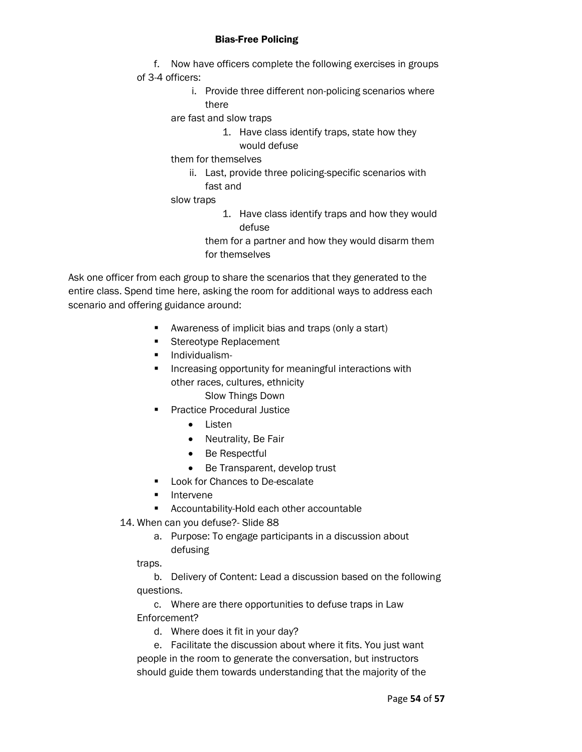f. Now have officers complete the following exercises in groups of 3-4 officers:

   i. Provide three different non-policing scenarios where there are fast and slow traps

      1. Have class identify traps, state how they would defuse them for themselves

   ii. Last, provide three policing-specific scenarios with fast and slow traps

      1. Have class identify traps and how they would defuse them for a partner and how they would disarm them for themselves

Ask one officer from each group to share the scenarios that they generated to the entire class. Spend time here, asking the room for additional ways to address each scenario and offering guidance around:

- Awareness of implicit bias and traps (only a start)
- Stereotype Replacement
- Individualism-
- Increasing opportunity for meaningful interactions with other races, cultures, ethnicity
  Slow Things Down
- Practice Procedural Justice
  - Listen
  - Neutrality, Be Fair
  - Be Respectful
  - Be Transparent, develop trust
- Look for Chances to De-escalate
- Intervene
- Accountability-Hold each other accountable

14. When can you defuse?- Slide 88

   a. Purpose: To engage participants in a discussion about defusing traps.

   b. Delivery of Content: Lead a discussion based on the following questions.

   c. Where are there opportunities to defuse traps in Law Enforcement?

   d. Where does it fit in your day?

   e. Facilitate the discussion about where it fits. You just want people in the room to generate the conversation, but instructors should guide them towards understanding that the majority of the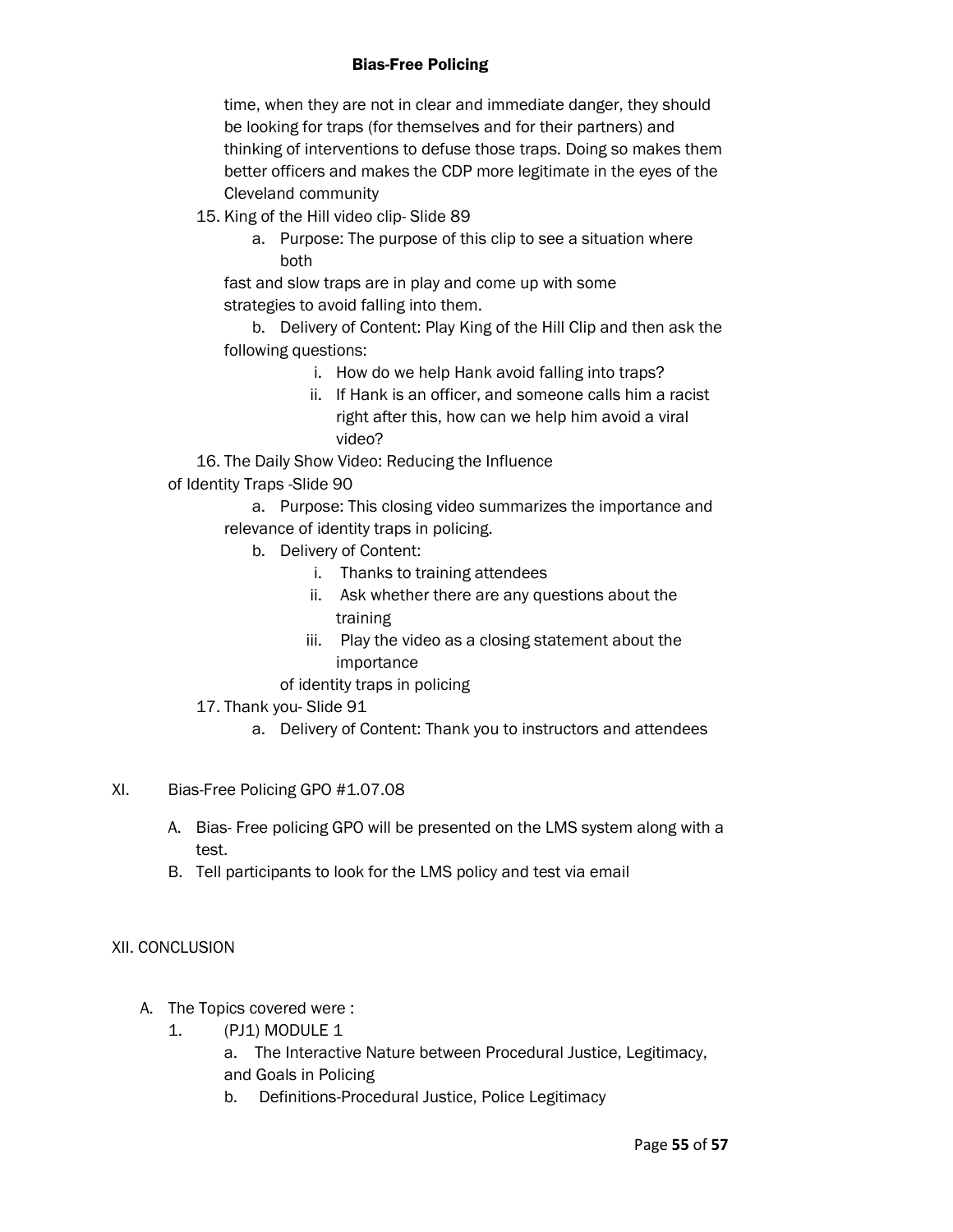time, when they are not in clear and immediate danger, they should be looking for traps (for themselves and for their partners) and thinking of interventions to defuse those traps. Doing so makes them better officers and makes the CDP more legitimate in the eyes of the Cleveland community

15. King of the Hill video clip- Slide 89
    a. Purpose: The purpose of this clip to see a situation where both fast and slow traps are in play and come up with some strategies to avoid falling into them.
    b. Delivery of Content: Play King of the Hill Clip and then ask the following questions:
        i. How do we help Hank avoid falling into traps?
        ii. If Hank is an officer, and someone calls him a racist right after this, how can we help him avoid a viral video?
16. The Daily Show Video: Reducing the Influence of Identity Traps -Slide 90
    a. Purpose: This closing video summarizes the importance and relevance of identity traps in policing.
    b. Delivery of Content:
        i. Thanks to training attendees
        ii. Ask whether there are any questions about the training
        iii. Play the video as a closing statement about the importance of identity traps in policing
17. Thank you- Slide 91
    a. Delivery of Content: Thank you to instructors and attendees

XI. Bias-Free Policing GPO #1.07.08

A. Bias- Free policing GPO will be presented on the LMS system along with a test.
B. Tell participants to look for the LMS policy and test via email

XII. CONCLUSION

A. The Topics covered were :
1. (PJ1) MODULE 1
    a. The Interactive Nature between Procedural Justice, Legitimacy, and Goals in Policing
    b. Definitions-Procedural Justice, Police Legitimacy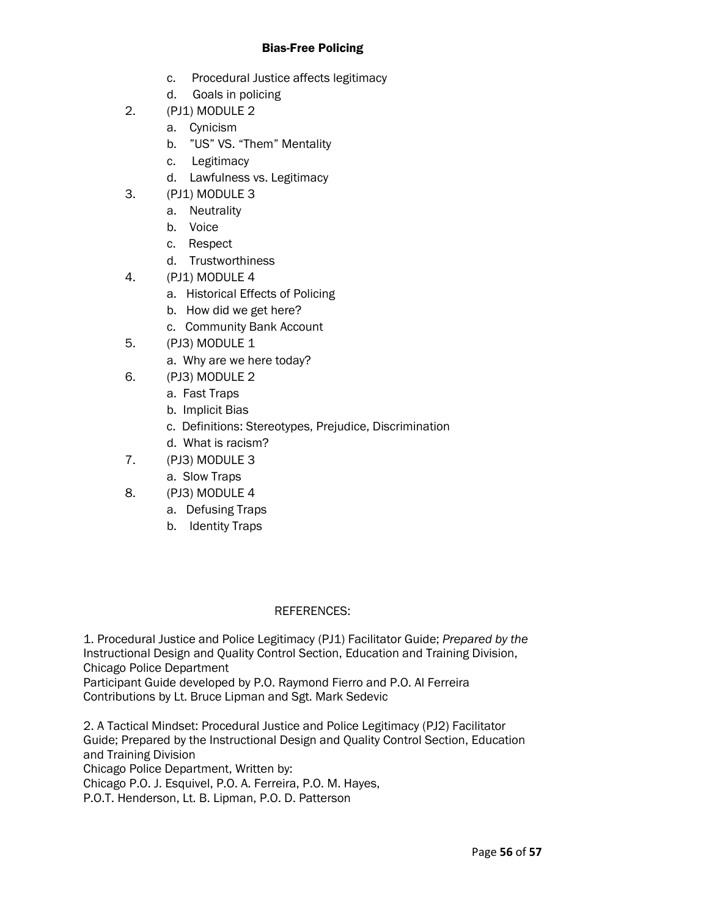c. Procedural Justice affects legitimacy
   d. Goals in policing
2. (PJ1) MODULE 2
   a. Cynicism
   b. "US" VS. "Them" Mentality
   c. Legitimacy
   d. Lawfulness vs. Legitimacy
3. (PJ1) MODULE 3
   a. Neutrality
   b. Voice
   c. Respect
   d. Trustworthiness
4. (PJ1) MODULE 4
   a. Historical Effects of Policing
   b. How did we get here?
   c. Community Bank Account
5. (PJ3) MODULE 1
   a. Why are we here today?
6. (PJ3) MODULE 2
   a. Fast Traps
   b. Implicit Bias
   c. Definitions: Stereotypes, Prejudice, Discrimination
   d. What is racism?
7. (PJ3) MODULE 3
   a. Slow Traps
8. (PJ3) MODULE 4
   a. Defusing Traps
   b. Identity Traps

REFERENCES:

1. Procedural Justice and Police Legitimacy (PJ1) Facilitator Guide; *Prepared by the* Instructional Design and Quality Control Section, Education and Training Division, Chicago Police Department
Participant Guide developed by P.O. Raymond Fierro and P.O. Al Ferreira
Contributions by Lt. Bruce Lipman and Sgt. Mark Sedevic

2. A Tactical Mindset: Procedural Justice and Police Legitimacy (PJ2) Facilitator Guide; Prepared by the Instructional Design and Quality Control Section, Education and Training Division
Chicago Police Department, Written by:
Chicago P.O. J. Esquivel, P.O. A. Ferreira, P.O. M. Hayes,
P.O.T. Henderson, Lt. B. Lipman, P.O. D. Patterson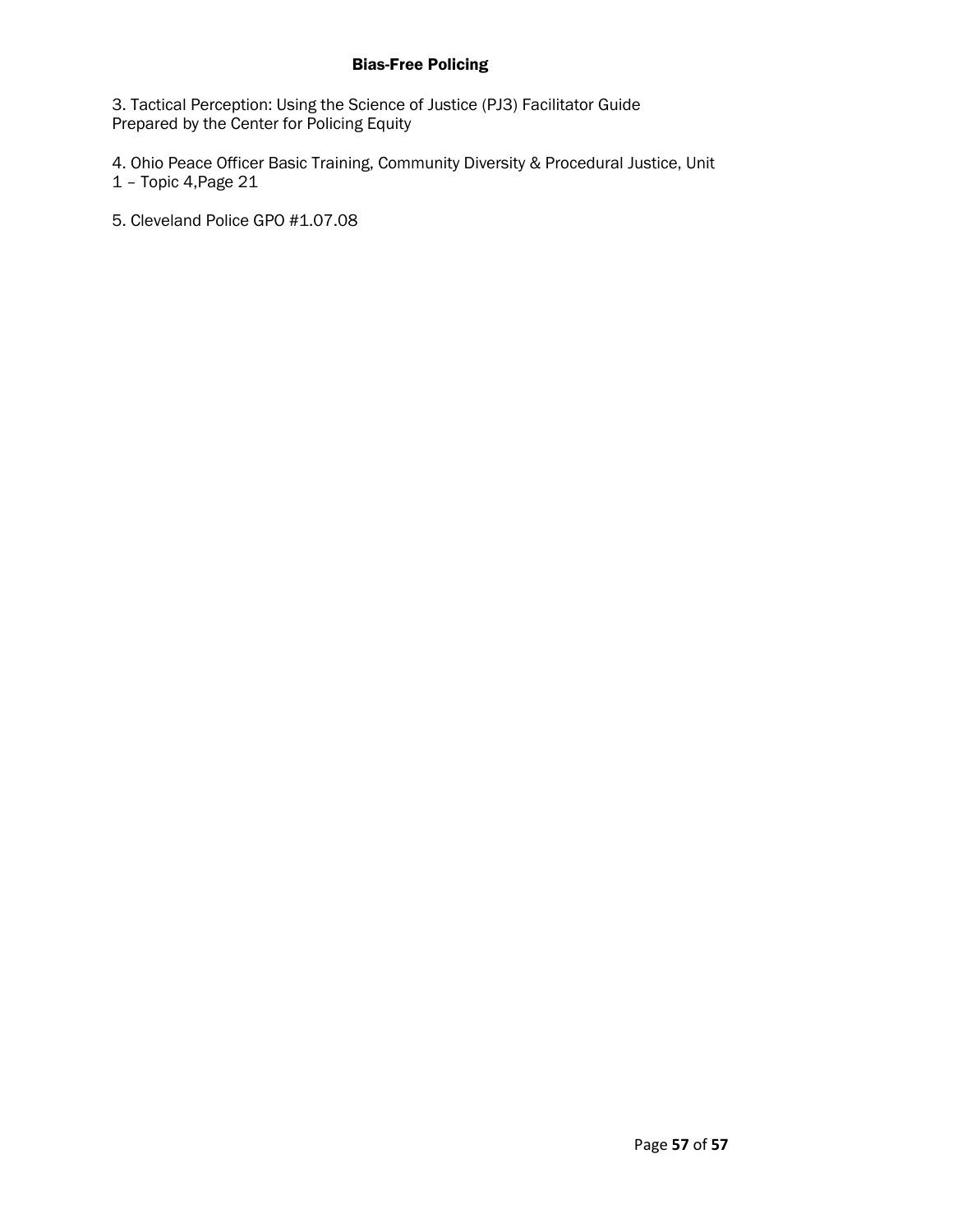3. Tactical Perception: Using the Science of Justice (PJ3) Facilitator Guide
Prepared by the Center for Policing Equity

4. Ohio Peace Officer Basic Training, Community Diversity & Procedural Justice, Unit 1 – Topic 4,Page 21

5. Cleveland Police GPO #1.07.08